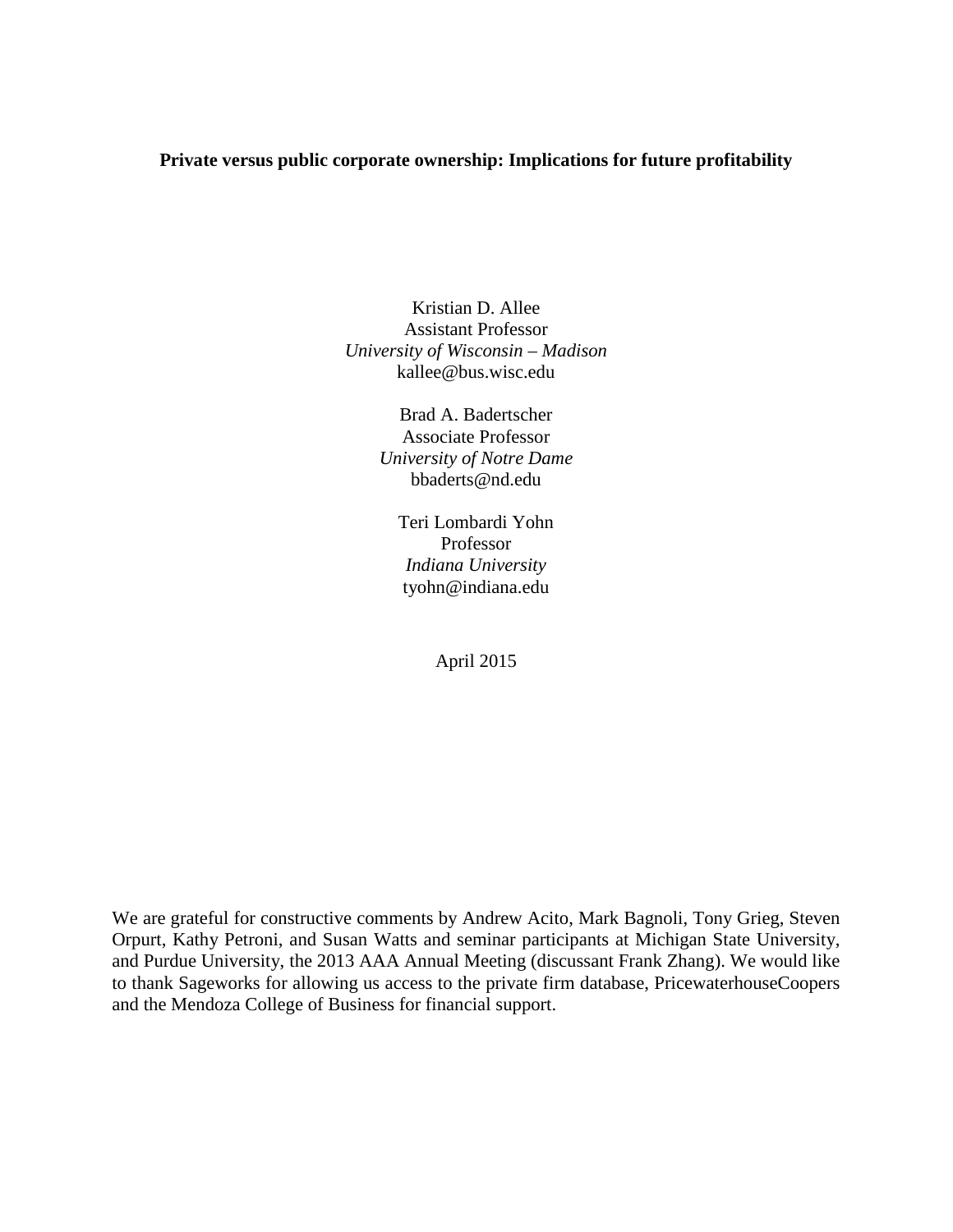**Private versus public corporate ownership: Implications for future profitability**

Kristian D. Allee  
Assistant Professor  
*University of Wisconsin – Madison*  
kallee@bus.wisc.edu

Brad A. Badertscher  
Associate Professor  
*University of Notre Dame*  
bbaderts@nd.edu

Teri Lombardi Yohn  
Professor  
*Indiana University*  
tyohn@indiana.edu

April 2015

We are grateful for constructive comments by Andrew Acito, Mark Bagnoli, Tony Grieg, Steven Orpurt, Kathy Petroni, and Susan Watts and seminar participants at Michigan State University, and Purdue University, the 2013 AAA Annual Meeting (discussant Frank Zhang). We would like to thank Sageworks for allowing us access to the private firm database, PricewaterhouseCoopers and the Mendoza College of Business for financial support.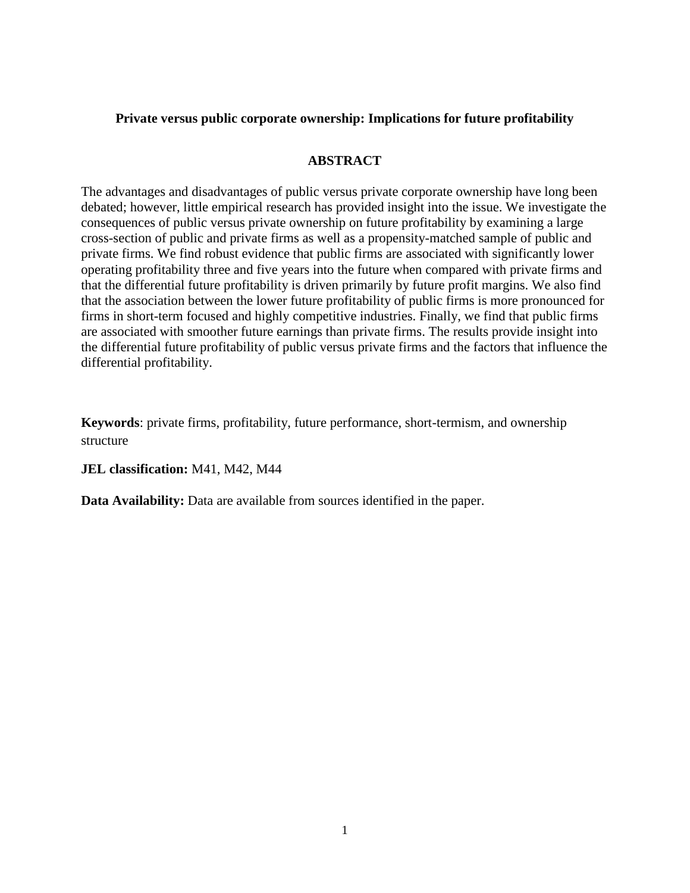**Private versus public corporate ownership: Implications for future profitability**

## ABSTRACT

The advantages and disadvantages of public versus private corporate ownership have long been debated; however, little empirical research has provided insight into the issue. We investigate the consequences of public versus private ownership on future profitability by examining a large cross-section of public and private firms as well as a propensity-matched sample of public and private firms. We find robust evidence that public firms are associated with significantly lower operating profitability three and five years into the future when compared with private firms and that the differential future profitability is driven primarily by future profit margins. We also find that the association between the lower future profitability of public firms is more pronounced for firms in short-term focused and highly competitive industries. Finally, we find that public firms are associated with smoother future earnings than private firms. The results provide insight into the differential future profitability of public versus private firms and the factors that influence the differential profitability.

**Keywords**: private firms, profitability, future performance, short-termism, and ownership structure

**JEL classification:** M41, M42, M44

**Data Availability:** Data are available from sources identified in the paper.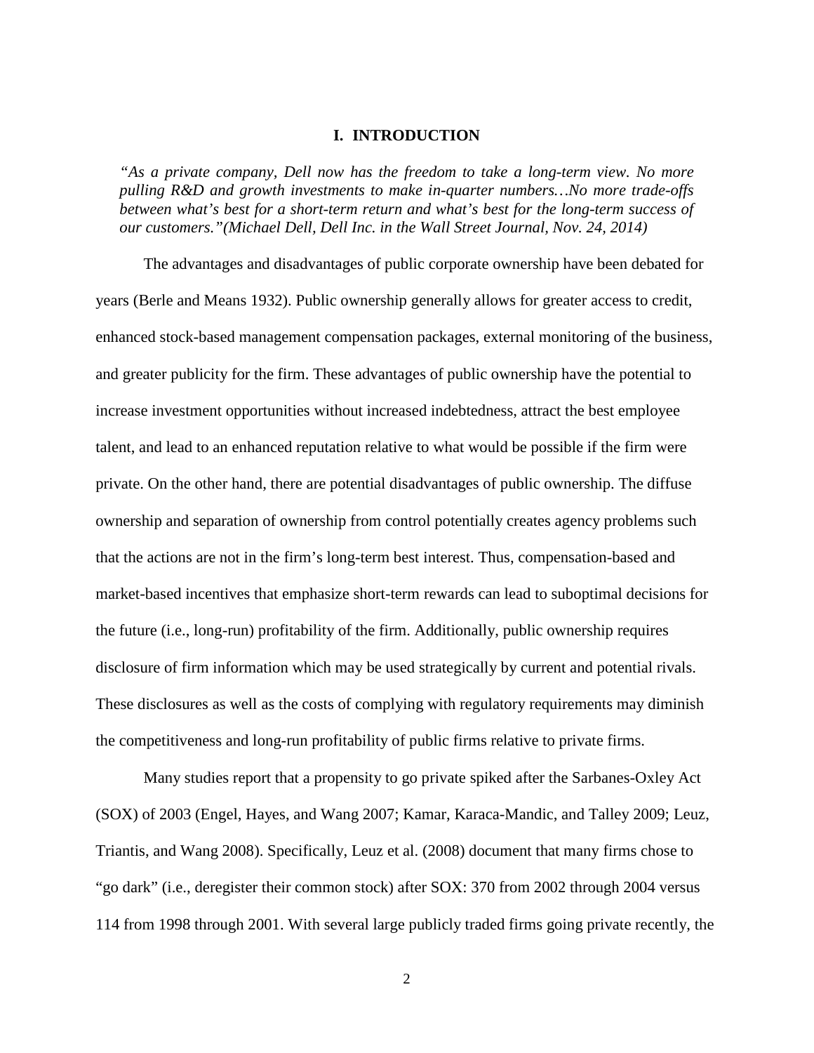# I. INTRODUCTION

*"As a private company, Dell now has the freedom to take a long-term view. No more pulling R&D and growth investments to make in-quarter numbers…No more trade-offs between what's best for a short-term return and what's best for the long-term success of our customers."(Michael Dell, Dell Inc. in the Wall Street Journal, Nov. 24, 2014)*

The advantages and disadvantages of public corporate ownership have been debated for years (Berle and Means 1932). Public ownership generally allows for greater access to credit, enhanced stock-based management compensation packages, external monitoring of the business, and greater publicity for the firm. These advantages of public ownership have the potential to increase investment opportunities without increased indebtedness, attract the best employee talent, and lead to an enhanced reputation relative to what would be possible if the firm were private. On the other hand, there are potential disadvantages of public ownership. The diffuse ownership and separation of ownership from control potentially creates agency problems such that the actions are not in the firm's long-term best interest. Thus, compensation-based and market-based incentives that emphasize short-term rewards can lead to suboptimal decisions for the future (i.e., long-run) profitability of the firm. Additionally, public ownership requires disclosure of firm information which may be used strategically by current and potential rivals. These disclosures as well as the costs of complying with regulatory requirements may diminish the competitiveness and long-run profitability of public firms relative to private firms.

Many studies report that a propensity to go private spiked after the Sarbanes-Oxley Act (SOX) of 2003 (Engel, Hayes, and Wang 2007; Kamar, Karaca-Mandic, and Talley 2009; Leuz, Triantis, and Wang 2008). Specifically, Leuz et al. (2008) document that many firms chose to "go dark" (i.e., deregister their common stock) after SOX: 370 from 2002 through 2004 versus 114 from 1998 through 2001. With several large publicly traded firms going private recently, the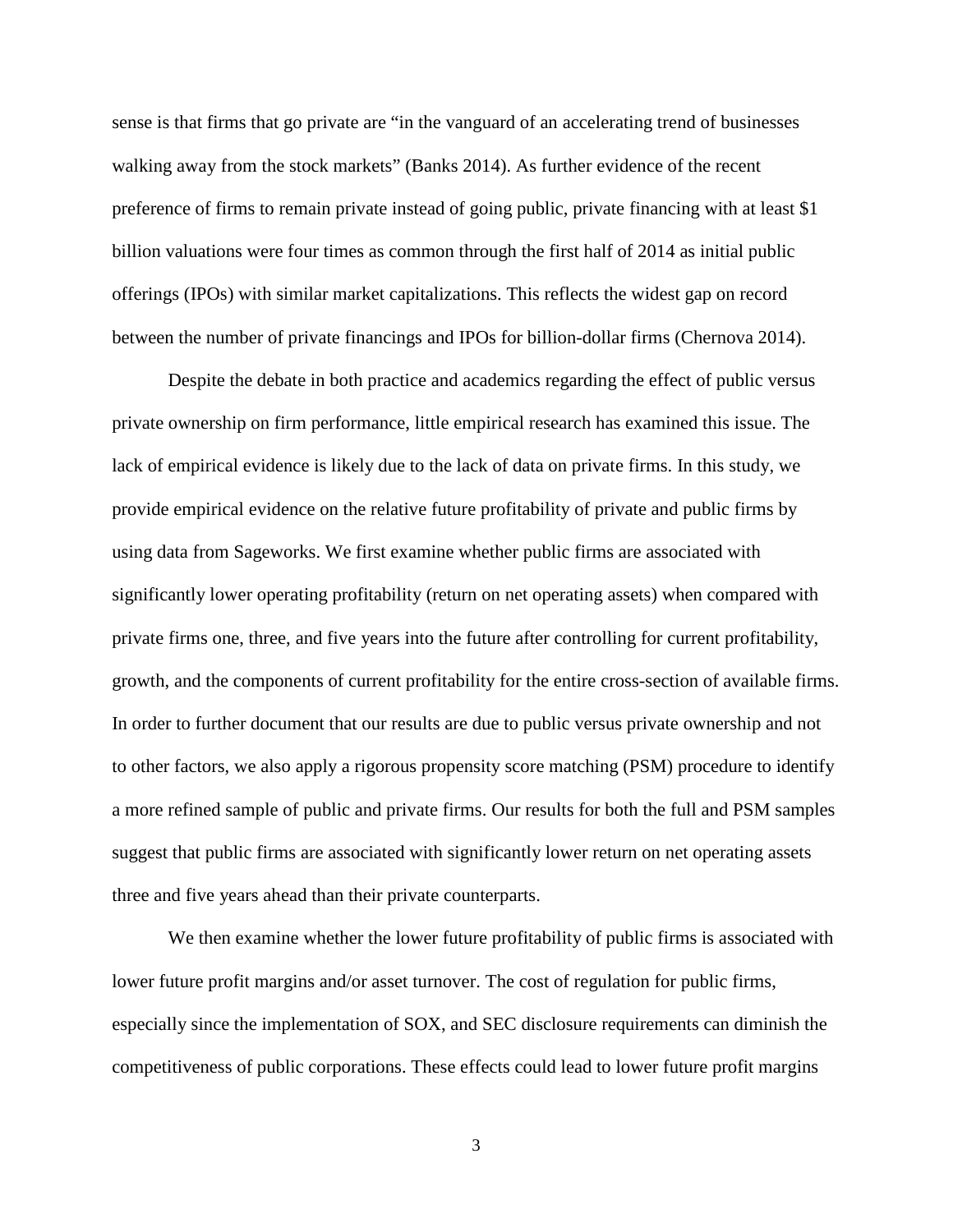sense is that firms that go private are "in the vanguard of an accelerating trend of businesses walking away from the stock markets" (Banks 2014). As further evidence of the recent preference of firms to remain private instead of going public, private financing with at least $1 billion valuations were four times as common through the first half of 2014 as initial public offerings (IPOs) with similar market capitalizations. This reflects the widest gap on record between the number of private financings and IPOs for billion-dollar firms (Chernova 2014).

Despite the debate in both practice and academics regarding the effect of public versus private ownership on firm performance, little empirical research has examined this issue. The lack of empirical evidence is likely due to the lack of data on private firms. In this study, we provide empirical evidence on the relative future profitability of private and public firms by using data from Sageworks. We first examine whether public firms are associated with significantly lower operating profitability (return on net operating assets) when compared with private firms one, three, and five years into the future after controlling for current profitability, growth, and the components of current profitability for the entire cross-section of available firms. In order to further document that our results are due to public versus private ownership and not to other factors, we also apply a rigorous propensity score matching (PSM) procedure to identify a more refined sample of public and private firms. Our results for both the full and PSM samples suggest that public firms are associated with significantly lower return on net operating assets three and five years ahead than their private counterparts.

We then examine whether the lower future profitability of public firms is associated with lower future profit margins and/or asset turnover. The cost of regulation for public firms, especially since the implementation of SOX, and SEC disclosure requirements can diminish the competitiveness of public corporations. These effects could lead to lower future profit margins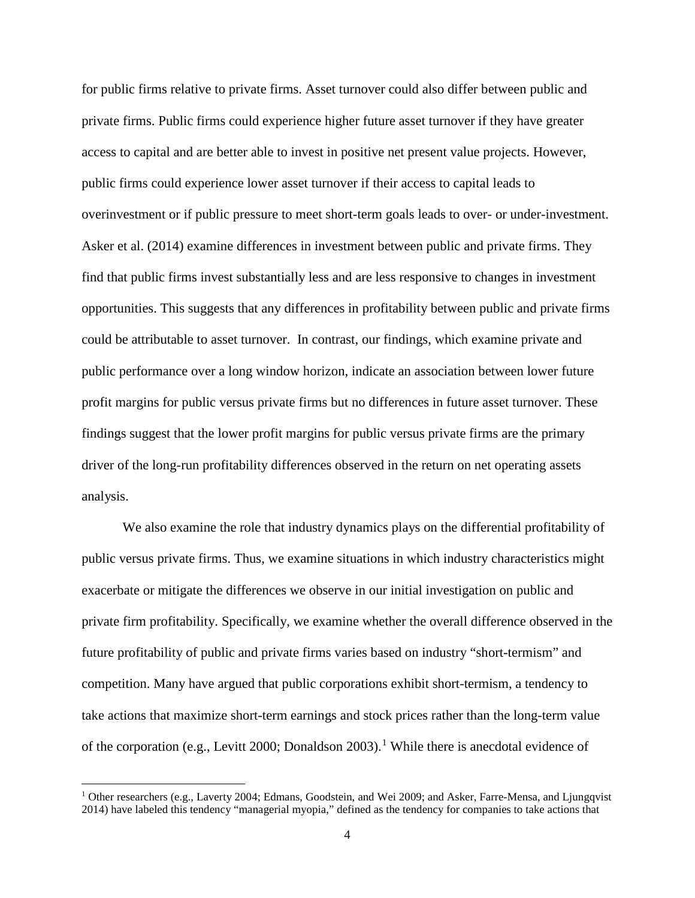for public firms relative to private firms. Asset turnover could also differ between public and private firms. Public firms could experience higher future asset turnover if they have greater access to capital and are better able to invest in positive net present value projects. However, public firms could experience lower asset turnover if their access to capital leads to overinvestment or if public pressure to meet short-term goals leads to over- or under-investment. Asker et al. (2014) examine differences in investment between public and private firms. They find that public firms invest substantially less and are less responsive to changes in investment opportunities. This suggests that any differences in profitability between public and private firms could be attributable to asset turnover. In contrast, our findings, which examine private and public performance over a long window horizon, indicate an association between lower future profit margins for public versus private firms but no differences in future asset turnover. These findings suggest that the lower profit margins for public versus private firms are the primary driver of the long-run profitability differences observed in the return on net operating assets analysis.

We also examine the role that industry dynamics plays on the differential profitability of public versus private firms. Thus, we examine situations in which industry characteristics might exacerbate or mitigate the differences we observe in our initial investigation on public and private firm profitability. Specifically, we examine whether the overall difference observed in the future profitability of public and private firms varies based on industry "short-termism" and competition. Many have argued that public corporations exhibit short-termism, a tendency to take actions that maximize short-term earnings and stock prices rather than the long-term value of the corporation (e.g., Levitt 2000; Donaldson 2003).[1] While there is anecdotal evidence of

[1] Other researchers (e.g., Laverty 2004; Edmans, Goodstein, and Wei 2009; and Asker, Farre-Mensa, and Ljungqvist 2014) have labeled this tendency "managerial myopia," defined as the tendency for companies to take actions that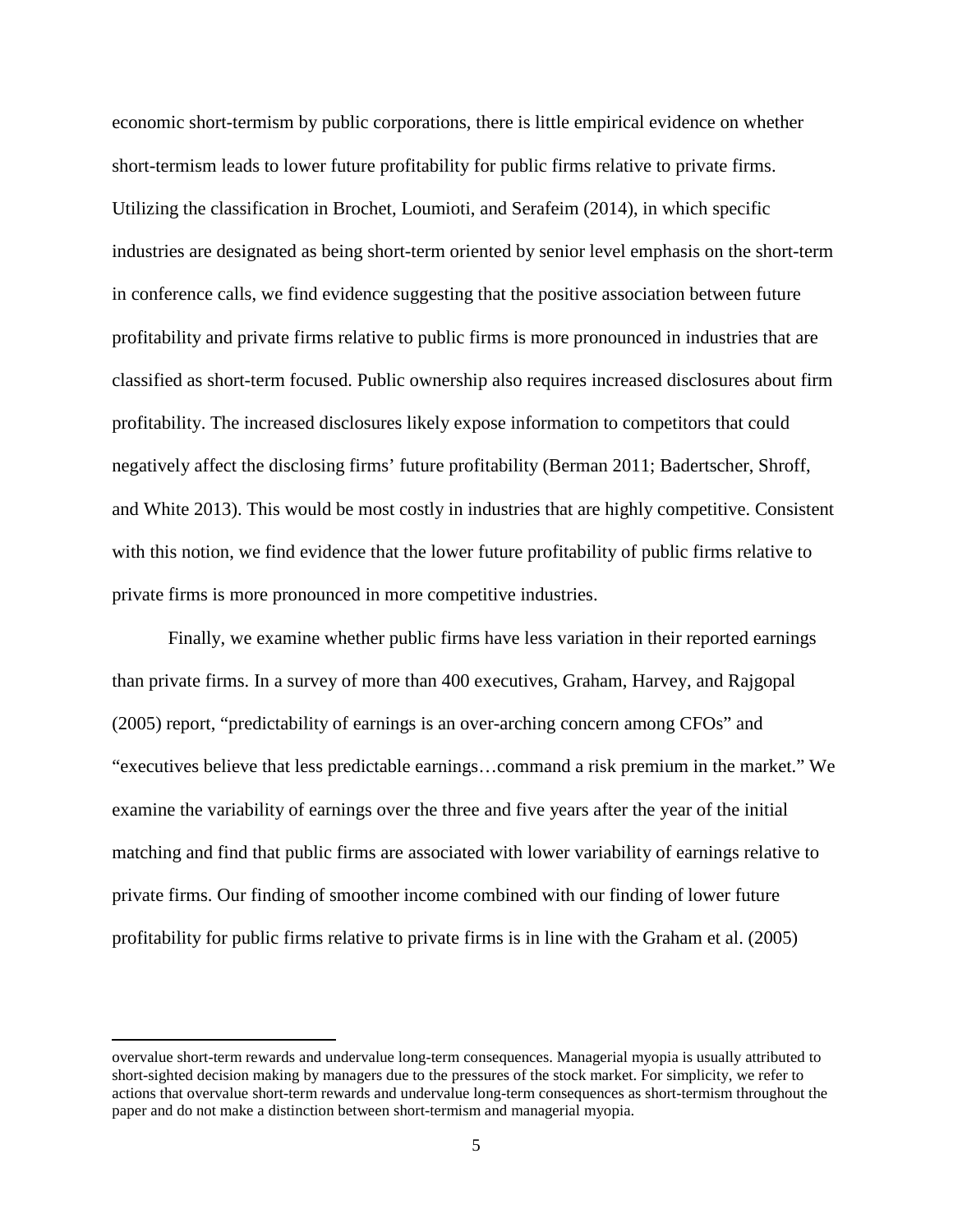economic short-termism by public corporations, there is little empirical evidence on whether short-termism leads to lower future profitability for public firms relative to private firms. Utilizing the classification in Brochet, Loumioti, and Serafeim (2014), in which specific industries are designated as being short-term oriented by senior level emphasis on the short-term in conference calls, we find evidence suggesting that the positive association between future profitability and private firms relative to public firms is more pronounced in industries that are classified as short-term focused. Public ownership also requires increased disclosures about firm profitability. The increased disclosures likely expose information to competitors that could negatively affect the disclosing firms' future profitability (Berman 2011; Badertscher, Shroff, and White 2013). This would be most costly in industries that are highly competitive. Consistent with this notion, we find evidence that the lower future profitability of public firms relative to private firms is more pronounced in more competitive industries.

Finally, we examine whether public firms have less variation in their reported earnings than private firms. In a survey of more than 400 executives, Graham, Harvey, and Rajgopal (2005) report, "predictability of earnings is an over-arching concern among CFOs" and "executives believe that less predictable earnings…command a risk premium in the market." We examine the variability of earnings over the three and five years after the year of the initial matching and find that public firms are associated with lower variability of earnings relative to private firms. Our finding of smoother income combined with our finding of lower future profitability for public firms relative to private firms is in line with the Graham et al. (2005)

---

overvalue short-term rewards and undervalue long-term consequences. Managerial myopia is usually attributed to short-sighted decision making by managers due to the pressures of the stock market. For simplicity, we refer to actions that overvalue short-term rewards and undervalue long-term consequences as short-termism throughout the paper and do not make a distinction between short-termism and managerial myopia.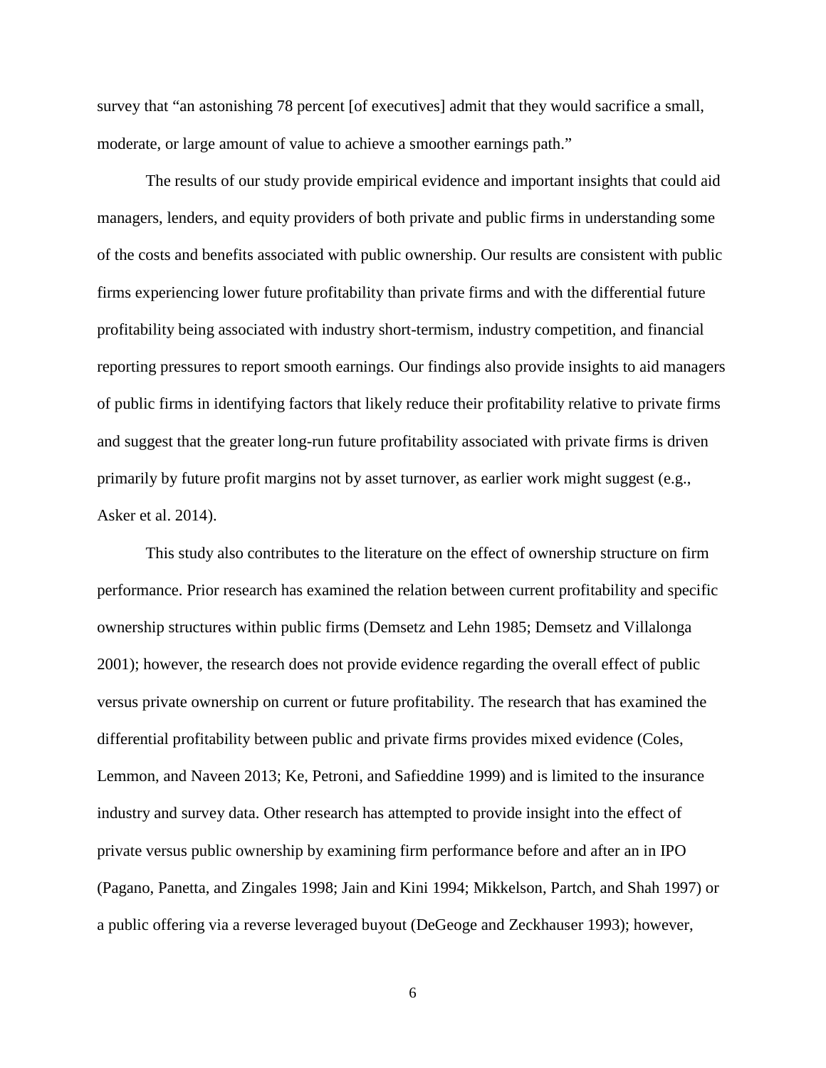survey that "an astonishing 78 percent [of executives] admit that they would sacrifice a small, moderate, or large amount of value to achieve a smoother earnings path."

The results of our study provide empirical evidence and important insights that could aid managers, lenders, and equity providers of both private and public firms in understanding some of the costs and benefits associated with public ownership. Our results are consistent with public firms experiencing lower future profitability than private firms and with the differential future profitability being associated with industry short-termism, industry competition, and financial reporting pressures to report smooth earnings. Our findings also provide insights to aid managers of public firms in identifying factors that likely reduce their profitability relative to private firms and suggest that the greater long-run future profitability associated with private firms is driven primarily by future profit margins not by asset turnover, as earlier work might suggest (e.g., Asker et al. 2014).

This study also contributes to the literature on the effect of ownership structure on firm performance. Prior research has examined the relation between current profitability and specific ownership structures within public firms (Demsetz and Lehn 1985; Demsetz and Villalonga 2001); however, the research does not provide evidence regarding the overall effect of public versus private ownership on current or future profitability. The research that has examined the differential profitability between public and private firms provides mixed evidence (Coles, Lemmon, and Naveen 2013; Ke, Petroni, and Safieddine 1999) and is limited to the insurance industry and survey data. Other research has attempted to provide insight into the effect of private versus public ownership by examining firm performance before and after an in IPO (Pagano, Panetta, and Zingales 1998; Jain and Kini 1994; Mikkelson, Partch, and Shah 1997) or a public offering via a reverse leveraged buyout (DeGeoge and Zeckhauser 1993); however,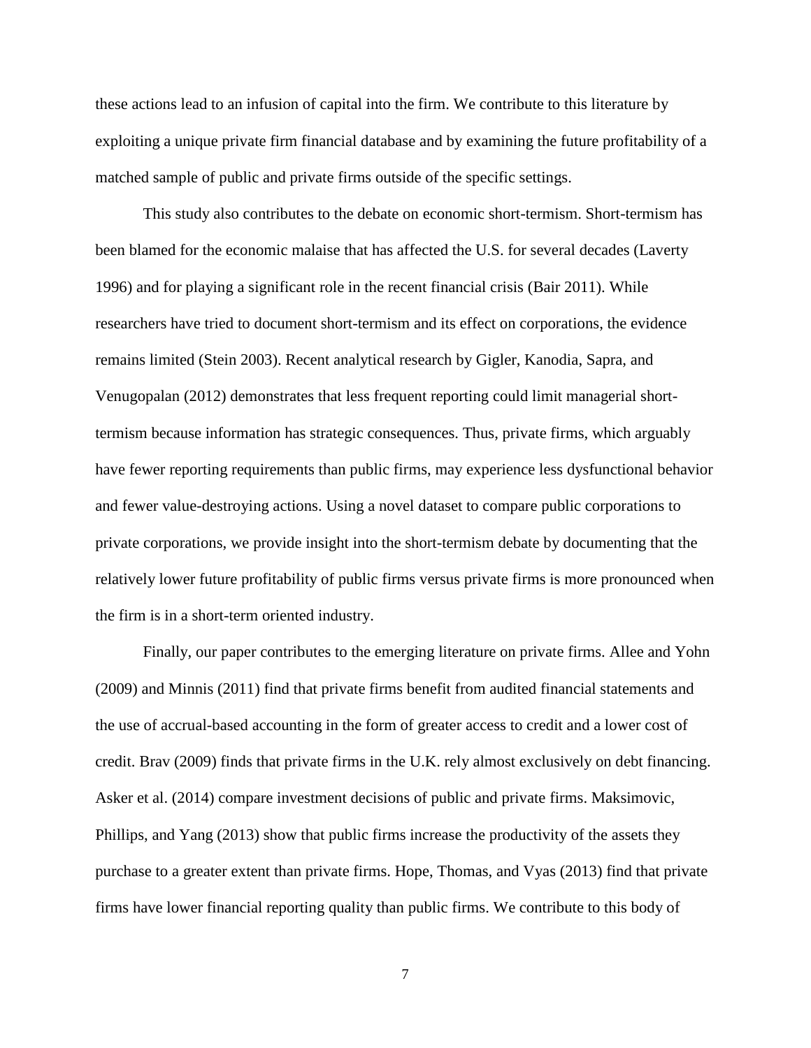these actions lead to an infusion of capital into the firm. We contribute to this literature by exploiting a unique private firm financial database and by examining the future profitability of a matched sample of public and private firms outside of the specific settings.

This study also contributes to the debate on economic short-termism. Short-termism has been blamed for the economic malaise that has affected the U.S. for several decades (Laverty 1996) and for playing a significant role in the recent financial crisis (Bair 2011). While researchers have tried to document short-termism and its effect on corporations, the evidence remains limited (Stein 2003). Recent analytical research by Gigler, Kanodia, Sapra, and Venugopalan (2012) demonstrates that less frequent reporting could limit managerial short-termism because information has strategic consequences. Thus, private firms, which arguably have fewer reporting requirements than public firms, may experience less dysfunctional behavior and fewer value-destroying actions. Using a novel dataset to compare public corporations to private corporations, we provide insight into the short-termism debate by documenting that the relatively lower future profitability of public firms versus private firms is more pronounced when the firm is in a short-term oriented industry.

Finally, our paper contributes to the emerging literature on private firms. Allee and Yohn (2009) and Minnis (2011) find that private firms benefit from audited financial statements and the use of accrual-based accounting in the form of greater access to credit and a lower cost of credit. Brav (2009) finds that private firms in the U.K. rely almost exclusively on debt financing. Asker et al. (2014) compare investment decisions of public and private firms. Maksimovic, Phillips, and Yang (2013) show that public firms increase the productivity of the assets they purchase to a greater extent than private firms. Hope, Thomas, and Vyas (2013) find that private firms have lower financial reporting quality than public firms. We contribute to this body of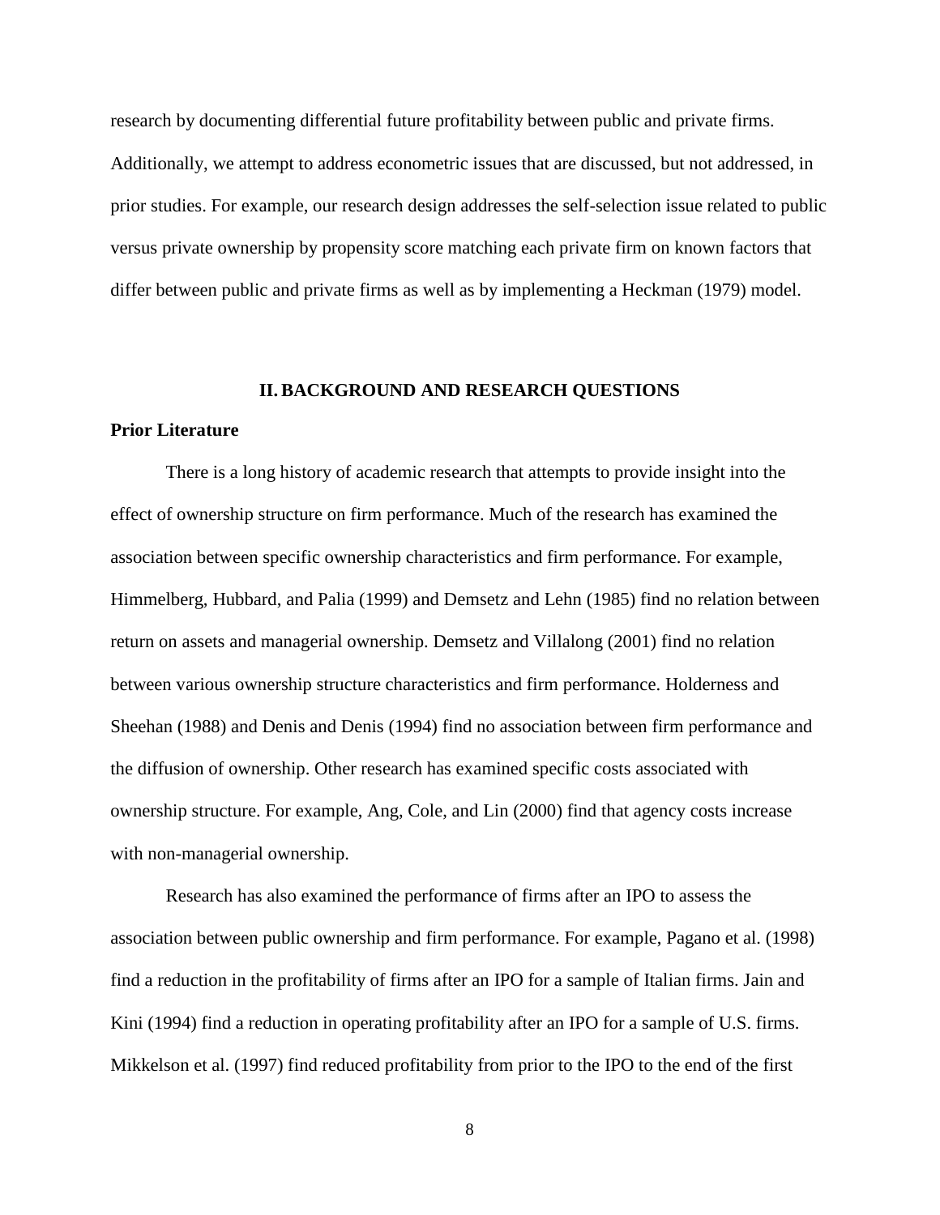research by documenting differential future profitability between public and private firms. Additionally, we attempt to address econometric issues that are discussed, but not addressed, in prior studies. For example, our research design addresses the self-selection issue related to public versus private ownership by propensity score matching each private firm on known factors that differ between public and private firms as well as by implementing a Heckman (1979) model.

## II. BACKGROUND AND RESEARCH QUESTIONS

### Prior Literature

There is a long history of academic research that attempts to provide insight into the effect of ownership structure on firm performance. Much of the research has examined the association between specific ownership characteristics and firm performance. For example, Himmelberg, Hubbard, and Palia (1999) and Demsetz and Lehn (1985) find no relation between return on assets and managerial ownership. Demsetz and Villalong (2001) find no relation between various ownership structure characteristics and firm performance. Holderness and Sheehan (1988) and Denis and Denis (1994) find no association between firm performance and the diffusion of ownership. Other research has examined specific costs associated with ownership structure. For example, Ang, Cole, and Lin (2000) find that agency costs increase with non-managerial ownership.

Research has also examined the performance of firms after an IPO to assess the association between public ownership and firm performance. For example, Pagano et al. (1998) find a reduction in the profitability of firms after an IPO for a sample of Italian firms. Jain and Kini (1994) find a reduction in operating profitability after an IPO for a sample of U.S. firms. Mikkelson et al. (1997) find reduced profitability from prior to the IPO to the end of the first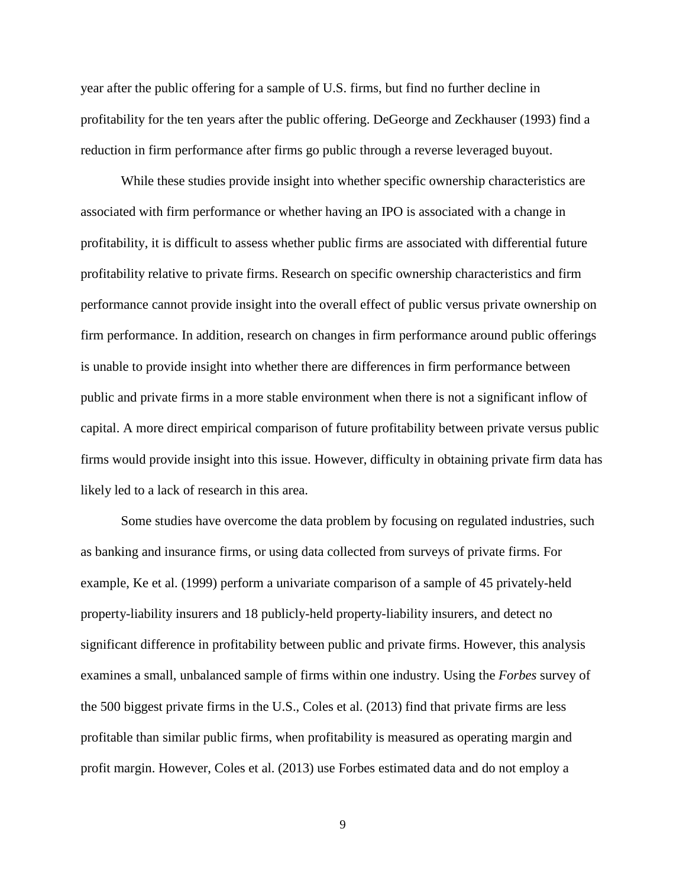year after the public offering for a sample of U.S. firms, but find no further decline in profitability for the ten years after the public offering. DeGeorge and Zeckhauser (1993) find a reduction in firm performance after firms go public through a reverse leveraged buyout.

While these studies provide insight into whether specific ownership characteristics are associated with firm performance or whether having an IPO is associated with a change in profitability, it is difficult to assess whether public firms are associated with differential future profitability relative to private firms. Research on specific ownership characteristics and firm performance cannot provide insight into the overall effect of public versus private ownership on firm performance. In addition, research on changes in firm performance around public offerings is unable to provide insight into whether there are differences in firm performance between public and private firms in a more stable environment when there is not a significant inflow of capital. A more direct empirical comparison of future profitability between private versus public firms would provide insight into this issue. However, difficulty in obtaining private firm data has likely led to a lack of research in this area.

Some studies have overcome the data problem by focusing on regulated industries, such as banking and insurance firms, or using data collected from surveys of private firms. For example, Ke et al. (1999) perform a univariate comparison of a sample of 45 privately-held property-liability insurers and 18 publicly-held property-liability insurers, and detect no significant difference in profitability between public and private firms. However, this analysis examines a small, unbalanced sample of firms within one industry. Using the *Forbes* survey of the 500 biggest private firms in the U.S., Coles et al. (2013) find that private firms are less profitable than similar public firms, when profitability is measured as operating margin and profit margin. However, Coles et al. (2013) use Forbes estimated data and do not employ a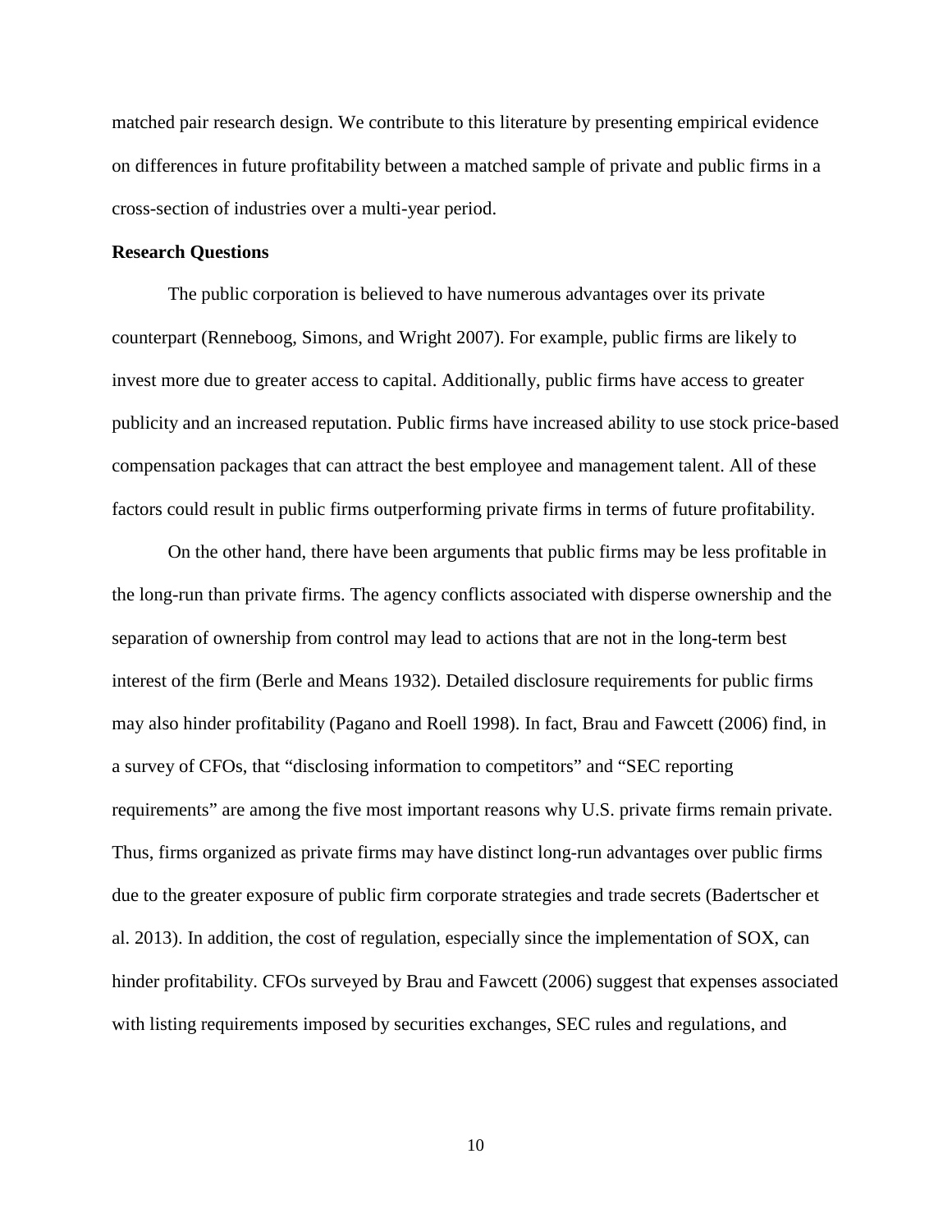matched pair research design. We contribute to this literature by presenting empirical evidence on differences in future profitability between a matched sample of private and public firms in a cross-section of industries over a multi-year period.

**Research Questions**

The public corporation is believed to have numerous advantages over its private counterpart (Renneboog, Simons, and Wright 2007). For example, public firms are likely to invest more due to greater access to capital. Additionally, public firms have access to greater publicity and an increased reputation. Public firms have increased ability to use stock price-based compensation packages that can attract the best employee and management talent. All of these factors could result in public firms outperforming private firms in terms of future profitability.

On the other hand, there have been arguments that public firms may be less profitable in the long-run than private firms. The agency conflicts associated with disperse ownership and the separation of ownership from control may lead to actions that are not in the long-term best interest of the firm (Berle and Means 1932). Detailed disclosure requirements for public firms may also hinder profitability (Pagano and Roell 1998). In fact, Brau and Fawcett (2006) find, in a survey of CFOs, that "disclosing information to competitors" and "SEC reporting requirements" are among the five most important reasons why U.S. private firms remain private. Thus, firms organized as private firms may have distinct long-run advantages over public firms due to the greater exposure of public firm corporate strategies and trade secrets (Badertscher et al. 2013). In addition, the cost of regulation, especially since the implementation of SOX, can hinder profitability. CFOs surveyed by Brau and Fawcett (2006) suggest that expenses associated with listing requirements imposed by securities exchanges, SEC rules and regulations, and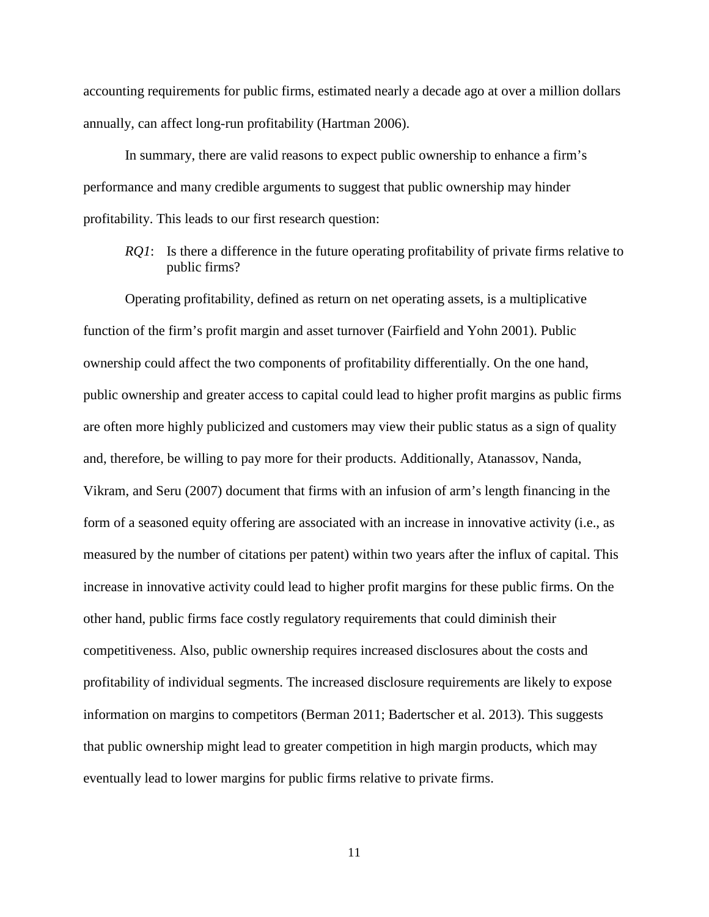accounting requirements for public firms, estimated nearly a decade ago at over a million dollars annually, can affect long-run profitability (Hartman 2006).

In summary, there are valid reasons to expect public ownership to enhance a firm's performance and many credible arguments to suggest that public ownership may hinder profitability. This leads to our first research question:

> *RQ1*: Is there a difference in the future operating profitability of private firms relative to public firms?

Operating profitability, defined as return on net operating assets, is a multiplicative function of the firm's profit margin and asset turnover (Fairfield and Yohn 2001). Public ownership could affect the two components of profitability differentially. On the one hand, public ownership and greater access to capital could lead to higher profit margins as public firms are often more highly publicized and customers may view their public status as a sign of quality and, therefore, be willing to pay more for their products. Additionally, Atanassov, Nanda, Vikram, and Seru (2007) document that firms with an infusion of arm's length financing in the form of a seasoned equity offering are associated with an increase in innovative activity (i.e., as measured by the number of citations per patent) within two years after the influx of capital. This increase in innovative activity could lead to higher profit margins for these public firms. On the other hand, public firms face costly regulatory requirements that could diminish their competitiveness. Also, public ownership requires increased disclosures about the costs and profitability of individual segments. The increased disclosure requirements are likely to expose information on margins to competitors (Berman 2011; Badertscher et al. 2013). This suggests that public ownership might lead to greater competition in high margin products, which may eventually lead to lower margins for public firms relative to private firms.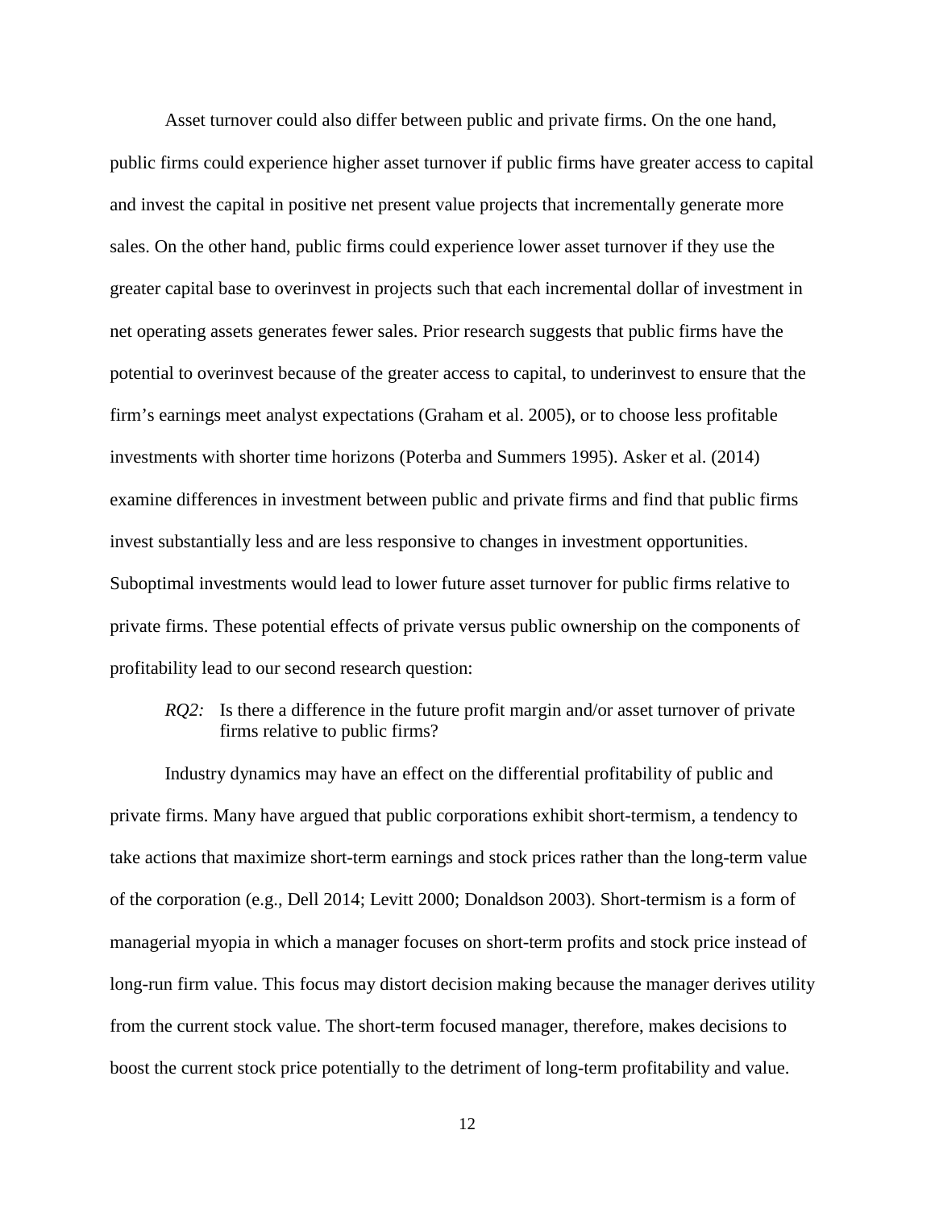Asset turnover could also differ between public and private firms. On the one hand, public firms could experience higher asset turnover if public firms have greater access to capital and invest the capital in positive net present value projects that incrementally generate more sales. On the other hand, public firms could experience lower asset turnover if they use the greater capital base to overinvest in projects such that each incremental dollar of investment in net operating assets generates fewer sales. Prior research suggests that public firms have the potential to overinvest because of the greater access to capital, to underinvest to ensure that the firm's earnings meet analyst expectations (Graham et al. 2005), or to choose less profitable investments with shorter time horizons (Poterba and Summers 1995). Asker et al. (2014) examine differences in investment between public and private firms and find that public firms invest substantially less and are less responsive to changes in investment opportunities. Suboptimal investments would lead to lower future asset turnover for public firms relative to private firms. These potential effects of private versus public ownership on the components of profitability lead to our second research question:

> *RQ2:* Is there a difference in the future profit margin and/or asset turnover of private firms relative to public firms?

Industry dynamics may have an effect on the differential profitability of public and private firms. Many have argued that public corporations exhibit short-termism, a tendency to take actions that maximize short-term earnings and stock prices rather than the long-term value of the corporation (e.g., Dell 2014; Levitt 2000; Donaldson 2003). Short-termism is a form of managerial myopia in which a manager focuses on short-term profits and stock price instead of long-run firm value. This focus may distort decision making because the manager derives utility from the current stock value. The short-term focused manager, therefore, makes decisions to boost the current stock price potentially to the detriment of long-term profitability and value.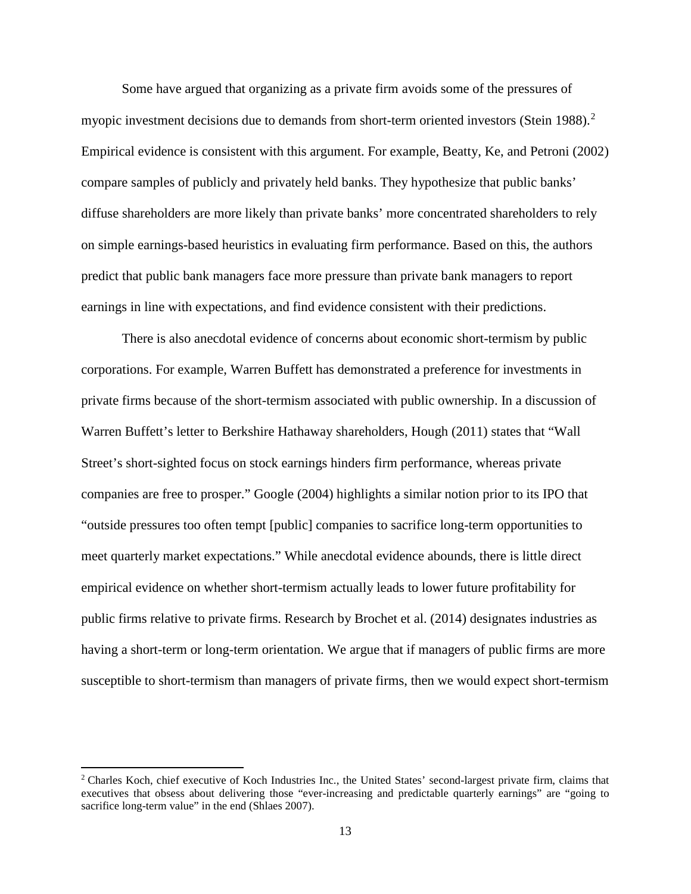Some have argued that organizing as a private firm avoids some of the pressures of myopic investment decisions due to demands from short-term oriented investors (Stein 1988).[2] Empirical evidence is consistent with this argument. For example, Beatty, Ke, and Petroni (2002) compare samples of publicly and privately held banks. They hypothesize that public banks' diffuse shareholders are more likely than private banks' more concentrated shareholders to rely on simple earnings-based heuristics in evaluating firm performance. Based on this, the authors predict that public bank managers face more pressure than private bank managers to report earnings in line with expectations, and find evidence consistent with their predictions.

There is also anecdotal evidence of concerns about economic short-termism by public corporations. For example, Warren Buffett has demonstrated a preference for investments in private firms because of the short-termism associated with public ownership. In a discussion of Warren Buffett's letter to Berkshire Hathaway shareholders, Hough (2011) states that "Wall Street's short-sighted focus on stock earnings hinders firm performance, whereas private companies are free to prosper." Google (2004) highlights a similar notion prior to its IPO that "outside pressures too often tempt [public] companies to sacrifice long-term opportunities to meet quarterly market expectations." While anecdotal evidence abounds, there is little direct empirical evidence on whether short-termism actually leads to lower future profitability for public firms relative to private firms. Research by Brochet et al. (2014) designates industries as having a short-term or long-term orientation. We argue that if managers of public firms are more susceptible to short-termism than managers of private firms, then we would expect short-termism

[2] Charles Koch, chief executive of Koch Industries Inc., the United States' second-largest private firm, claims that executives that obsess about delivering those "ever-increasing and predictable quarterly earnings" are "going to sacrifice long-term value" in the end (Shlaes 2007).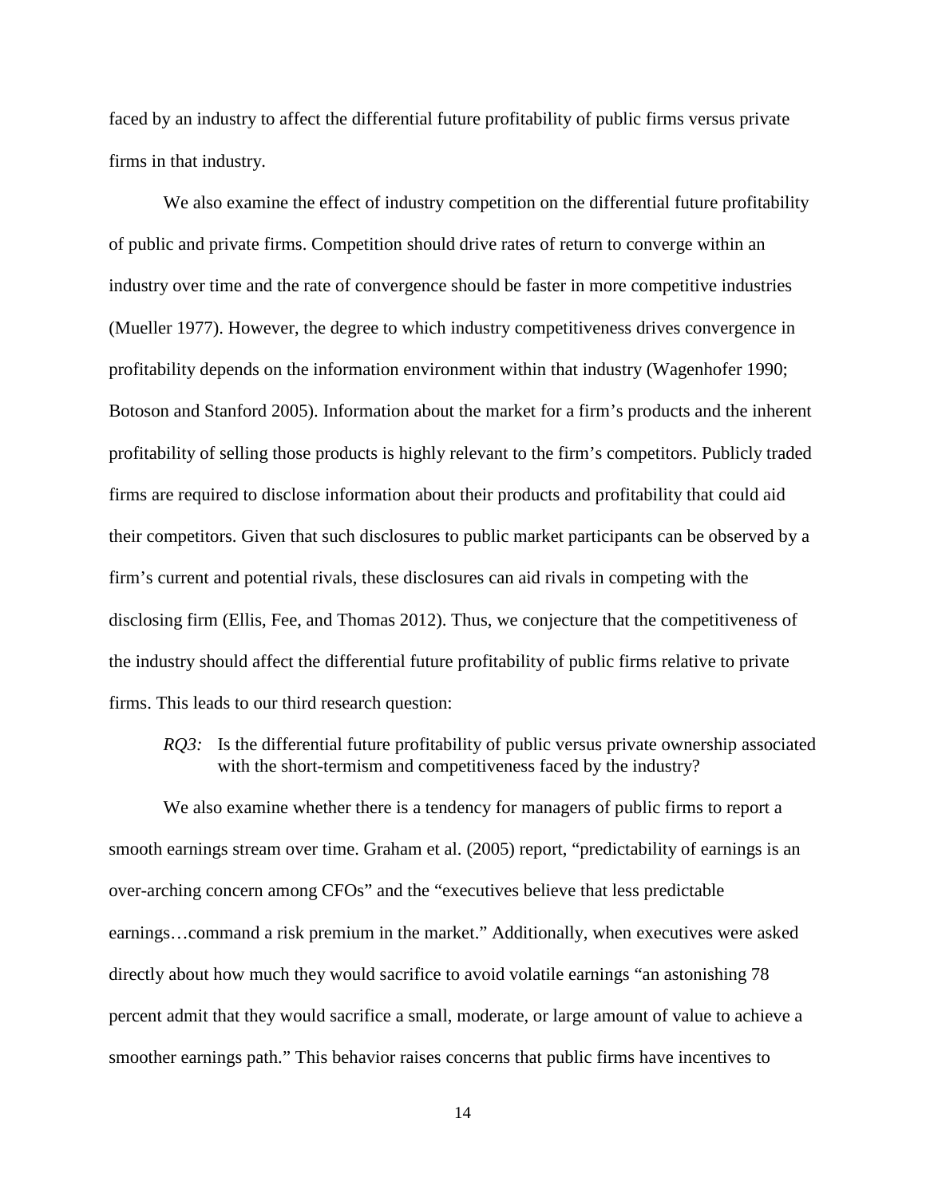faced by an industry to affect the differential future profitability of public firms versus private firms in that industry.

We also examine the effect of industry competition on the differential future profitability of public and private firms. Competition should drive rates of return to converge within an industry over time and the rate of convergence should be faster in more competitive industries (Mueller 1977). However, the degree to which industry competitiveness drives convergence in profitability depends on the information environment within that industry (Wagenhofer 1990; Botoson and Stanford 2005). Information about the market for a firm's products and the inherent profitability of selling those products is highly relevant to the firm's competitors. Publicly traded firms are required to disclose information about their products and profitability that could aid their competitors. Given that such disclosures to public market participants can be observed by a firm's current and potential rivals, these disclosures can aid rivals in competing with the disclosing firm (Ellis, Fee, and Thomas 2012). Thus, we conjecture that the competitiveness of the industry should affect the differential future profitability of public firms relative to private firms. This leads to our third research question:

> *RQ3:* Is the differential future profitability of public versus private ownership associated with the short-termism and competitiveness faced by the industry?

We also examine whether there is a tendency for managers of public firms to report a smooth earnings stream over time. Graham et al. (2005) report, "predictability of earnings is an over-arching concern among CFOs" and the "executives believe that less predictable earnings…command a risk premium in the market." Additionally, when executives were asked directly about how much they would sacrifice to avoid volatile earnings "an astonishing 78 percent admit that they would sacrifice a small, moderate, or large amount of value to achieve a smoother earnings path." This behavior raises concerns that public firms have incentives to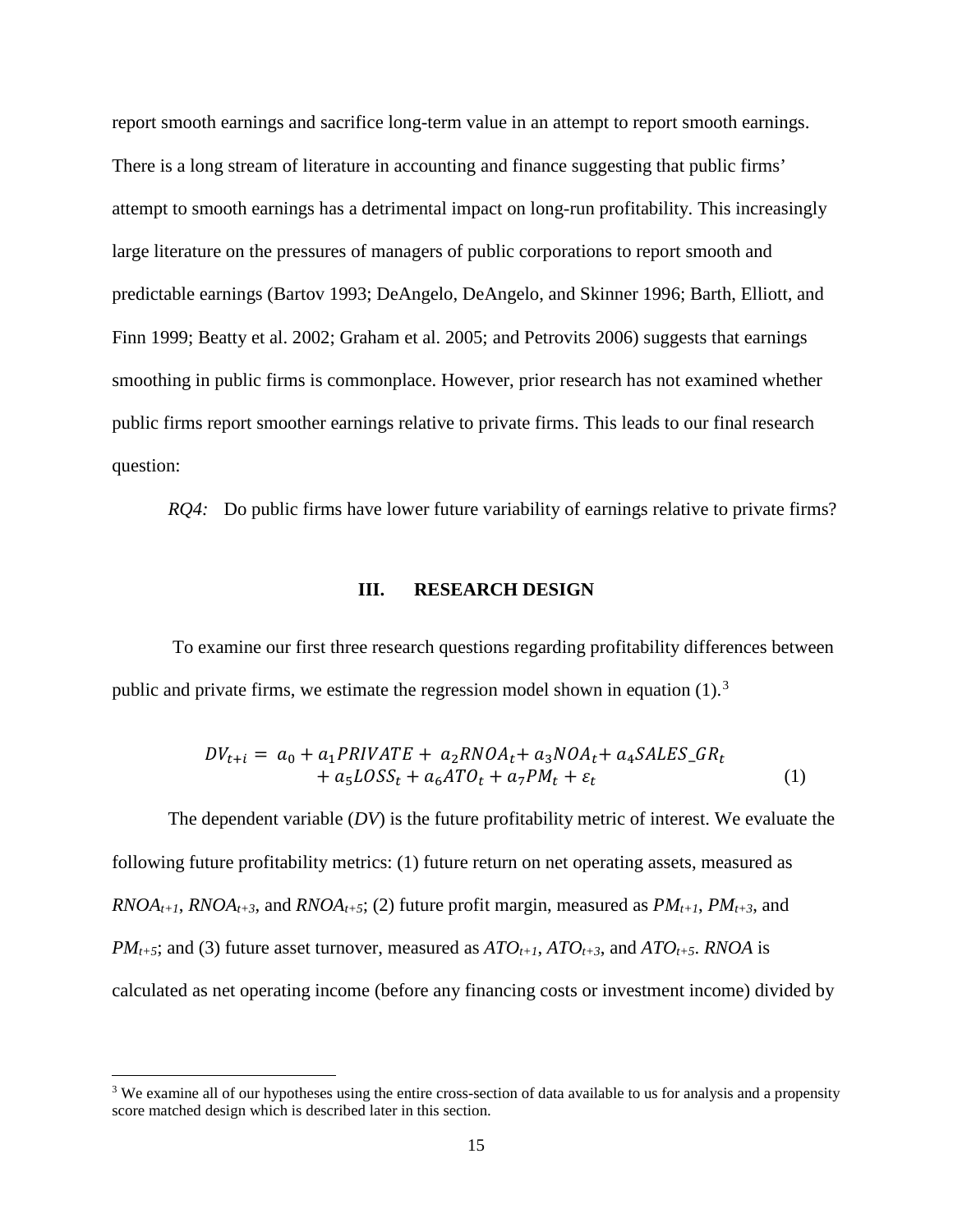report smooth earnings and sacrifice long-term value in an attempt to report smooth earnings. There is a long stream of literature in accounting and finance suggesting that public firms' attempt to smooth earnings has a detrimental impact on long-run profitability. This increasingly large literature on the pressures of managers of public corporations to report smooth and predictable earnings (Bartov 1993; DeAngelo, DeAngelo, and Skinner 1996; Barth, Elliott, and Finn 1999; Beatty et al. 2002; Graham et al. 2005; and Petrovits 2006) suggests that earnings smoothing in public firms is commonplace. However, prior research has not examined whether public firms report smoother earnings relative to private firms. This leads to our final research question:

*RQ4:* Do public firms have lower future variability of earnings relative to private firms?

## III. RESEARCH DESIGN

To examine our first three research questions regarding profitability differences between public and private firms, we estimate the regression model shown in equation (1).[3]

$$DV_{t+i} = a_0 + a_1 PRIVATE + a_2 RNOA_t + a_3 NOA_t + a_4 SALES\_GR_t + a_5 LOSS_t + a_6 ATO_t + a_7 PM_t + \varepsilon_t \quad (1)$$

The dependent variable (*DV*) is the future profitability metric of interest. We evaluate the following future profitability metrics: (1) future return on net operating assets, measured as $RNOA_{t+1}$, $RNOA_{t+3}$, and $RNOA_{t+5}$; (2) future profit margin, measured as $PM_{t+1}$, $PM_{t+3}$, and $PM_{t+5}$; and (3) future asset turnover, measured as $ATO_{t+1}$, $ATO_{t+3}$, and $ATO_{t+5}$. *RNOA* is calculated as net operating income (before any financing costs or investment income) divided by

[3] We examine all of our hypotheses using the entire cross-section of data available to us for analysis and a propensity score matched design which is described later in this section.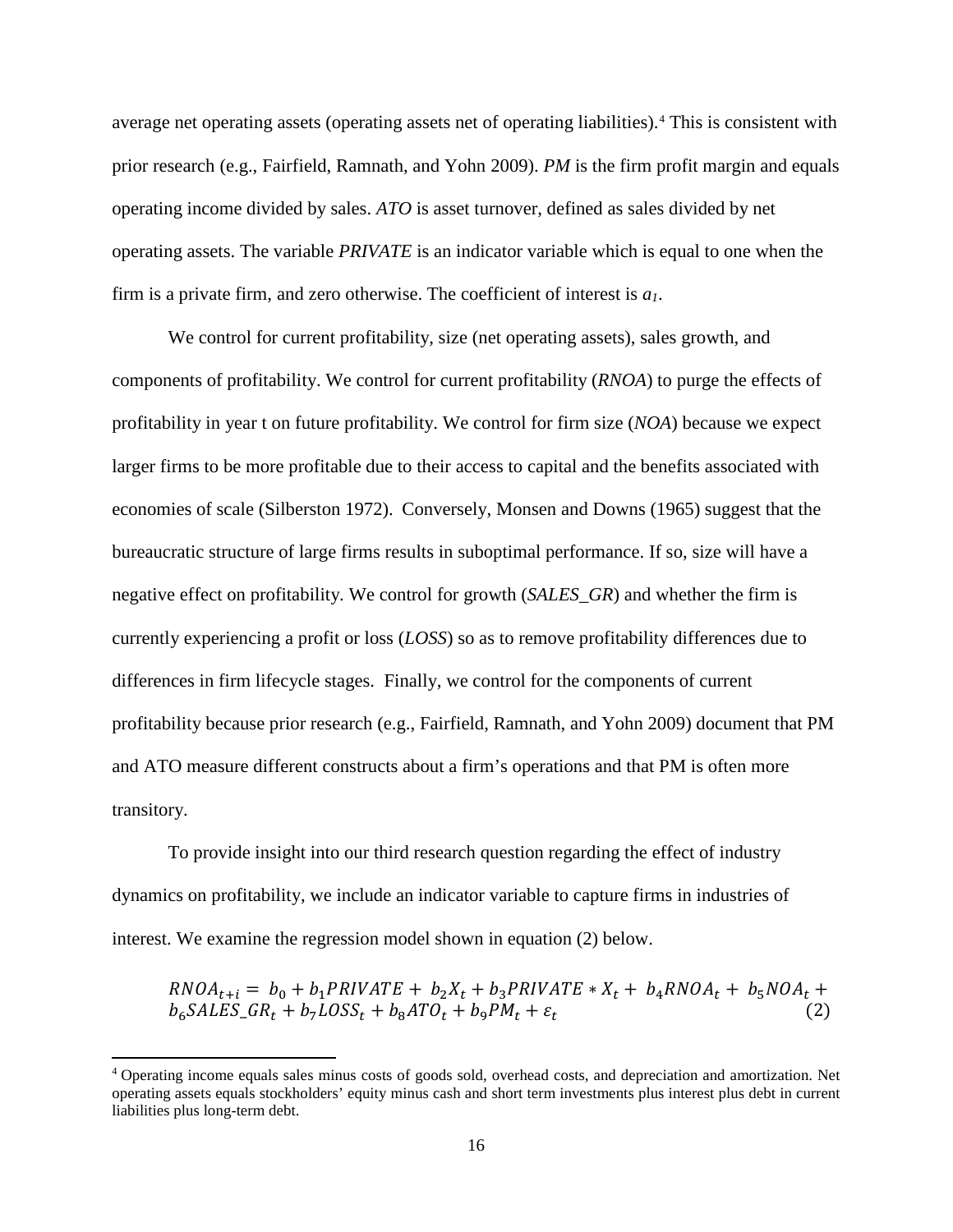average net operating assets (operating assets net of operating liabilities).[4] This is consistent with prior research (e.g., Fairfield, Ramnath, and Yohn 2009). *PM* is the firm profit margin and equals operating income divided by sales. *ATO* is asset turnover, defined as sales divided by net operating assets. The variable *PRIVATE* is an indicator variable which is equal to one when the firm is a private firm, and zero otherwise. The coefficient of interest is $a_1$.

We control for current profitability, size (net operating assets), sales growth, and components of profitability. We control for current profitability (*RNOA*) to purge the effects of profitability in year t on future profitability. We control for firm size (*NOA*) because we expect larger firms to be more profitable due to their access to capital and the benefits associated with economies of scale (Silberston 1972). Conversely, Monsen and Downs (1965) suggest that the bureaucratic structure of large firms results in suboptimal performance. If so, size will have a negative effect on profitability. We control for growth (*SALES_GR*) and whether the firm is currently experiencing a profit or loss (*LOSS*) so as to remove profitability differences due to differences in firm lifecycle stages. Finally, we control for the components of current profitability because prior research (e.g., Fairfield, Ramnath, and Yohn 2009) document that PM and ATO measure different constructs about a firm's operations and that PM is often more transitory.

To provide insight into our third research question regarding the effect of industry dynamics on profitability, we include an indicator variable to capture firms in industries of interest. We examine the regression model shown in equation (2) below.

$$RNOA_{t+i} = b_0 + b_1 PRIVATE + b_2 X_t + b_3 PRIVATE * X_t + b_4 RNOA_t + b_5 NOA_t + b_6 SALES\_GR_t + b_7 LOSS_t + b_8 ATO_t + b_9 PM_t + \varepsilon_t \quad (2)$$

[4] Operating income equals sales minus costs of goods sold, overhead costs, and depreciation and amortization. Net operating assets equals stockholders' equity minus cash and short term investments plus interest plus debt in current liabilities plus long-term debt.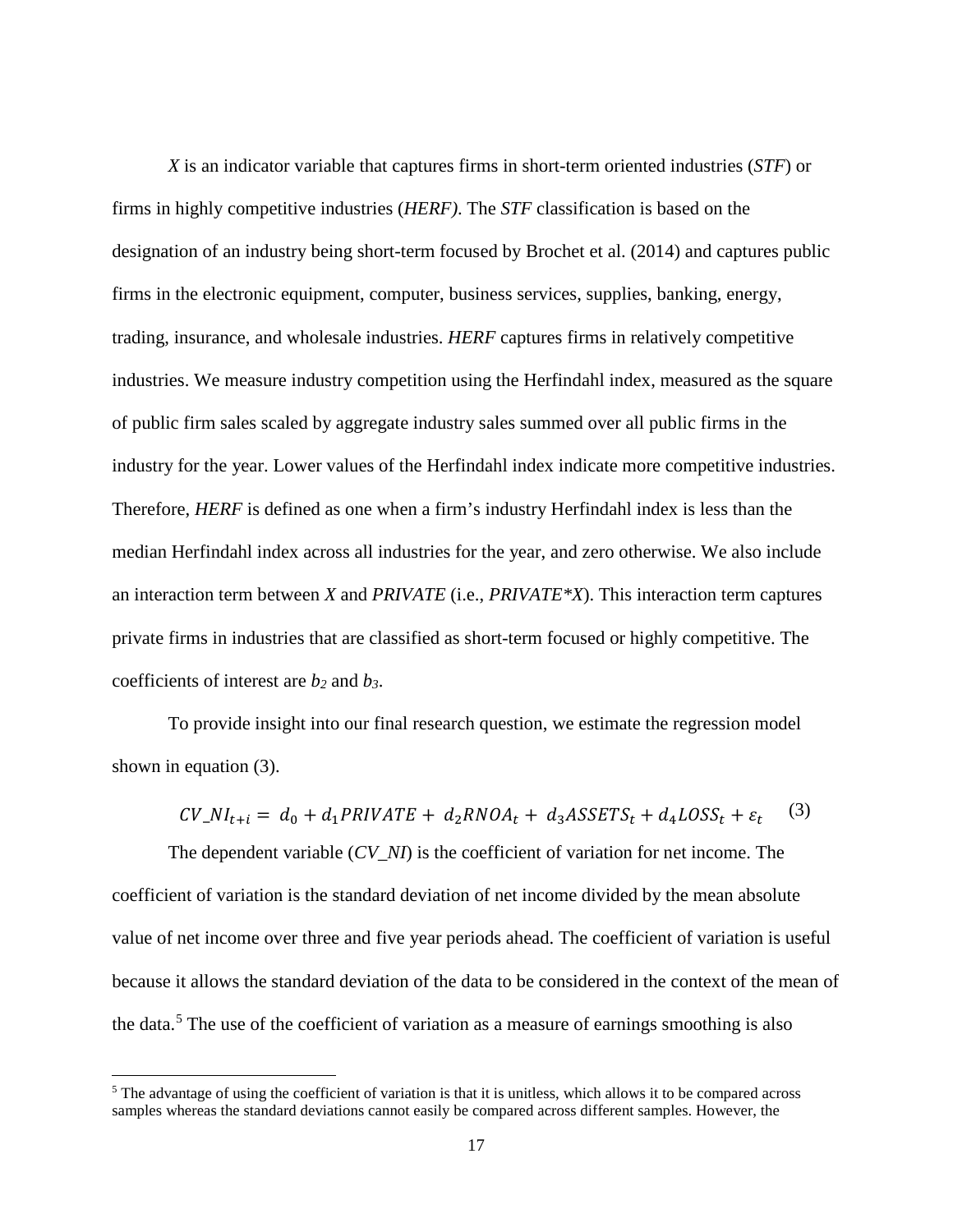*X* is an indicator variable that captures firms in short-term oriented industries (*STF*) or firms in highly competitive industries (*HERF)*. The *STF* classification is based on the designation of an industry being short-term focused by Brochet et al. (2014) and captures public firms in the electronic equipment, computer, business services, supplies, banking, energy, trading, insurance, and wholesale industries. *HERF* captures firms in relatively competitive industries. We measure industry competition using the Herfindahl index, measured as the square of public firm sales scaled by aggregate industry sales summed over all public firms in the industry for the year. Lower values of the Herfindahl index indicate more competitive industries. Therefore, *HERF* is defined as one when a firm's industry Herfindahl index is less than the median Herfindahl index across all industries for the year, and zero otherwise. We also include an interaction term between *X* and *PRIVATE* (i.e., *PRIVATE*X*). This interaction term captures private firms in industries that are classified as short-term focused or highly competitive. The coefficients of interest are $b_2$ and $b_3$.

To provide insight into our final research question, we estimate the regression model shown in equation (3).

$$CV\_NI_{t+i} = d_0 + d_1 PRIVATE + d_2 RNOA_t + d_3 ASSETS_t + d_4 LOSS_t + \varepsilon_t \quad (3)$$

The dependent variable (*CV_NI*) is the coefficient of variation for net income. The coefficient of variation is the standard deviation of net income divided by the mean absolute value of net income over three and five year periods ahead. The coefficient of variation is useful because it allows the standard deviation of the data to be considered in the context of the mean of the data.[5] The use of the coefficient of variation as a measure of earnings smoothing is also

[5] The advantage of using the coefficient of variation is that it is unitless, which allows it to be compared across samples whereas the standard deviations cannot easily be compared across different samples. However, the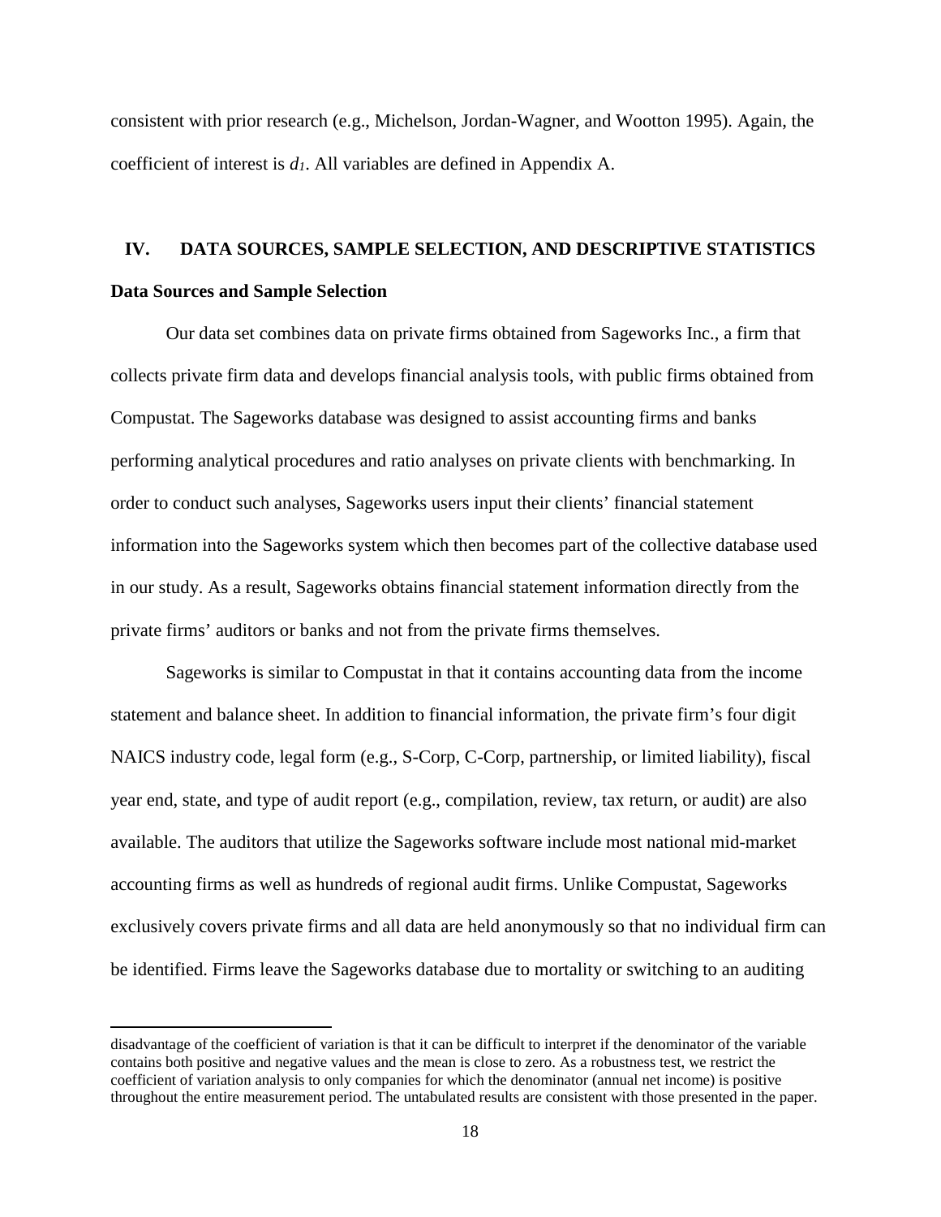consistent with prior research (e.g., Michelson, Jordan-Wagner, and Wootton 1995). Again, the coefficient of interest is $d_1$. All variables are defined in Appendix A.

## IV. DATA SOURCES, SAMPLE SELECTION, AND DESCRIPTIVE STATISTICS

### Data Sources and Sample Selection

Our data set combines data on private firms obtained from Sageworks Inc., a firm that collects private firm data and develops financial analysis tools, with public firms obtained from Compustat. The Sageworks database was designed to assist accounting firms and banks performing analytical procedures and ratio analyses on private clients with benchmarking. In order to conduct such analyses, Sageworks users input their clients' financial statement information into the Sageworks system which then becomes part of the collective database used in our study. As a result, Sageworks obtains financial statement information directly from the private firms' auditors or banks and not from the private firms themselves.

Sageworks is similar to Compustat in that it contains accounting data from the income statement and balance sheet. In addition to financial information, the private firm's four digit NAICS industry code, legal form (e.g., S-Corp, C-Corp, partnership, or limited liability), fiscal year end, state, and type of audit report (e.g., compilation, review, tax return, or audit) are also available. The auditors that utilize the Sageworks software include most national mid-market accounting firms as well as hundreds of regional audit firms. Unlike Compustat, Sageworks exclusively covers private firms and all data are held anonymously so that no individual firm can be identified. Firms leave the Sageworks database due to mortality or switching to an auditing

---

disadvantage of the coefficient of variation is that it can be difficult to interpret if the denominator of the variable contains both positive and negative values and the mean is close to zero. As a robustness test, we restrict the coefficient of variation analysis to only companies for which the denominator (annual net income) is positive throughout the entire measurement period. The untabulated results are consistent with those presented in the paper.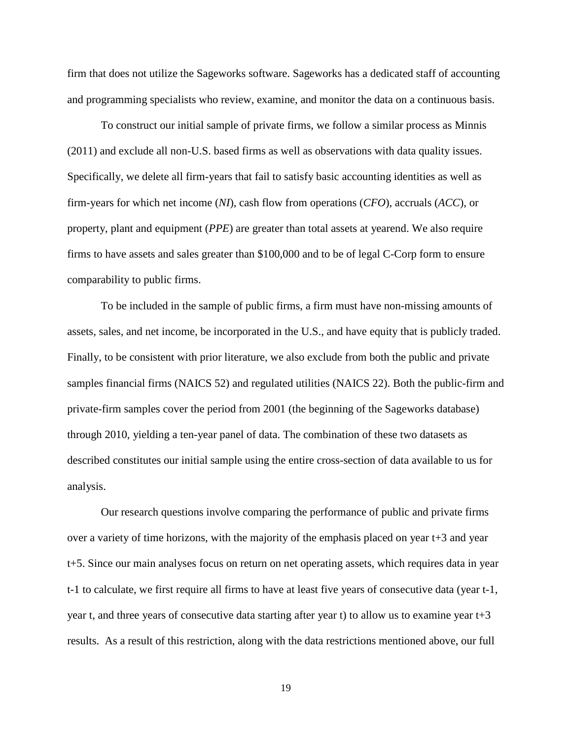firm that does not utilize the Sageworks software. Sageworks has a dedicated staff of accounting and programming specialists who review, examine, and monitor the data on a continuous basis.

To construct our initial sample of private firms, we follow a similar process as Minnis (2011) and exclude all non-U.S. based firms as well as observations with data quality issues. Specifically, we delete all firm-years that fail to satisfy basic accounting identities as well as firm-years for which net income (*NI*), cash flow from operations (*CFO*), accruals (*ACC*), or property, plant and equipment (*PPE*) are greater than total assets at yearend. We also require firms to have assets and sales greater than $100,000 and to be of legal C-Corp form to ensure comparability to public firms.

To be included in the sample of public firms, a firm must have non-missing amounts of assets, sales, and net income, be incorporated in the U.S., and have equity that is publicly traded. Finally, to be consistent with prior literature, we also exclude from both the public and private samples financial firms (NAICS 52) and regulated utilities (NAICS 22). Both the public-firm and private-firm samples cover the period from 2001 (the beginning of the Sageworks database) through 2010, yielding a ten-year panel of data. The combination of these two datasets as described constitutes our initial sample using the entire cross-section of data available to us for analysis.

Our research questions involve comparing the performance of public and private firms over a variety of time horizons, with the majority of the emphasis placed on year t+3 and year t+5. Since our main analyses focus on return on net operating assets, which requires data in year t-1 to calculate, we first require all firms to have at least five years of consecutive data (year t-1, year t, and three years of consecutive data starting after year t) to allow us to examine year t+3 results. As a result of this restriction, along with the data restrictions mentioned above, our full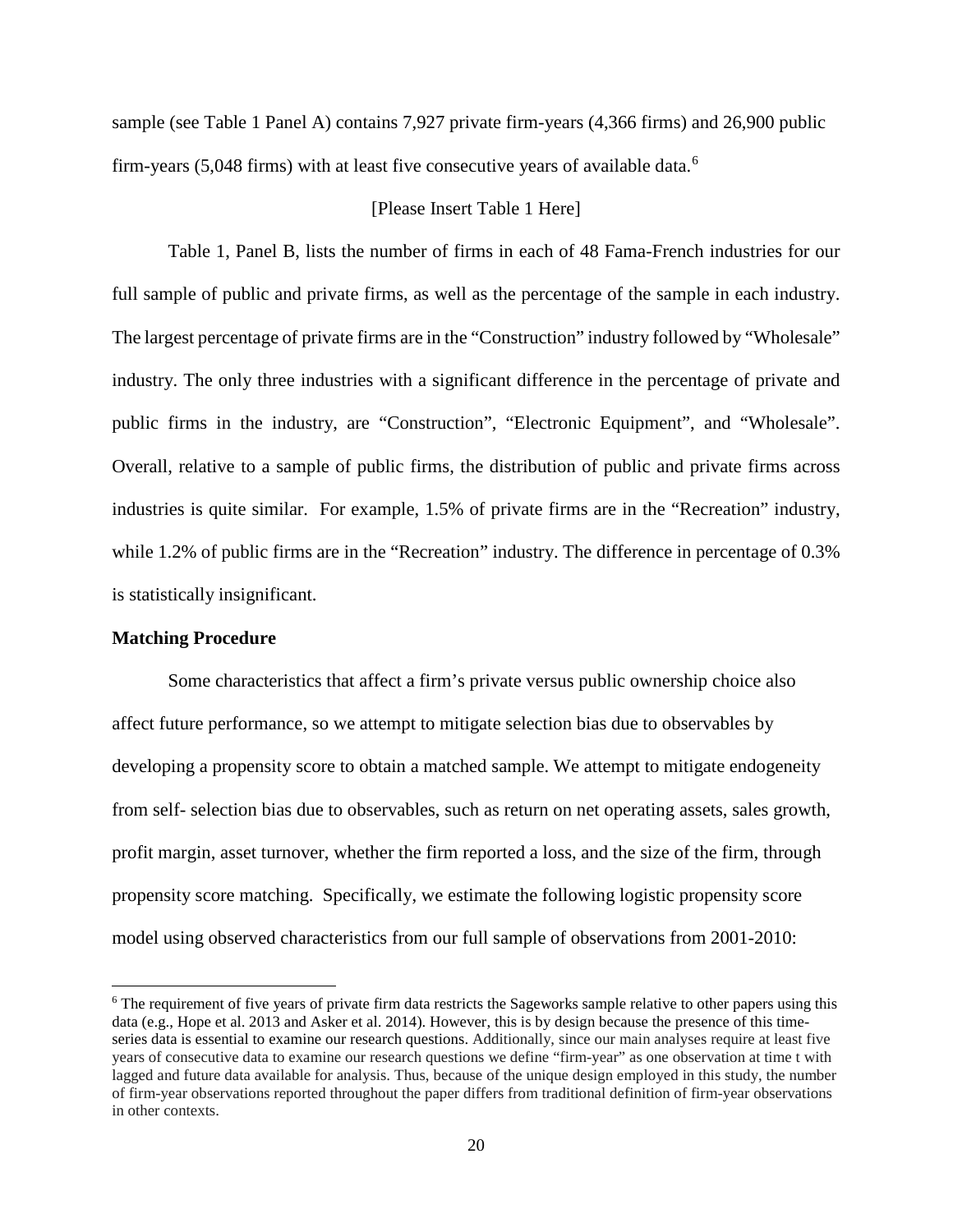sample (see Table 1 Panel A) contains 7,927 private firm-years (4,366 firms) and 26,900 public firm-years (5,048 firms) with at least five consecutive years of available data.[6]

[Please Insert Table 1 Here]

Table 1, Panel B, lists the number of firms in each of 48 Fama-French industries for our full sample of public and private firms, as well as the percentage of the sample in each industry. The largest percentage of private firms are in the "Construction" industry followed by "Wholesale" industry. The only three industries with a significant difference in the percentage of private and public firms in the industry, are "Construction", "Electronic Equipment", and "Wholesale". Overall, relative to a sample of public firms, the distribution of public and private firms across industries is quite similar. For example, 1.5% of private firms are in the "Recreation" industry, while 1.2% of public firms are in the "Recreation" industry. The difference in percentage of 0.3% is statistically insignificant.

**Matching Procedure**

Some characteristics that affect a firm's private versus public ownership choice also affect future performance, so we attempt to mitigate selection bias due to observables by developing a propensity score to obtain a matched sample. We attempt to mitigate endogeneity from self- selection bias due to observables, such as return on net operating assets, sales growth, profit margin, asset turnover, whether the firm reported a loss, and the size of the firm, through propensity score matching. Specifically, we estimate the following logistic propensity score model using observed characteristics from our full sample of observations from 2001-2010:

[6] The requirement of five years of private firm data restricts the Sageworks sample relative to other papers using this data (e.g., Hope et al. 2013 and Asker et al. 2014). However, this is by design because the presence of this time-series data is essential to examine our research questions. Additionally, since our main analyses require at least five years of consecutive data to examine our research questions we define "firm-year" as one observation at time t with lagged and future data available for analysis. Thus, because of the unique design employed in this study, the number of firm-year observations reported throughout the paper differs from traditional definition of firm-year observations in other contexts.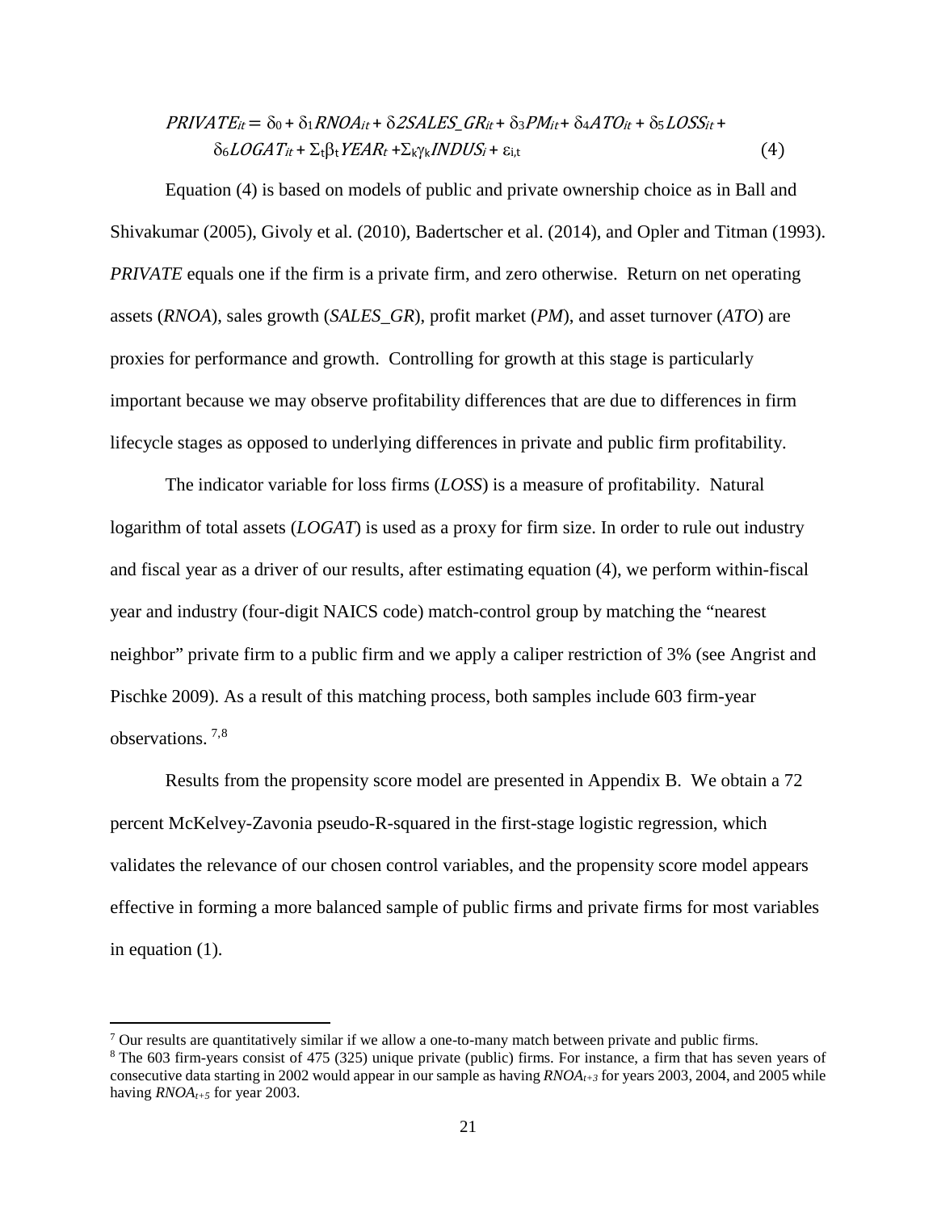$$PRIVATE_{it} = \delta_0 + \delta_1 RNOA_{it} + \delta 2SALES\_GR_{it} + \delta_3 PM_{it} + \delta_4 ATO_{it} + \delta_5 LOSS_{it} + \delta_6 LOGAT_{it} + \Sigma_t \beta_t YEAR_t + \Sigma_k \gamma_k INDUS_i + \varepsilon_{i,t} \tag{4}$$

Equation (4) is based on models of public and private ownership choice as in Ball and Shivakumar (2005), Givoly et al. (2010), Badertscher et al. (2014), and Opler and Titman (1993). *PRIVATE* equals one if the firm is a private firm, and zero otherwise. Return on net operating assets (*RNOA*), sales growth (*SALES_GR*), profit market (*PM*), and asset turnover (*ATO*) are proxies for performance and growth. Controlling for growth at this stage is particularly important because we may observe profitability differences that are due to differences in firm lifecycle stages as opposed to underlying differences in private and public firm profitability.

The indicator variable for loss firms (*LOSS*) is a measure of profitability. Natural logarithm of total assets (*LOGAT*) is used as a proxy for firm size. In order to rule out industry and fiscal year as a driver of our results, after estimating equation (4), we perform within-fiscal year and industry (four-digit NAICS code) match-control group by matching the "nearest neighbor" private firm to a public firm and we apply a caliper restriction of 3% (see Angrist and Pischke 2009). As a result of this matching process, both samples include 603 firm-year observations. [7,8]

Results from the propensity score model are presented in Appendix B. We obtain a 72 percent McKelvey-Zavonia pseudo-R-squared in the first-stage logistic regression, which validates the relevance of our chosen control variables, and the propensity score model appears effective in forming a more balanced sample of public firms and private firms for most variables in equation (1).

---

[7] Our results are quantitatively similar if we allow a one-to-many match between private and public firms.

[8] The 603 firm-years consist of 475 (325) unique private (public) firms. For instance, a firm that has seven years of consecutive data starting in 2002 would appear in our sample as having $RNOA_{t+3}$ for years 2003, 2004, and 2005 while having $RNOA_{t+5}$ for year 2003.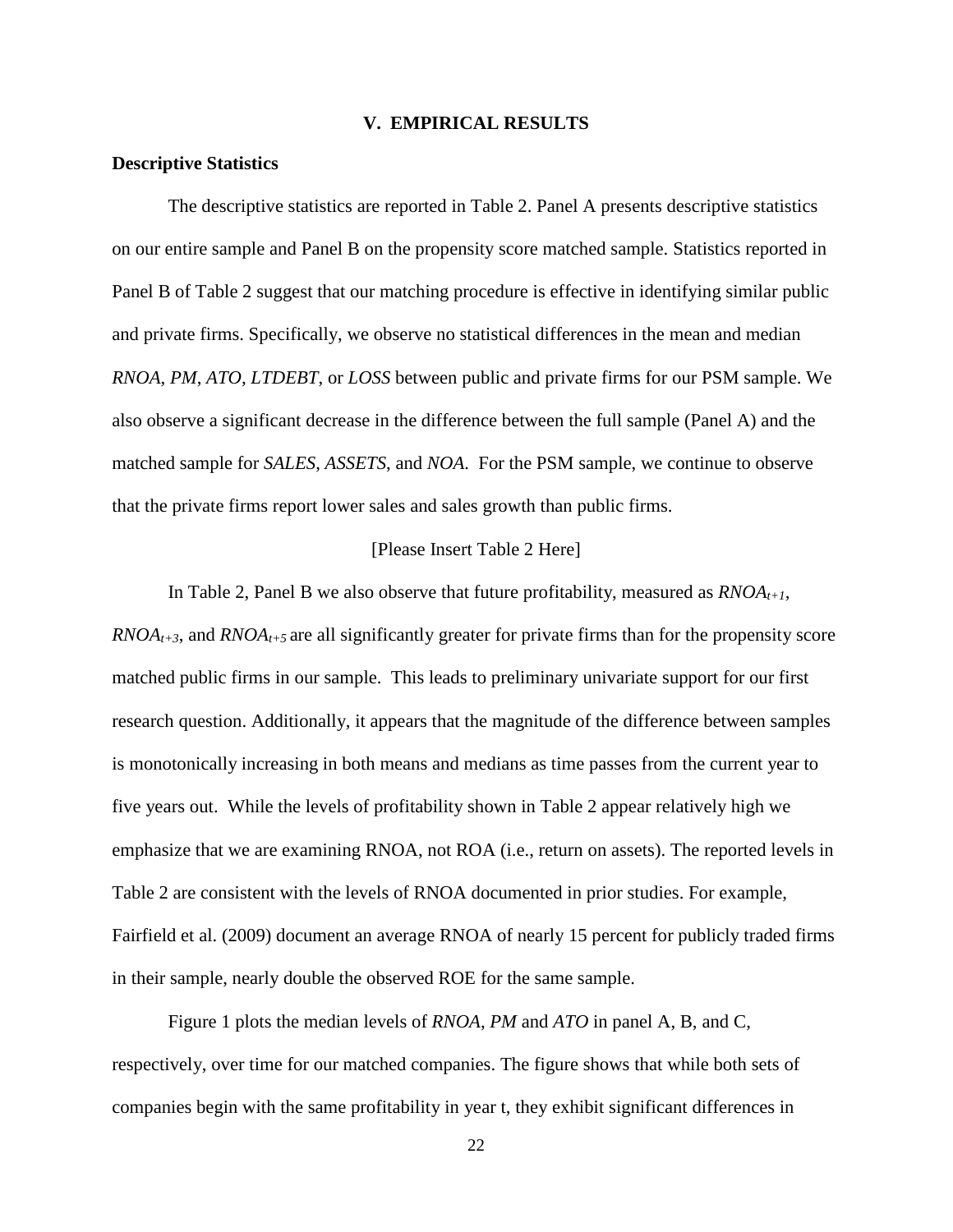## V. EMPIRICAL RESULTS

### Descriptive Statistics

The descriptive statistics are reported in Table 2. Panel A presents descriptive statistics on our entire sample and Panel B on the propensity score matched sample. Statistics reported in Panel B of Table 2 suggest that our matching procedure is effective in identifying similar public and private firms. Specifically, we observe no statistical differences in the mean and median *RNOA*, *PM*, *ATO*, *LTDEBT*, or *LOSS* between public and private firms for our PSM sample. We also observe a significant decrease in the difference between the full sample (Panel A) and the matched sample for *SALES*, *ASSETS*, and *NOA*. For the PSM sample, we continue to observe that the private firms report lower sales and sales growth than public firms.

[Please Insert Table 2 Here]

In Table 2, Panel B we also observe that future profitability, measured as $RNOA_{t+1}$, $RNOA_{t+3}$, and $RNOA_{t+5}$ are all significantly greater for private firms than for the propensity score matched public firms in our sample. This leads to preliminary univariate support for our first research question. Additionally, it appears that the magnitude of the difference between samples is monotonically increasing in both means and medians as time passes from the current year to five years out. While the levels of profitability shown in Table 2 appear relatively high we emphasize that we are examining RNOA, not ROA (i.e., return on assets). The reported levels in Table 2 are consistent with the levels of RNOA documented in prior studies. For example, Fairfield et al. (2009) document an average RNOA of nearly 15 percent for publicly traded firms in their sample, nearly double the observed ROE for the same sample.

Figure 1 plots the median levels of *RNOA*, *PM* and *ATO* in panel A, B, and C, respectively, over time for our matched companies. The figure shows that while both sets of companies begin with the same profitability in year t, they exhibit significant differences in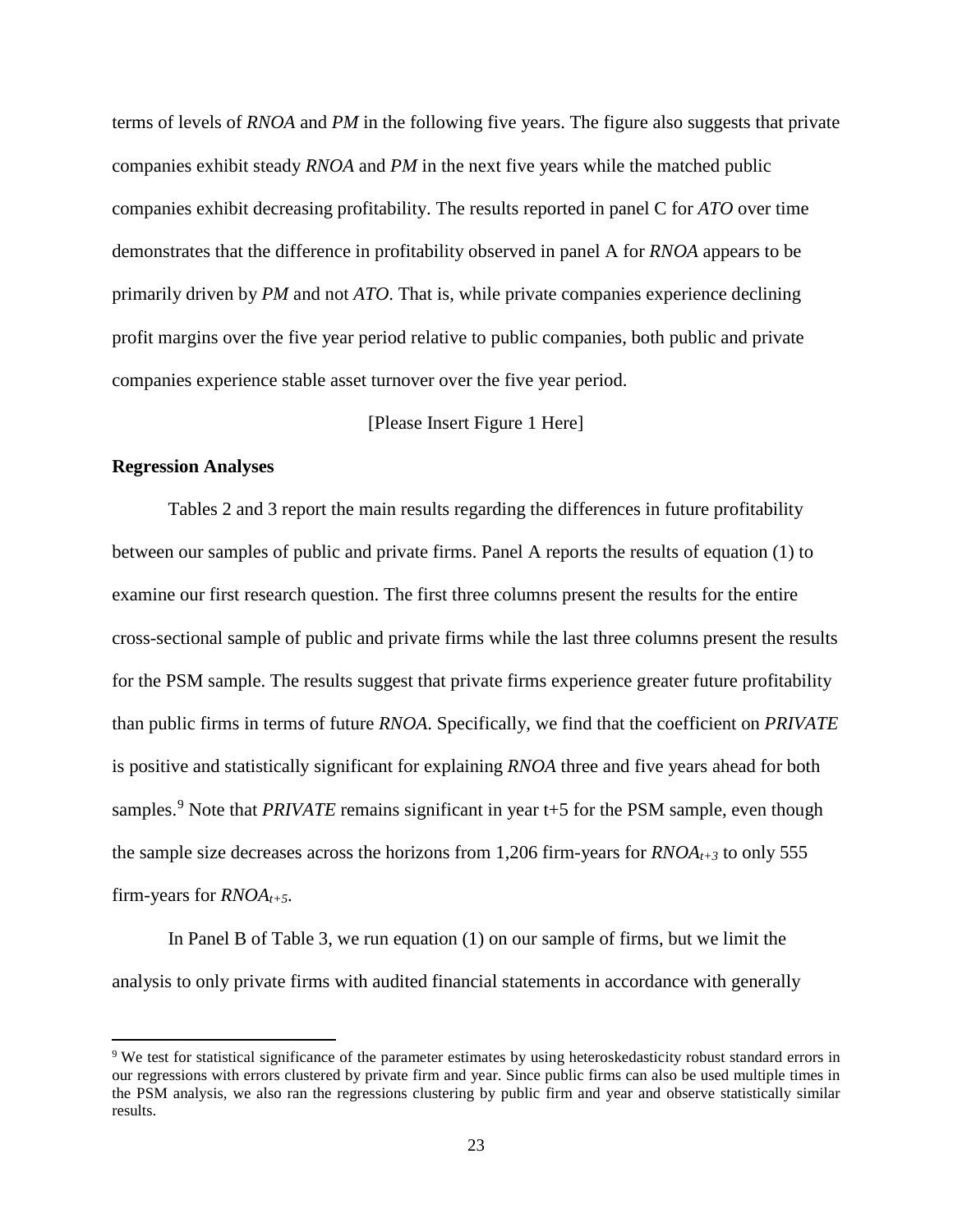terms of levels of *RNOA* and *PM* in the following five years. The figure also suggests that private companies exhibit steady *RNOA* and *PM* in the next five years while the matched public companies exhibit decreasing profitability. The results reported in panel C for *ATO* over time demonstrates that the difference in profitability observed in panel A for *RNOA* appears to be primarily driven by *PM* and not *ATO*. That is, while private companies experience declining profit margins over the five year period relative to public companies, both public and private companies experience stable asset turnover over the five year period.

[Please Insert Figure 1 Here]

**Regression Analyses**

Tables 2 and 3 report the main results regarding the differences in future profitability between our samples of public and private firms. Panel A reports the results of equation (1) to examine our first research question. The first three columns present the results for the entire cross-sectional sample of public and private firms while the last three columns present the results for the PSM sample. The results suggest that private firms experience greater future profitability than public firms in terms of future *RNOA*. Specifically, we find that the coefficient on *PRIVATE* is positive and statistically significant for explaining *RNOA* three and five years ahead for both samples.[9] Note that *PRIVATE* remains significant in year t+5 for the PSM sample, even though the sample size decreases across the horizons from 1,206 firm-years for $RNOA_{t+3}$ to only 555 firm-years for $RNOA_{t+5}$.

In Panel B of Table 3, we run equation (1) on our sample of firms, but we limit the analysis to only private firms with audited financial statements in accordance with generally

[9] We test for statistical significance of the parameter estimates by using heteroskedasticity robust standard errors in our regressions with errors clustered by private firm and year. Since public firms can also be used multiple times in the PSM analysis, we also ran the regressions clustering by public firm and year and observe statistically similar results.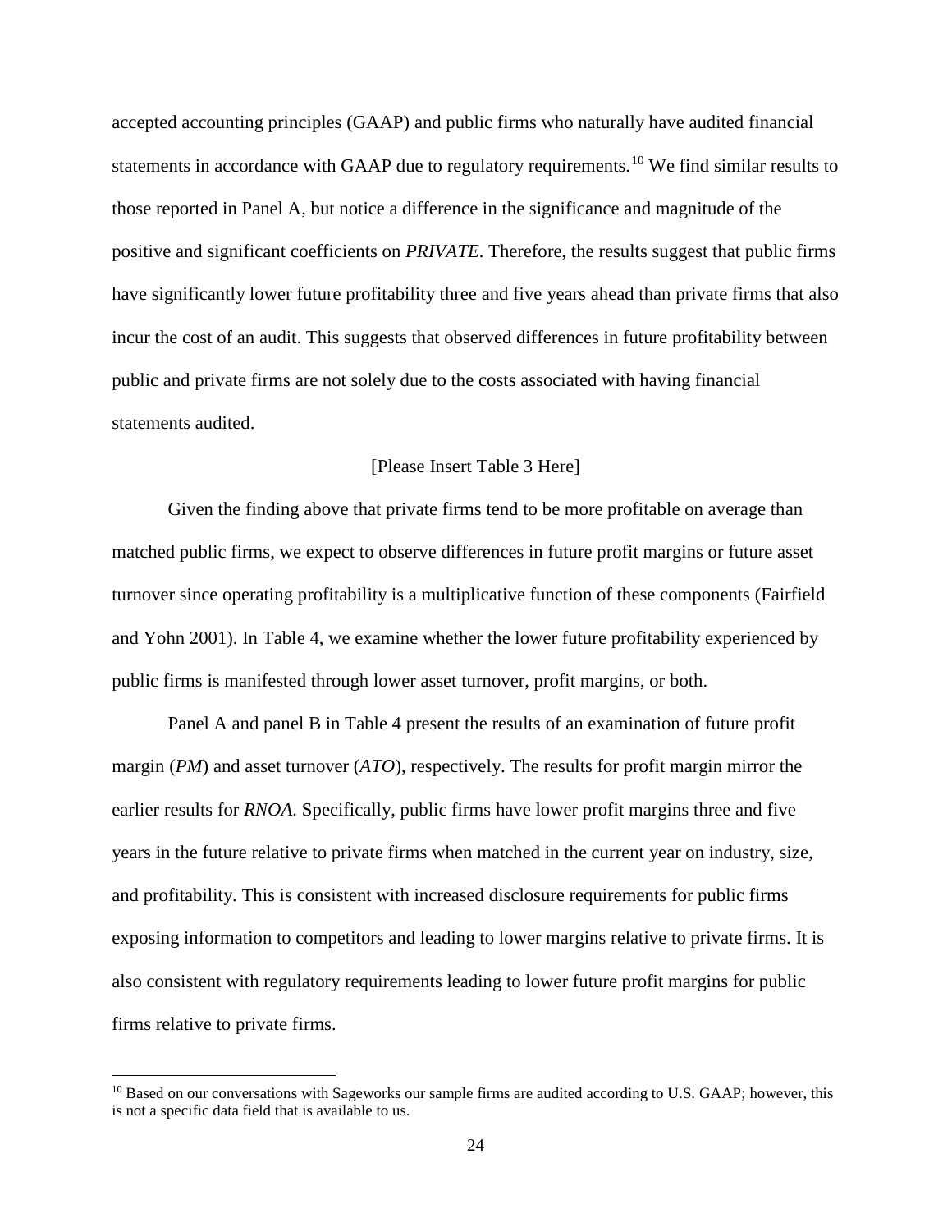accepted accounting principles (GAAP) and public firms who naturally have audited financial statements in accordance with GAAP due to regulatory requirements.[10] We find similar results to those reported in Panel A, but notice a difference in the significance and magnitude of the positive and significant coefficients on *PRIVATE*. Therefore, the results suggest that public firms have significantly lower future profitability three and five years ahead than private firms that also incur the cost of an audit. This suggests that observed differences in future profitability between public and private firms are not solely due to the costs associated with having financial statements audited.

[Please Insert Table 3 Here]

Given the finding above that private firms tend to be more profitable on average than matched public firms, we expect to observe differences in future profit margins or future asset turnover since operating profitability is a multiplicative function of these components (Fairfield and Yohn 2001). In Table 4, we examine whether the lower future profitability experienced by public firms is manifested through lower asset turnover, profit margins, or both.

Panel A and panel B in Table 4 present the results of an examination of future profit margin (*PM*) and asset turnover (*ATO*), respectively. The results for profit margin mirror the earlier results for *RNOA*. Specifically, public firms have lower profit margins three and five years in the future relative to private firms when matched in the current year on industry, size, and profitability. This is consistent with increased disclosure requirements for public firms exposing information to competitors and leading to lower margins relative to private firms. It is also consistent with regulatory requirements leading to lower future profit margins for public firms relative to private firms.

[10] Based on our conversations with Sageworks our sample firms are audited according to U.S. GAAP; however, this is not a specific data field that is available to us.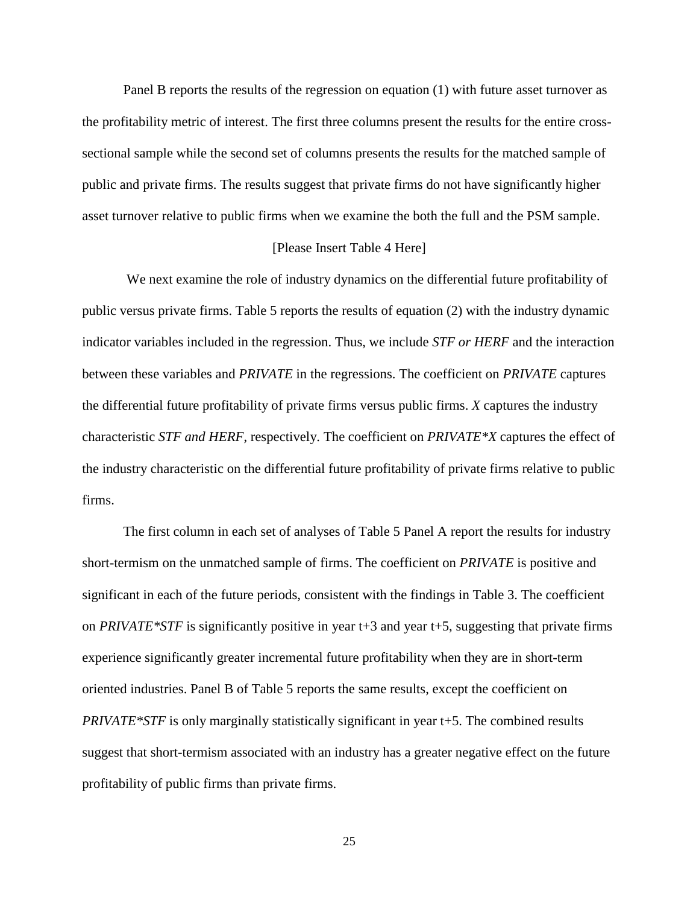Panel B reports the results of the regression on equation (1) with future asset turnover as the profitability metric of interest. The first three columns present the results for the entire cross-sectional sample while the second set of columns presents the results for the matched sample of public and private firms. The results suggest that private firms do not have significantly higher asset turnover relative to public firms when we examine the both the full and the PSM sample.

[Please Insert Table 4 Here]

We next examine the role of industry dynamics on the differential future profitability of public versus private firms. Table 5 reports the results of equation (2) with the industry dynamic indicator variables included in the regression. Thus, we include *STF or HERF* and the interaction between these variables and *PRIVATE* in the regressions. The coefficient on *PRIVATE* captures the differential future profitability of private firms versus public firms. *X* captures the industry characteristic *STF and HERF*, respectively. The coefficient on *PRIVATE*X* captures the effect of the industry characteristic on the differential future profitability of private firms relative to public firms.

The first column in each set of analyses of Table 5 Panel A report the results for industry short-termism on the unmatched sample of firms. The coefficient on *PRIVATE* is positive and significant in each of the future periods, consistent with the findings in Table 3. The coefficient on *PRIVATE*STF* is significantly positive in year t+3 and year t+5, suggesting that private firms experience significantly greater incremental future profitability when they are in short-term oriented industries. Panel B of Table 5 reports the same results, except the coefficient on *PRIVATE*STF* is only marginally statistically significant in year t+5. The combined results suggest that short-termism associated with an industry has a greater negative effect on the future profitability of public firms than private firms.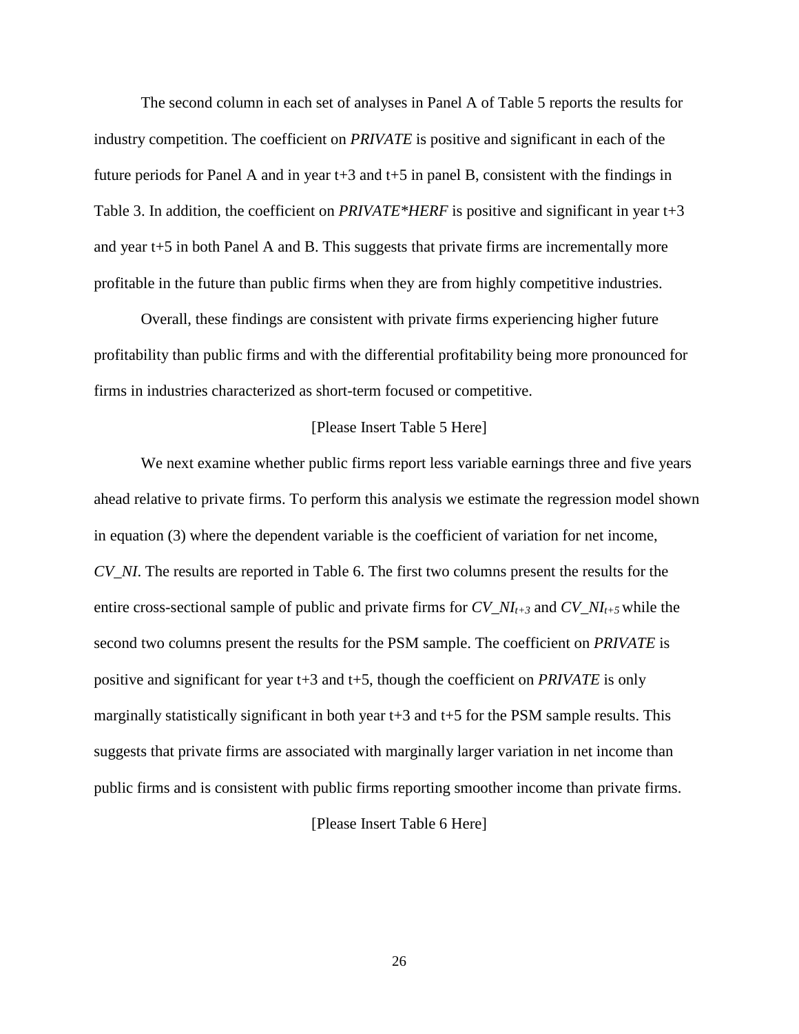The second column in each set of analyses in Panel A of Table 5 reports the results for industry competition. The coefficient on *PRIVATE* is positive and significant in each of the future periods for Panel A and in year t+3 and t+5 in panel B, consistent with the findings in Table 3. In addition, the coefficient on *PRIVATE*HERF* is positive and significant in year t+3 and year t+5 in both Panel A and B. This suggests that private firms are incrementally more profitable in the future than public firms when they are from highly competitive industries.

Overall, these findings are consistent with private firms experiencing higher future profitability than public firms and with the differential profitability being more pronounced for firms in industries characterized as short-term focused or competitive.

[Please Insert Table 5 Here]

We next examine whether public firms report less variable earnings three and five years ahead relative to private firms. To perform this analysis we estimate the regression model shown in equation (3) where the dependent variable is the coefficient of variation for net income, *CV_NI*. The results are reported in Table 6. The first two columns present the results for the entire cross-sectional sample of public and private firms for $CV\_NI_{t+3}$ and $CV\_NI_{t+5}$ while the second two columns present the results for the PSM sample. The coefficient on *PRIVATE* is positive and significant for year t+3 and t+5, though the coefficient on *PRIVATE* is only marginally statistically significant in both year t+3 and t+5 for the PSM sample results. This suggests that private firms are associated with marginally larger variation in net income than public firms and is consistent with public firms reporting smoother income than private firms.

[Please Insert Table 6 Here]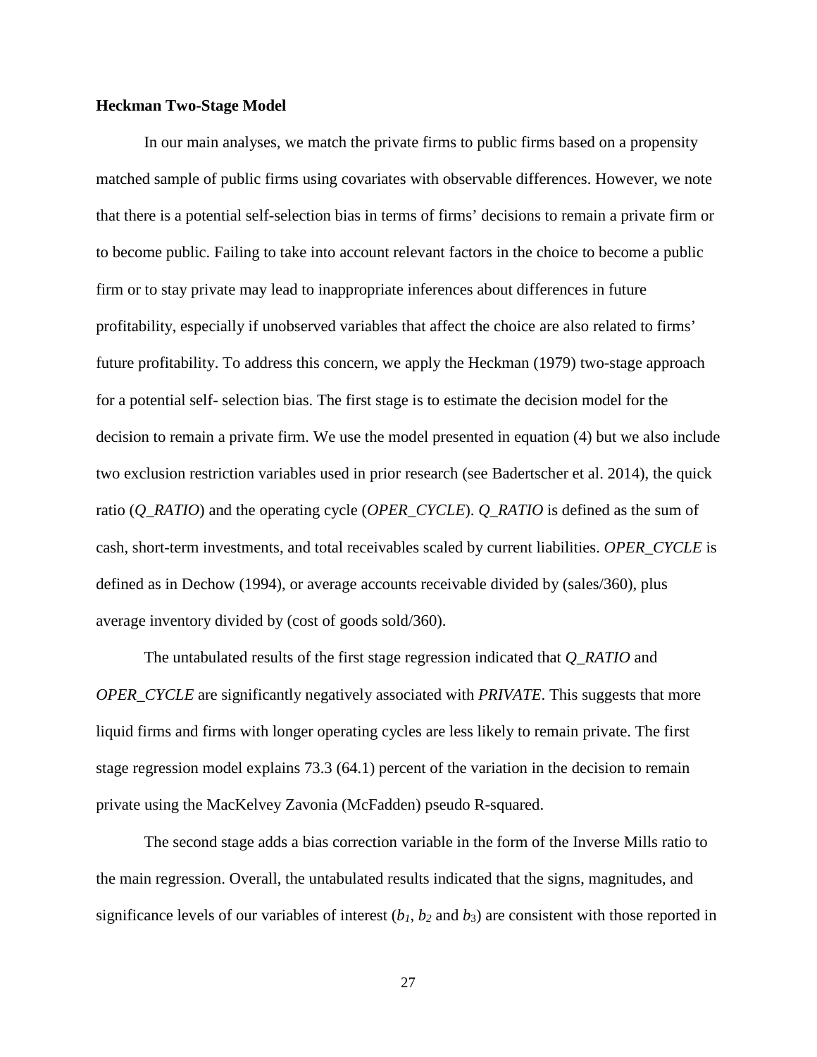**Heckman Two-Stage Model**

In our main analyses, we match the private firms to public firms based on a propensity matched sample of public firms using covariates with observable differences. However, we note that there is a potential self-selection bias in terms of firms' decisions to remain a private firm or to become public. Failing to take into account relevant factors in the choice to become a public firm or to stay private may lead to inappropriate inferences about differences in future profitability, especially if unobserved variables that affect the choice are also related to firms' future profitability. To address this concern, we apply the Heckman (1979) two-stage approach for a potential self- selection bias. The first stage is to estimate the decision model for the decision to remain a private firm. We use the model presented in equation (4) but we also include two exclusion restriction variables used in prior research (see Badertscher et al. 2014), the quick ratio (*Q_RATIO*) and the operating cycle (*OPER_CYCLE*). *Q_RATIO* is defined as the sum of cash, short-term investments, and total receivables scaled by current liabilities. *OPER_CYCLE* is defined as in Dechow (1994), or average accounts receivable divided by (sales/360), plus average inventory divided by (cost of goods sold/360).

The untabulated results of the first stage regression indicated that *Q_RATIO* and *OPER_CYCLE* are significantly negatively associated with *PRIVATE*. This suggests that more liquid firms and firms with longer operating cycles are less likely to remain private. The first stage regression model explains 73.3 (64.1) percent of the variation in the decision to remain private using the MacKelvey Zavonia (McFadden) pseudo R-squared.

The second stage adds a bias correction variable in the form of the Inverse Mills ratio to the main regression. Overall, the untabulated results indicated that the signs, magnitudes, and significance levels of our variables of interest ($b_1$, $b_2$ and $b_3$) are consistent with those reported in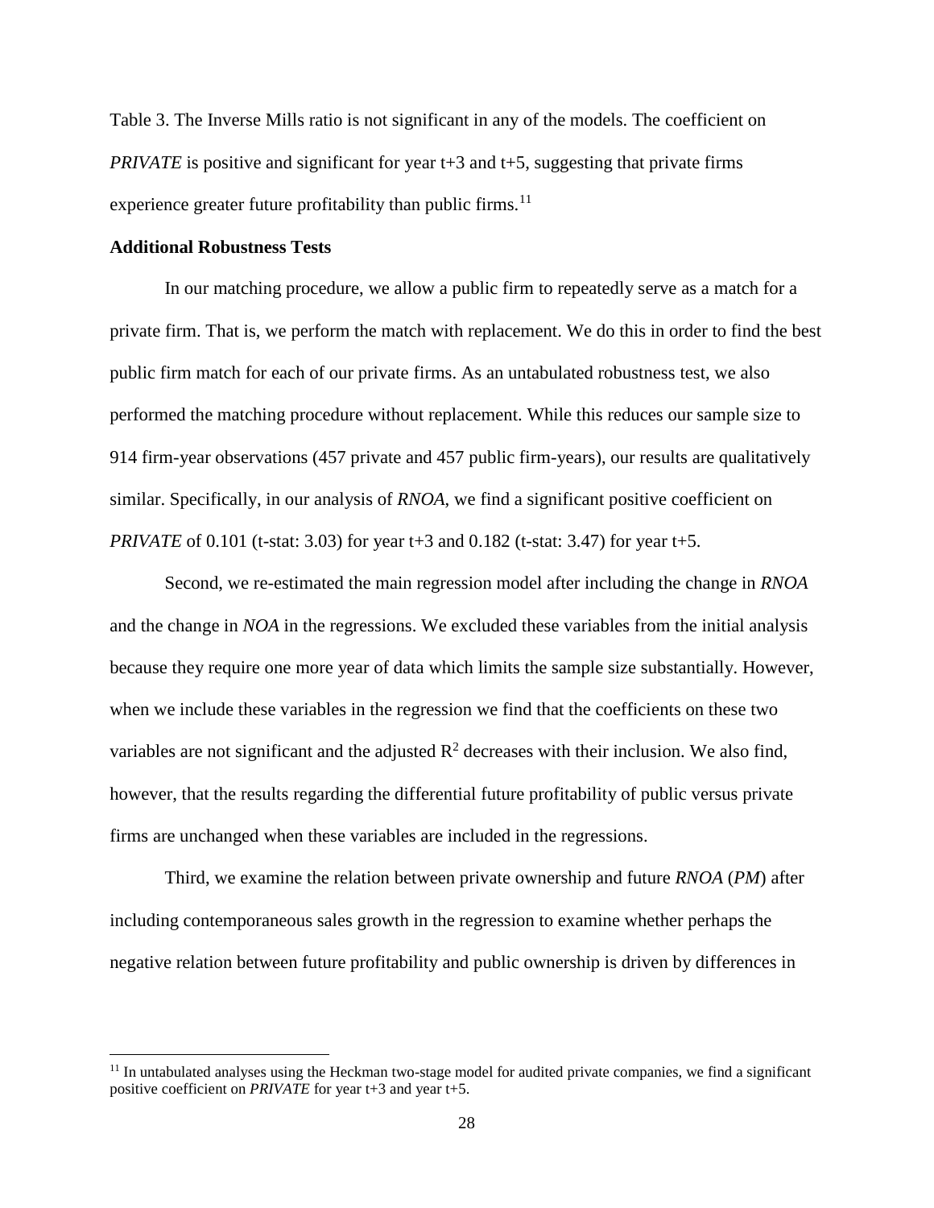Table 3. The Inverse Mills ratio is not significant in any of the models. The coefficient on *PRIVATE* is positive and significant for year t+3 and t+5, suggesting that private firms experience greater future profitability than public firms.[11]

**Additional Robustness Tests**

In our matching procedure, we allow a public firm to repeatedly serve as a match for a private firm. That is, we perform the match with replacement. We do this in order to find the best public firm match for each of our private firms. As an untabulated robustness test, we also performed the matching procedure without replacement. While this reduces our sample size to 914 firm-year observations (457 private and 457 public firm-years), our results are qualitatively similar. Specifically, in our analysis of *RNOA*, we find a significant positive coefficient on *PRIVATE* of 0.101 (t-stat: 3.03) for year t+3 and 0.182 (t-stat: 3.47) for year t+5.

Second, we re-estimated the main regression model after including the change in *RNOA* and the change in *NOA* in the regressions. We excluded these variables from the initial analysis because they require one more year of data which limits the sample size substantially. However, when we include these variables in the regression we find that the coefficients on these two variables are not significant and the adjusted $R^2$ decreases with their inclusion. We also find, however, that the results regarding the differential future profitability of public versus private firms are unchanged when these variables are included in the regressions.

Third, we examine the relation between private ownership and future *RNOA* (*PM*) after including contemporaneous sales growth in the regression to examine whether perhaps the negative relation between future profitability and public ownership is driven by differences in

[11] In untabulated analyses using the Heckman two-stage model for audited private companies, we find a significant positive coefficient on *PRIVATE* for year t+3 and year t+5.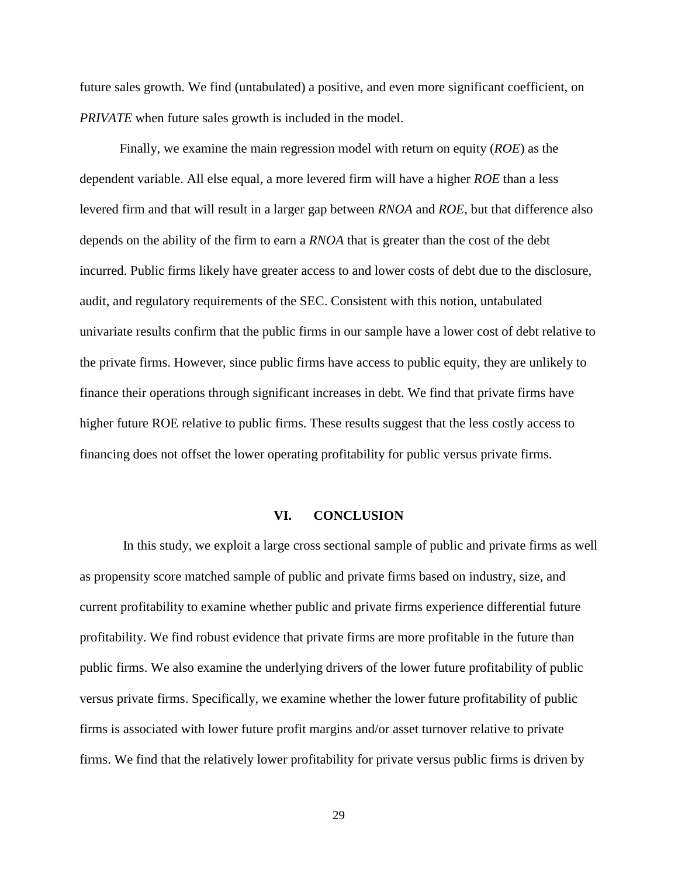future sales growth. We find (untabulated) a positive, and even more significant coefficient, on *PRIVATE* when future sales growth is included in the model.

Finally, we examine the main regression model with return on equity (*ROE*) as the dependent variable. All else equal, a more levered firm will have a higher *ROE* than a less levered firm and that will result in a larger gap between *RNOA* and *ROE*, but that difference also depends on the ability of the firm to earn a *RNOA* that is greater than the cost of the debt incurred. Public firms likely have greater access to and lower costs of debt due to the disclosure, audit, and regulatory requirements of the SEC. Consistent with this notion, untabulated univariate results confirm that the public firms in our sample have a lower cost of debt relative to the private firms. However, since public firms have access to public equity, they are unlikely to finance their operations through significant increases in debt. We find that private firms have higher future ROE relative to public firms. These results suggest that the less costly access to financing does not offset the lower operating profitability for public versus private firms.

## VI. CONCLUSION

In this study, we exploit a large cross sectional sample of public and private firms as well as propensity score matched sample of public and private firms based on industry, size, and current profitability to examine whether public and private firms experience differential future profitability. We find robust evidence that private firms are more profitable in the future than public firms. We also examine the underlying drivers of the lower future profitability of public versus private firms. Specifically, we examine whether the lower future profitability of public firms is associated with lower future profit margins and/or asset turnover relative to private firms. We find that the relatively lower profitability for private versus public firms is driven by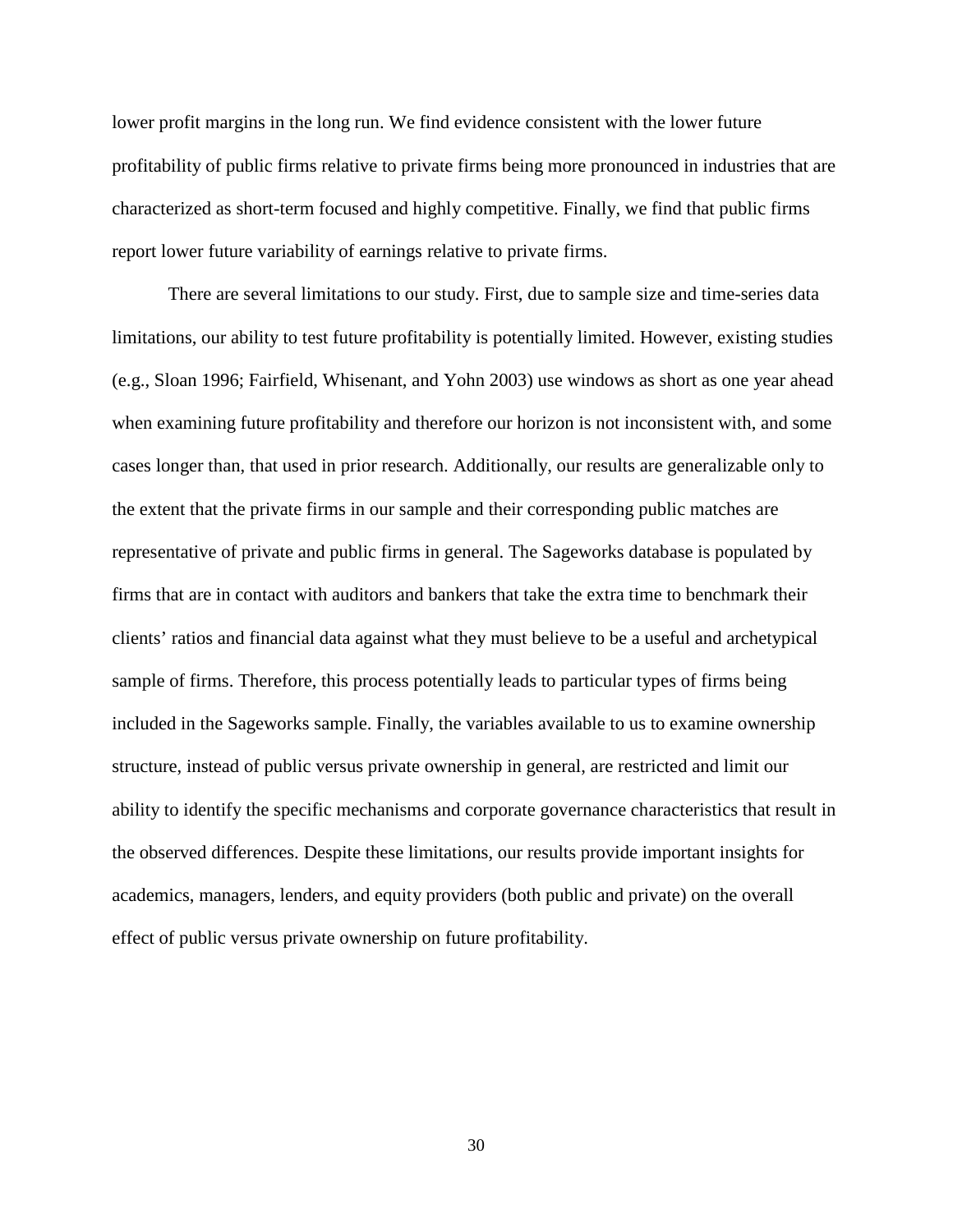lower profit margins in the long run. We find evidence consistent with the lower future profitability of public firms relative to private firms being more pronounced in industries that are characterized as short-term focused and highly competitive. Finally, we find that public firms report lower future variability of earnings relative to private firms.

There are several limitations to our study. First, due to sample size and time-series data limitations, our ability to test future profitability is potentially limited. However, existing studies (e.g., Sloan 1996; Fairfield, Whisenant, and Yohn 2003) use windows as short as one year ahead when examining future profitability and therefore our horizon is not inconsistent with, and some cases longer than, that used in prior research. Additionally, our results are generalizable only to the extent that the private firms in our sample and their corresponding public matches are representative of private and public firms in general. The Sageworks database is populated by firms that are in contact with auditors and bankers that take the extra time to benchmark their clients' ratios and financial data against what they must believe to be a useful and archetypical sample of firms. Therefore, this process potentially leads to particular types of firms being included in the Sageworks sample. Finally, the variables available to us to examine ownership structure, instead of public versus private ownership in general, are restricted and limit our ability to identify the specific mechanisms and corporate governance characteristics that result in the observed differences. Despite these limitations, our results provide important insights for academics, managers, lenders, and equity providers (both public and private) on the overall effect of public versus private ownership on future profitability.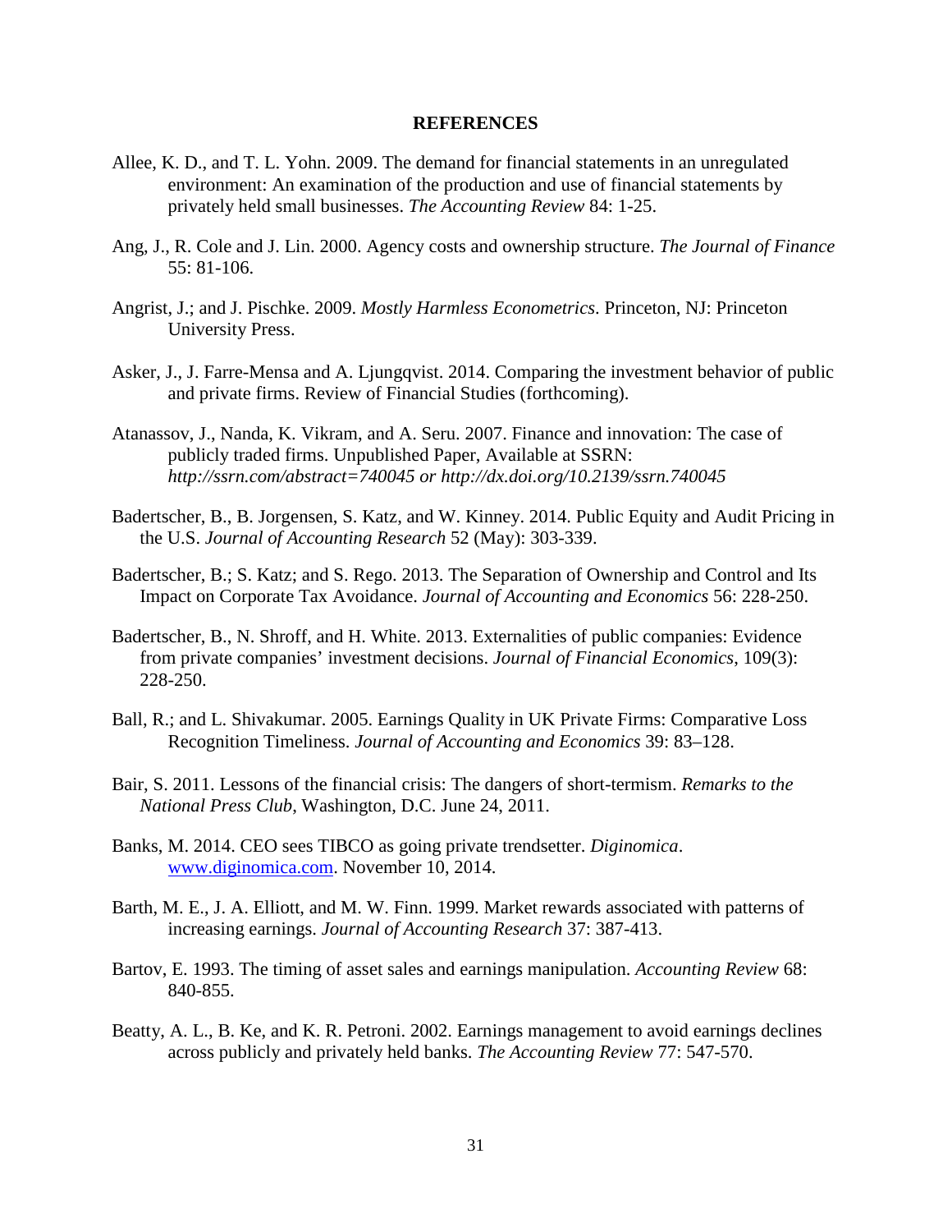## REFERENCES

Allee, K. D., and T. L. Yohn. 2009. The demand for financial statements in an unregulated environment: An examination of the production and use of financial statements by privately held small businesses. *The Accounting Review* 84: 1-25.

Ang, J., R. Cole and J. Lin. 2000. Agency costs and ownership structure. *The Journal of Finance* 55: 81-106.

Angrist, J.; and J. Pischke. 2009. *Mostly Harmless Econometrics*. Princeton, NJ: Princeton University Press.

Asker, J., J. Farre-Mensa and A. Ljungqvist. 2014. Comparing the investment behavior of public and private firms. Review of Financial Studies (forthcoming).

Atanassov, J., Nanda, K. Vikram, and A. Seru. 2007. Finance and innovation: The case of publicly traded firms. Unpublished Paper, Available at SSRN: *http://ssrn.com/abstract=740045 or http://dx.doi.org/10.2139/ssrn.740045*

Badertscher, B., B. Jorgensen, S. Katz, and W. Kinney. 2014. Public Equity and Audit Pricing in the U.S. *Journal of Accounting Research* 52 (May): 303-339.

Badertscher, B.; S. Katz; and S. Rego. 2013. The Separation of Ownership and Control and Its Impact on Corporate Tax Avoidance. *Journal of Accounting and Economics* 56: 228-250.

Badertscher, B., N. Shroff, and H. White. 2013. Externalities of public companies: Evidence from private companies' investment decisions. *Journal of Financial Economics*, 109(3): 228-250.

Ball, R.; and L. Shivakumar. 2005. Earnings Quality in UK Private Firms: Comparative Loss Recognition Timeliness. *Journal of Accounting and Economics* 39: 83–128.

Bair, S. 2011. Lessons of the financial crisis: The dangers of short-termism. *Remarks to the National Press Club*, Washington, D.C. June 24, 2011.

Banks, M. 2014. CEO sees TIBCO as going private trendsetter. *Diginomica*. www.diginomica.com. November 10, 2014.

Barth, M. E., J. A. Elliott, and M. W. Finn. 1999. Market rewards associated with patterns of increasing earnings. *Journal of Accounting Research* 37: 387-413.

Bartov, E. 1993. The timing of asset sales and earnings manipulation. *Accounting Review* 68: 840-855.

Beatty, A. L., B. Ke, and K. R. Petroni. 2002. Earnings management to avoid earnings declines across publicly and privately held banks. *The Accounting Review* 77: 547-570.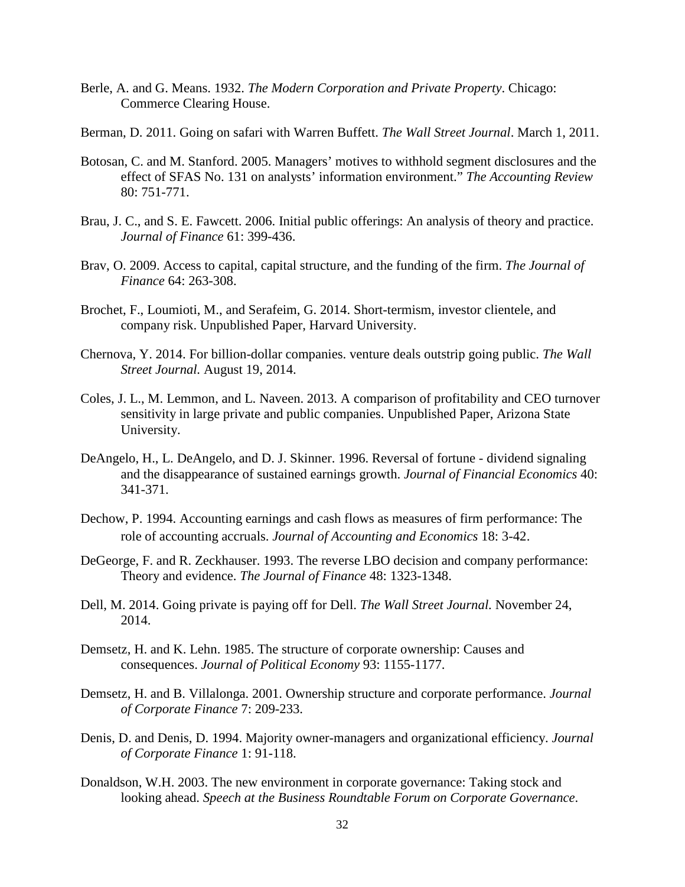Berle, A. and G. Means. 1932. *The Modern Corporation and Private Property*. Chicago: Commerce Clearing House.

Berman, D. 2011. Going on safari with Warren Buffett. *The Wall Street Journal*. March 1, 2011.

Botosan, C. and M. Stanford. 2005. Managers' motives to withhold segment disclosures and the effect of SFAS No. 131 on analysts' information environment." *The Accounting Review* 80: 751-771.

Brau, J. C., and S. E. Fawcett. 2006. Initial public offerings: An analysis of theory and practice. *Journal of Finance* 61: 399-436.

Brav, O. 2009. Access to capital, capital structure, and the funding of the firm. *The Journal of Finance* 64: 263-308.

Brochet, F., Loumioti, M., and Serafeim, G. 2014. Short-termism, investor clientele, and company risk. Unpublished Paper, Harvard University.

Chernova, Y. 2014. For billion-dollar companies. venture deals outstrip going public. *The Wall Street Journal.* August 19, 2014.

Coles, J. L., M. Lemmon, and L. Naveen. 2013. A comparison of profitability and CEO turnover sensitivity in large private and public companies. Unpublished Paper, Arizona State University.

DeAngelo, H., L. DeAngelo, and D. J. Skinner. 1996. Reversal of fortune - dividend signaling and the disappearance of sustained earnings growth. *Journal of Financial Economics* 40: 341-371.

Dechow, P. 1994. Accounting earnings and cash flows as measures of firm performance: The role of accounting accruals. *Journal of Accounting and Economics* 18: 3-42.

DeGeorge, F. and R. Zeckhauser. 1993. The reverse LBO decision and company performance: Theory and evidence. *The Journal of Finance* 48: 1323-1348.

Dell, M. 2014. Going private is paying off for Dell. *The Wall Street Journal.* November 24, 2014.

Demsetz, H. and K. Lehn. 1985. The structure of corporate ownership: Causes and consequences. *Journal of Political Economy* 93: 1155-1177.

Demsetz, H. and B. Villalonga. 2001. Ownership structure and corporate performance. *Journal of Corporate Finance* 7: 209-233.

Denis, D. and Denis, D. 1994. Majority owner-managers and organizational efficiency. *Journal of Corporate Finance* 1: 91-118.

Donaldson, W.H. 2003. The new environment in corporate governance: Taking stock and looking ahead. *Speech at the Business Roundtable Forum on Corporate Governance*.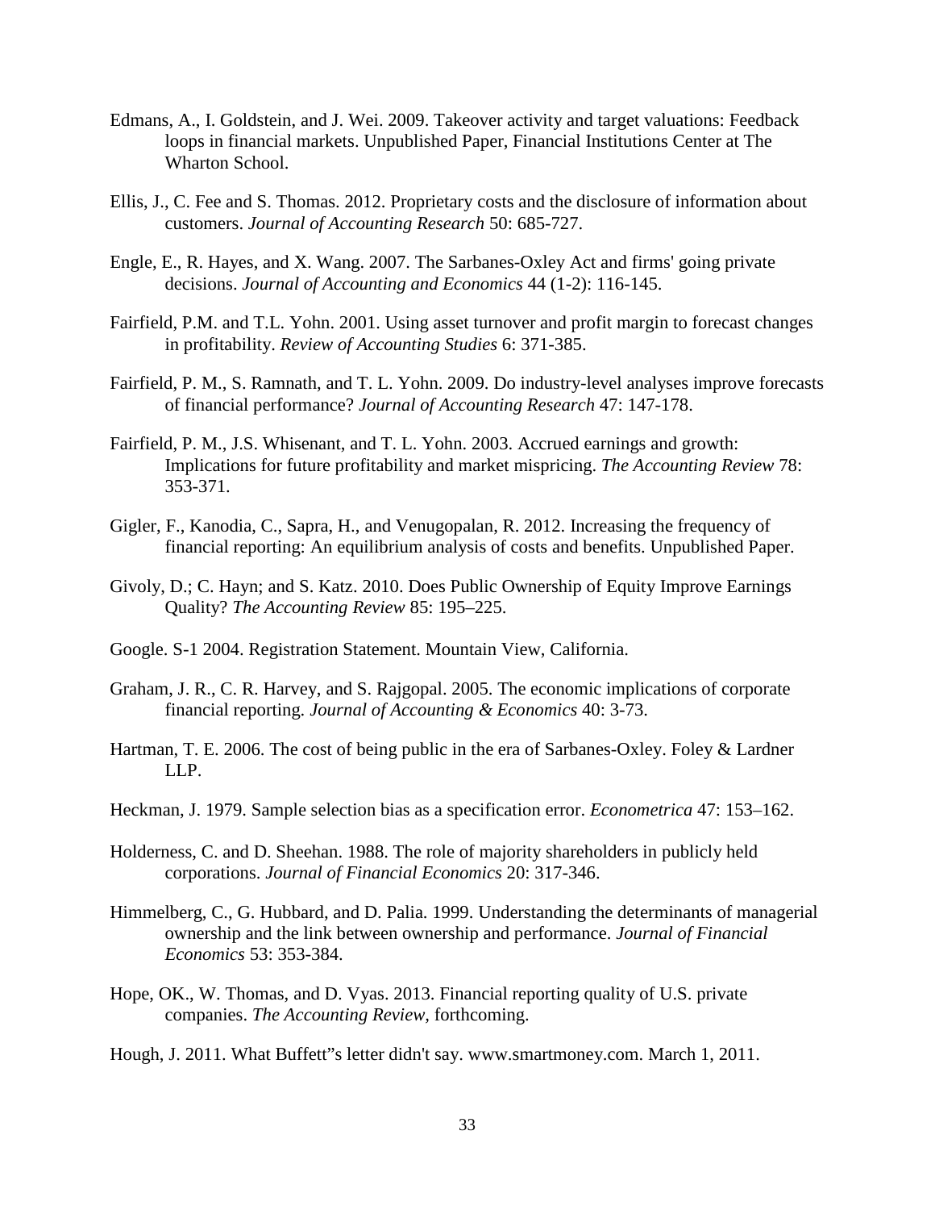Edmans, A., I. Goldstein, and J. Wei. 2009. Takeover activity and target valuations: Feedback loops in financial markets. Unpublished Paper, Financial Institutions Center at The Wharton School.

Ellis, J., C. Fee and S. Thomas. 2012. Proprietary costs and the disclosure of information about customers. *Journal of Accounting Research* 50: 685-727.

Engle, E., R. Hayes, and X. Wang. 2007. The Sarbanes-Oxley Act and firms' going private decisions. *Journal of Accounting and Economics* 44 (1-2): 116-145.

Fairfield, P.M. and T.L. Yohn. 2001. Using asset turnover and profit margin to forecast changes in profitability. *Review of Accounting Studies* 6: 371-385.

Fairfield, P. M., S. Ramnath, and T. L. Yohn. 2009. Do industry-level analyses improve forecasts of financial performance? *Journal of Accounting Research* 47: 147-178.

Fairfield, P. M., J.S. Whisenant, and T. L. Yohn. 2003. Accrued earnings and growth: Implications for future profitability and market mispricing. *The Accounting Review* 78: 353-371.

Gigler, F., Kanodia, C., Sapra, H., and Venugopalan, R. 2012. Increasing the frequency of financial reporting: An equilibrium analysis of costs and benefits. Unpublished Paper.

Givoly, D.; C. Hayn; and S. Katz. 2010. Does Public Ownership of Equity Improve Earnings Quality? *The Accounting Review* 85: 195–225.

Google. S-1 2004. Registration Statement. Mountain View, California.

Graham, J. R., C. R. Harvey, and S. Rajgopal. 2005. The economic implications of corporate financial reporting. *Journal of Accounting & Economics* 40: 3-73.

Hartman, T. E. 2006. The cost of being public in the era of Sarbanes-Oxley. Foley & Lardner LLP.

Heckman, J. 1979. Sample selection bias as a specification error. *Econometrica* 47: 153–162.

Holderness, C. and D. Sheehan. 1988. The role of majority shareholders in publicly held corporations. *Journal of Financial Economics* 20: 317-346.

Himmelberg, C., G. Hubbard, and D. Palia. 1999. Understanding the determinants of managerial ownership and the link between ownership and performance. *Journal of Financial Economics* 53: 353-384.

Hope, OK., W. Thomas, and D. Vyas. 2013. Financial reporting quality of U.S. private companies. *The Accounting Review*, forthcoming.

Hough, J. 2011. What Buffett"s letter didn't say. www.smartmoney.com. March 1, 2011.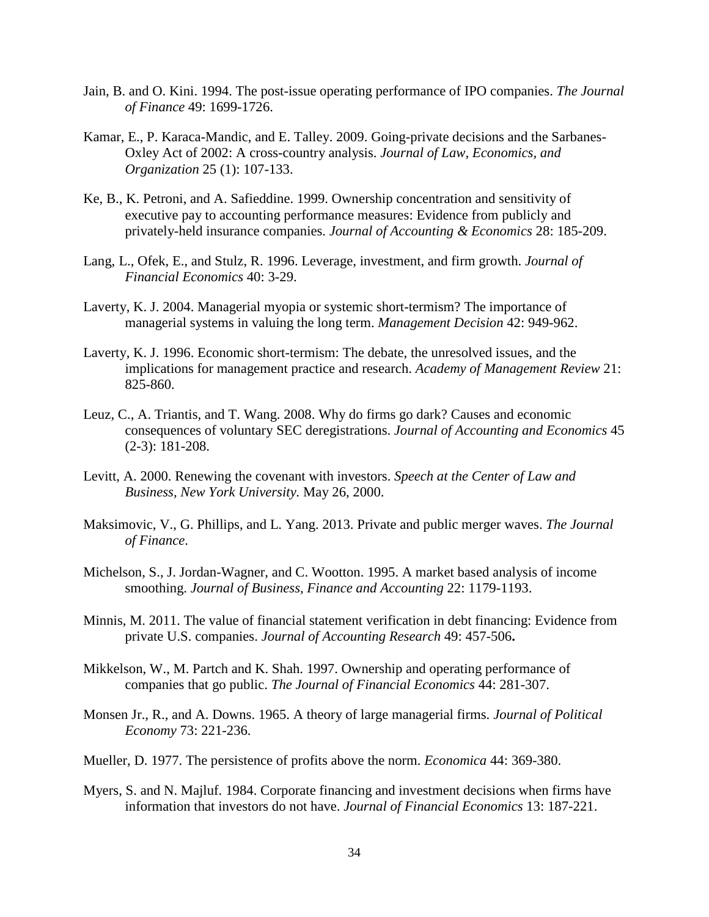Jain, B. and O. Kini. 1994. The post-issue operating performance of IPO companies. *The Journal of Finance* 49: 1699-1726.

Kamar, E., P. Karaca-Mandic, and E. Talley. 2009. Going-private decisions and the Sarbanes-Oxley Act of 2002: A cross-country analysis. *Journal of Law, Economics, and Organization* 25 (1): 107-133.

Ke, B., K. Petroni, and A. Safieddine. 1999. Ownership concentration and sensitivity of executive pay to accounting performance measures: Evidence from publicly and privately-held insurance companies. *Journal of Accounting & Economics* 28: 185-209.

Lang, L., Ofek, E., and Stulz, R. 1996. Leverage, investment, and firm growth. *Journal of Financial Economics* 40: 3-29.

Laverty, K. J. 2004. Managerial myopia or systemic short-termism? The importance of managerial systems in valuing the long term. *Management Decision* 42: 949-962.

Laverty, K. J. 1996. Economic short-termism: The debate, the unresolved issues, and the implications for management practice and research. *Academy of Management Review* 21: 825-860.

Leuz, C., A. Triantis, and T. Wang. 2008. Why do firms go dark? Causes and economic consequences of voluntary SEC deregistrations. *Journal of Accounting and Economics* 45 (2-3): 181-208.

Levitt, A. 2000. Renewing the covenant with investors. *Speech at the Center of Law and Business, New York University*. May 26, 2000.

Maksimovic, V., G. Phillips, and L. Yang. 2013. Private and public merger waves. *The Journal of Finance*.

Michelson, S., J. Jordan-Wagner, and C. Wootton. 1995. A market based analysis of income smoothing. *Journal of Business, Finance and Accounting* 22: 1179-1193.

Minnis, M. 2011. The value of financial statement verification in debt financing: Evidence from private U.S. companies. *Journal of Accounting Research* 49: 457-506**.**

Mikkelson, W., M. Partch and K. Shah. 1997. Ownership and operating performance of companies that go public. *The Journal of Financial Economics* 44: 281-307.

Monsen Jr., R., and A. Downs. 1965. A theory of large managerial firms. *Journal of Political Economy* 73: 221-236.

Mueller, D. 1977. The persistence of profits above the norm. *Economica* 44: 369-380.

Myers, S. and N. Majluf. 1984. Corporate financing and investment decisions when firms have information that investors do not have. *Journal of Financial Economics* 13: 187-221.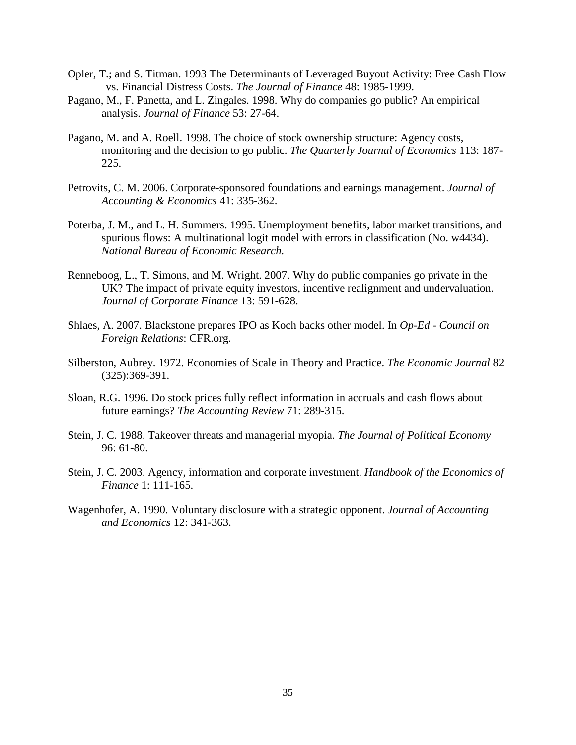Opler, T.; and S. Titman. 1993 The Determinants of Leveraged Buyout Activity: Free Cash Flow vs. Financial Distress Costs. *The Journal of Finance* 48: 1985-1999.

Pagano, M., F. Panetta, and L. Zingales. 1998. Why do companies go public? An empirical analysis. *Journal of Finance* 53: 27-64.

Pagano, M. and A. Roell. 1998. The choice of stock ownership structure: Agency costs, monitoring and the decision to go public. *The Quarterly Journal of Economics* 113: 187-225.

Petrovits, C. M. 2006. Corporate-sponsored foundations and earnings management. *Journal of Accounting & Economics* 41: 335-362.

Poterba, J. M., and L. H. Summers. 1995. Unemployment benefits, labor market transitions, and spurious flows: A multinational logit model with errors in classification (No. w4434). *National Bureau of Economic Research.*

Renneboog, L., T. Simons, and M. Wright. 2007. Why do public companies go private in the UK? The impact of private equity investors, incentive realignment and undervaluation. *Journal of Corporate Finance* 13: 591-628.

Shlaes, A. 2007. Blackstone prepares IPO as Koch backs other model. In *Op-Ed - Council on Foreign Relations*: CFR.org.

Silberston, Aubrey. 1972. Economies of Scale in Theory and Practice. *The Economic Journal* 82 (325):369-391.

Sloan, R.G. 1996. Do stock prices fully reflect information in accruals and cash flows about future earnings? *The Accounting Review* 71: 289-315.

Stein, J. C. 1988. Takeover threats and managerial myopia. *The Journal of Political Economy* 96: 61-80.

Stein, J. C. 2003. Agency, information and corporate investment. *Handbook of the Economics of Finance* 1: 111-165.

Wagenhofer, A. 1990. Voluntary disclosure with a strategic opponent. *Journal of Accounting and Economics* 12: 341-363.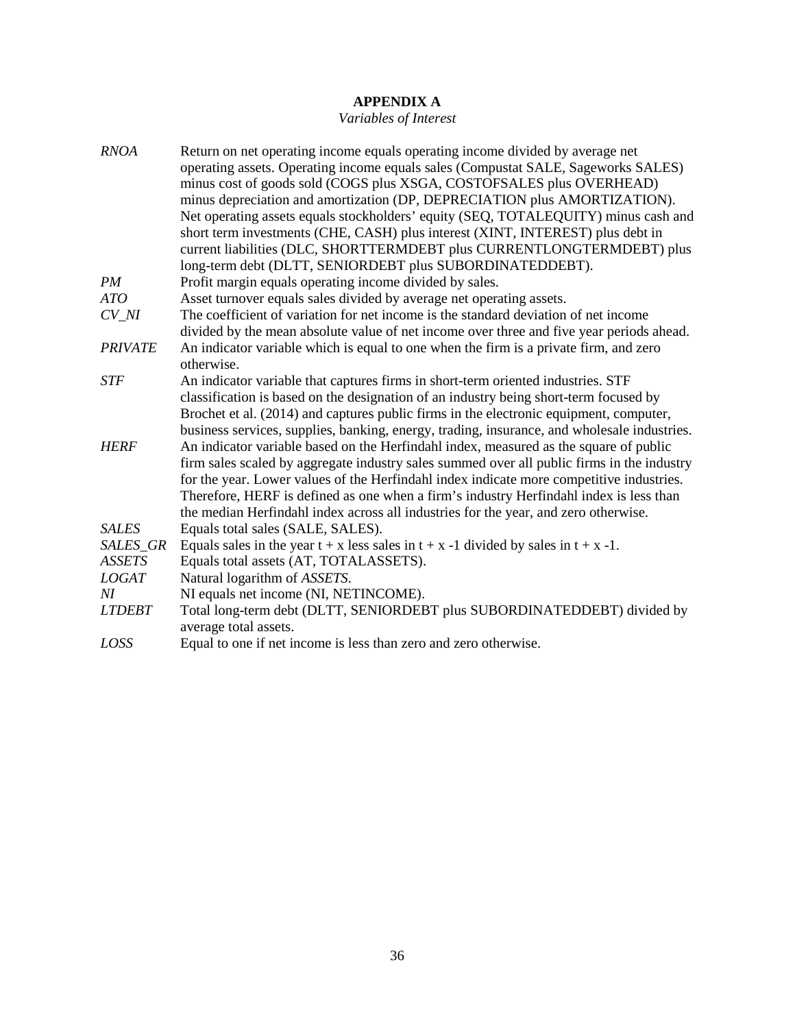# APPENDIX A

*Variables of Interest*

| | |
|---|---|
| *RNOA* | Return on net operating income equals operating income divided by average net operating assets. Operating income equals sales (Compustat SALE, Sageworks SALES) minus cost of goods sold (COGS plus XSGA, COSTOFSALES plus OVERHEAD) minus depreciation and amortization (DP, DEPRECIATION plus AMORTIZATION). Net operating assets equals stockholders' equity (SEQ, TOTALEQUITY) minus cash and short term investments (CHE, CASH) plus interest (XINT, INTEREST) plus debt in current liabilities (DLC, SHORTTERMDEBT plus CURRENTLONGTERMDEBT) plus long-term debt (DLTT, SENIORDEBT plus SUBORDINATEDDEBT). |
| *PM* | Profit margin equals operating income divided by sales. |
| *ATO* | Asset turnover equals sales divided by average net operating assets. |
| *CV_NI* | The coefficient of variation for net income is the standard deviation of net income divided by the mean absolute value of net income over three and five year periods ahead. |
| *PRIVATE* | An indicator variable which is equal to one when the firm is a private firm, and zero otherwise. |
| *STF* | An indicator variable that captures firms in short-term oriented industries. STF classification is based on the designation of an industry being short-term focused by Brochet et al. (2014) and captures public firms in the electronic equipment, computer, business services, supplies, banking, energy, trading, insurance, and wholesale industries. |
| *HERF* | An indicator variable based on the Herfindahl index, measured as the square of public firm sales scaled by aggregate industry sales summed over all public firms in the industry for the year. Lower values of the Herfindahl index indicate more competitive industries. Therefore, HERF is defined as one when a firm's industry Herfindahl index is less than the median Herfindahl index across all industries for the year, and zero otherwise. |
| *SALES* | Equals total sales (SALE, SALES). |
| *SALES_GR* | Equals sales in the year t + x less sales in t + x -1 divided by sales in t + x -1. |
| *ASSETS* | Equals total assets (AT, TOTALASSETS). |
| *LOGAT* | Natural logarithm of *ASSETS*. |
| *NI* | NI equals net income (NI, NETINCOME). |
| *LTDEBT* | Total long-term debt (DLTT, SENIORDEBT plus SUBORDINATEDDEBT) divided by average total assets. |
| *LOSS* | Equal to one if net income is less than zero and zero otherwise. |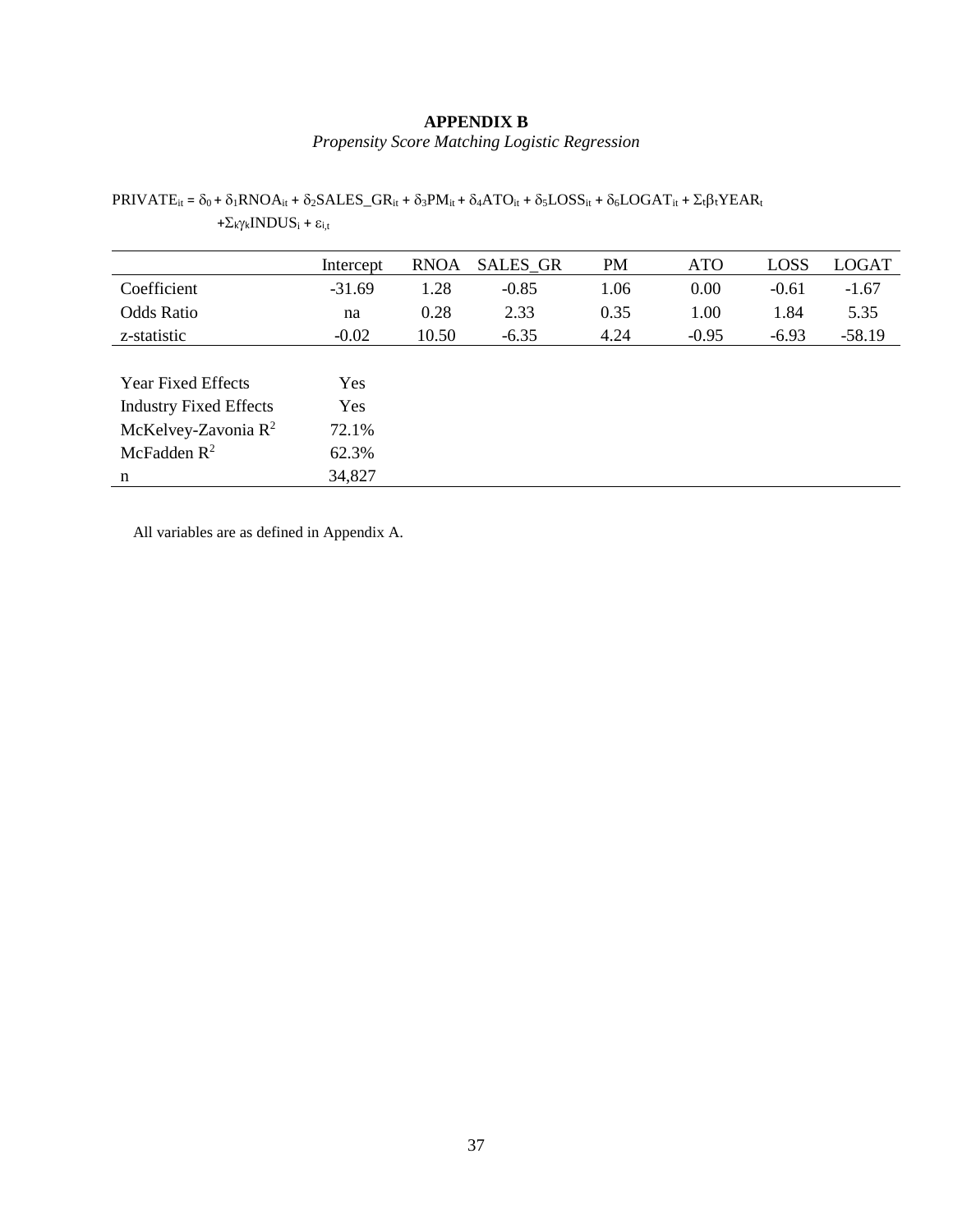## APPENDIX B

*Propensity Score Matching Logistic Regression*

$$PRIVATE_{it} = \delta_0 + \delta_1 RNOA_{it} + \delta_2 SALES\_GR_{it} + \delta_3 PM_{it} + \delta_4 ATO_{it} + \delta_5 LOSS_{it} + \delta_6 LOGAT_{it} + \Sigma_t \beta_t YEAR_t + \Sigma_k \gamma_k INDUS_i + \varepsilon_{i,t}$$

| | Intercept | RNOA | SALES_GR | PM | ATO | LOSS | LOGAT |
|---|---|---|---|---|---|---|---|
| Coefficient | -31.69 | 1.28 | -0.85 | 1.06 | 0.00 | -0.61 | -1.67 |
| Odds Ratio | na | 0.28 | 2.33 | 0.35 | 1.00 | 1.84 | 5.35 |
| z-statistic | -0.02 | 10.50 | -6.35 | 4.24 | -0.95 | -6.93 | -58.19 |
| | | | | | | | |
| Year Fixed Effects | Yes | | | | | | |
| Industry Fixed Effects | Yes | | | | | | |
| McKelvey-Zavonia $R^2$ | 72.1% | | | | | | |
| McFadden $R^2$ | 62.3% | | | | | | |
| n | 34,827 | | | | | | |

All variables are as defined in Appendix A.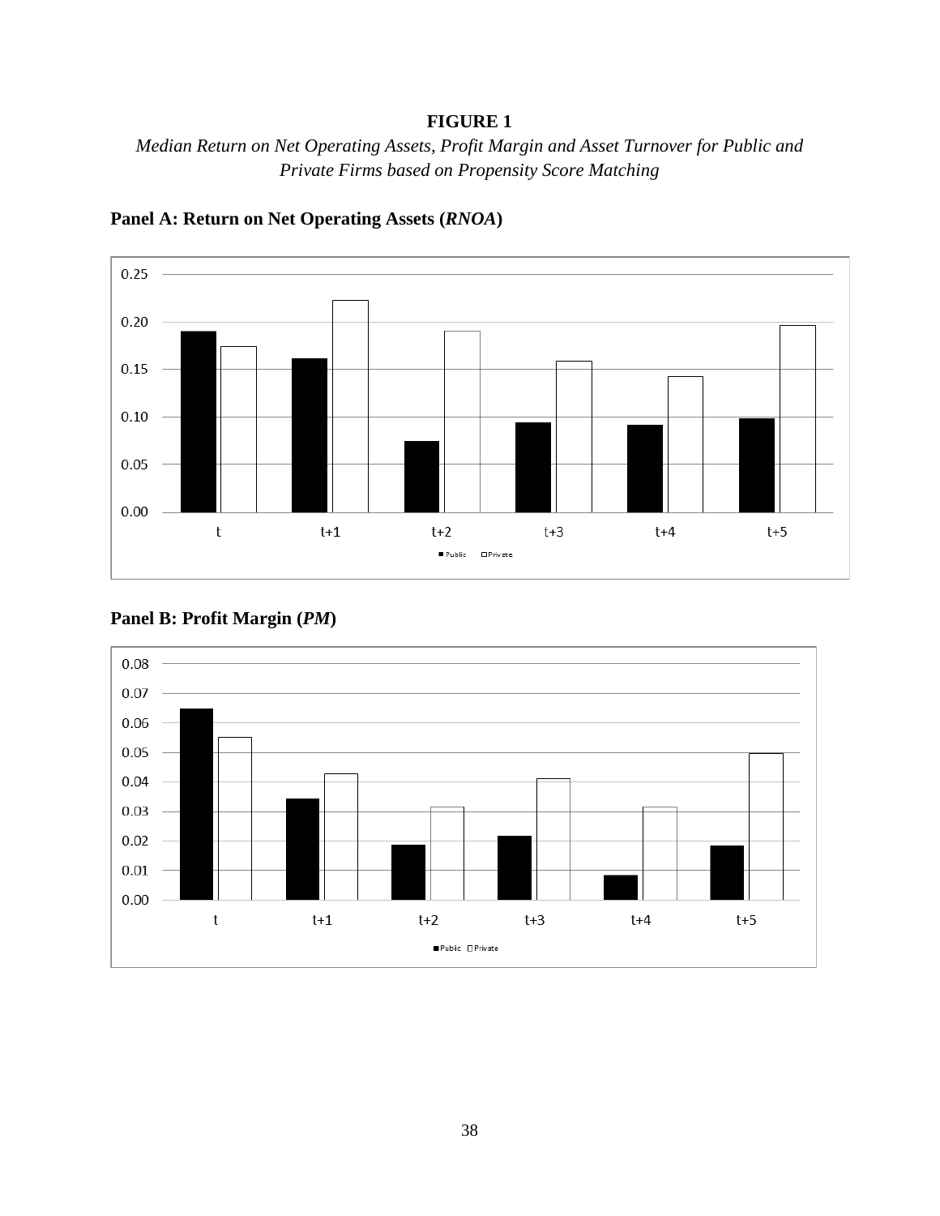**FIGURE 1**

*Median Return on Net Operating Assets, Profit Margin and Asset Turnover for Public and Private Firms based on Propensity Score Matching*

**Panel A: Return on Net Operating Assets (*RNOA*)**

**Panel B: Profit Margin (*PM*)**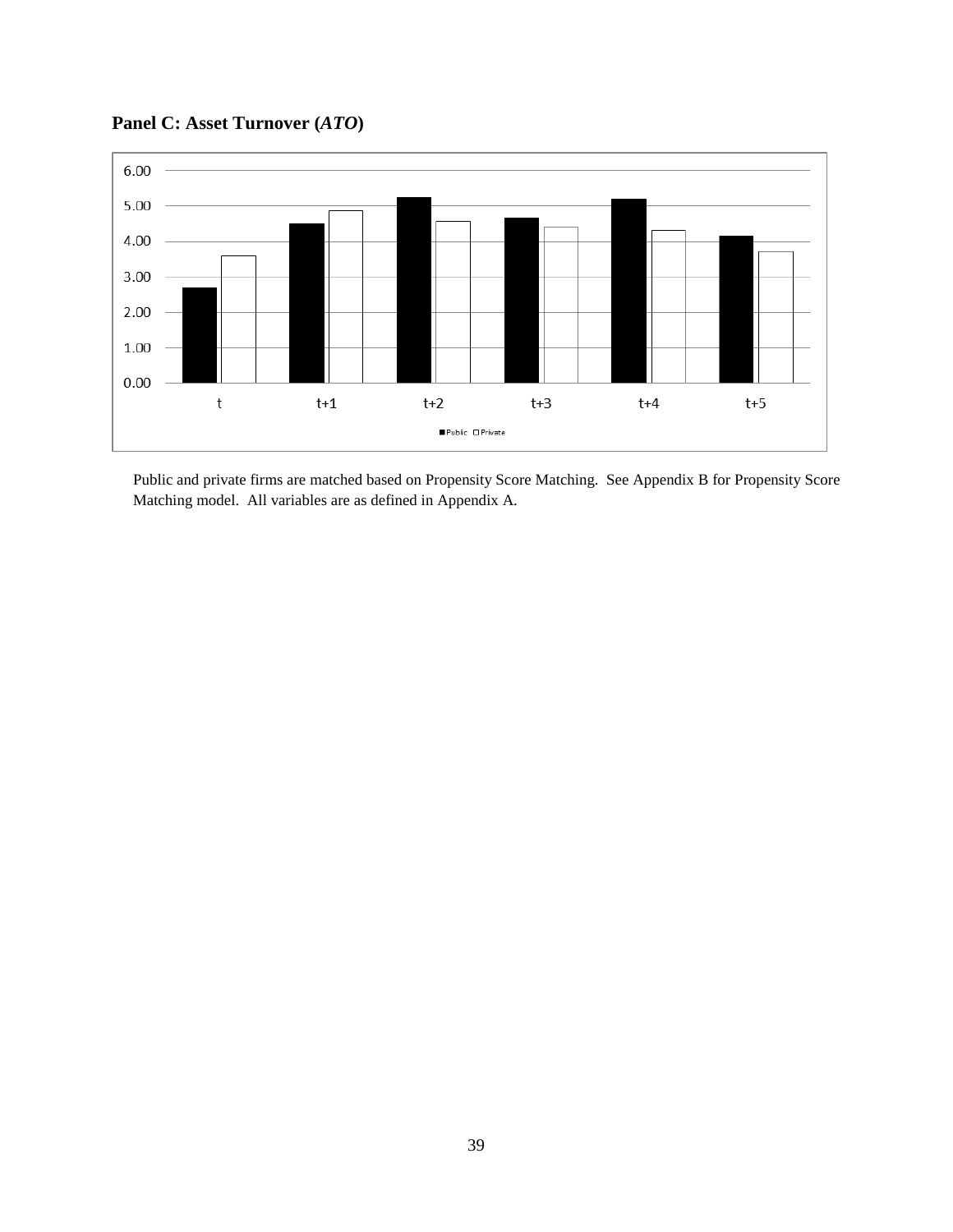**Panel C: Asset Turnover (*ATO*)**

Public and private firms are matched based on Propensity Score Matching. See Appendix B for Propensity Score Matching model. All variables are as defined in Appendix A.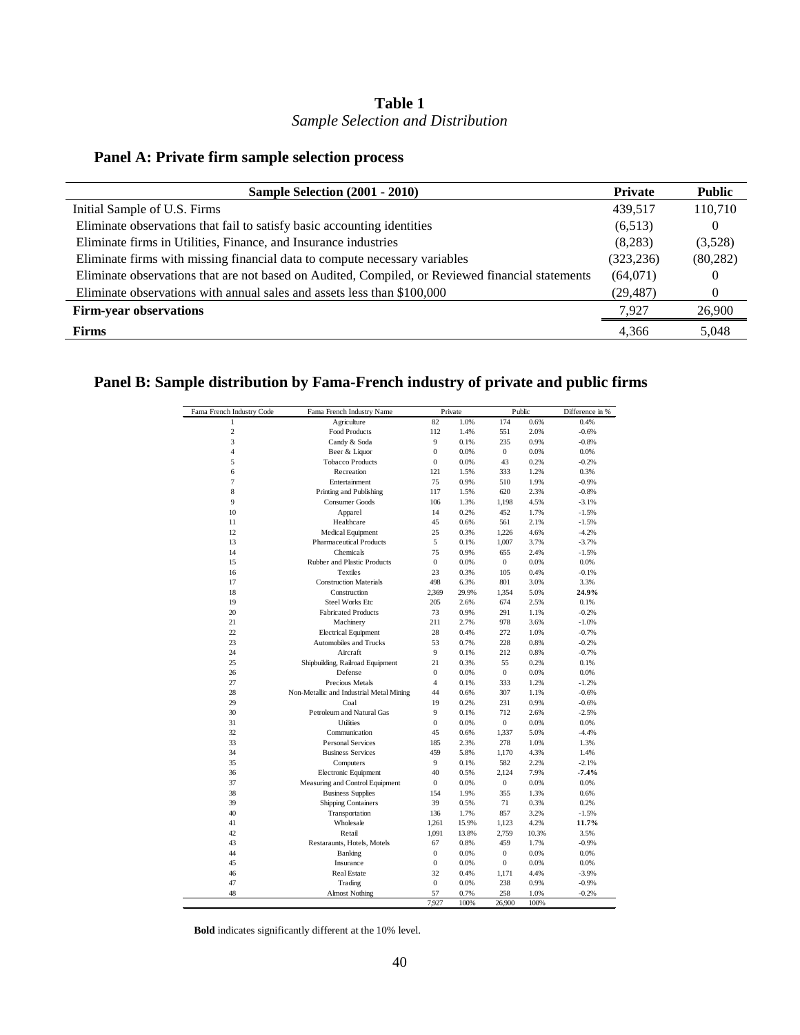**Table 1**

*Sample Selection and Distribution*

## Panel A: Private firm sample selection process

| Sample Selection (2001 - 2010) | Private | Public |
|---|---|---|
| Initial Sample of U.S. Firms | 439,517 | 110,710 |
| Eliminate observations that fail to satisfy basic accounting identities | (6,513) | 0 |
| Eliminate firms in Utilities, Finance, and Insurance industries | (8,283) | (3,528) |
| Eliminate firms with missing financial data to compute necessary variables | (323,236) | (80,282) |
| Eliminate observations that are not based on Audited, Compiled, or Reviewed financial statements | (64,071) | 0 |
| Eliminate observations with annual sales and assets less than $100,000 | (29,487) | 0 |
| **Firm-year observations** | 7,927 | 26,900 |
| **Firms** | 4,366 | 5,048 |

## Panel B: Sample distribution by Fama-French industry of private and public firms

| Fama French Industry Code | Fama French Industry Name | Private | | Public | | Difference in % |
|---|---|---|---|---|---|---|
| 1 | Agriculture | 82 | 1.0% | 174 | 0.6% | 0.4% |
| 2 | Food Products | 112 | 1.4% | 551 | 2.0% | -0.6% |
| 3 | Candy & Soda | 9 | 0.1% | 235 | 0.9% | -0.8% |
| 4 | Beer & Liquor | 0 | 0.0% | 0 | 0.0% | 0.0% |
| 5 | Tobacco Products | 0 | 0.0% | 43 | 0.2% | -0.2% |
| 6 | Recreation | 121 | 1.5% | 333 | 1.2% | 0.3% |
| 7 | Entertainment | 75 | 0.9% | 510 | 1.9% | -0.9% |
| 8 | Printing and Publishing | 117 | 1.5% | 620 | 2.3% | -0.8% |
| 9 | Consumer Goods | 106 | 1.3% | 1,198 | 4.5% | -3.1% |
| 10 | Apparel | 14 | 0.2% | 452 | 1.7% | -1.5% |
| 11 | Healthcare | 45 | 0.6% | 561 | 2.1% | -1.5% |
| 12 | Medical Equipment | 25 | 0.3% | 1,226 | 4.6% | -4.2% |
| 13 | Pharmaceutical Products | 5 | 0.1% | 1,007 | 3.7% | -3.7% |
| 14 | Chemicals | 75 | 0.9% | 655 | 2.4% | -1.5% |
| 15 | Rubber and Plastic Products | 0 | 0.0% | 0 | 0.0% | 0.0% |
| 16 | Textiles | 23 | 0.3% | 105 | 0.4% | -0.1% |
| 17 | Construction Materials | 498 | 6.3% | 801 | 3.0% | 3.3% |
| 18 | Construction | 2,369 | 29.9% | 1,354 | 5.0% | **24.9%** |
| 19 | Steel Works Etc | 205 | 2.6% | 674 | 2.5% | 0.1% |
| 20 | Fabricated Products | 73 | 0.9% | 291 | 1.1% | -0.2% |
| 21 | Machinery | 211 | 2.7% | 978 | 3.6% | -1.0% |
| 22 | Electrical Equipment | 28 | 0.4% | 272 | 1.0% | -0.7% |
| 23 | Automobiles and Trucks | 53 | 0.7% | 228 | 0.8% | -0.2% |
| 24 | Aircraft | 9 | 0.1% | 212 | 0.8% | -0.7% |
| 25 | Shipbuilding, Railroad Equipment | 21 | 0.3% | 55 | 0.2% | 0.1% |
| 26 | Defense | 0 | 0.0% | 0 | 0.0% | 0.0% |
| 27 | Precious Metals | 4 | 0.1% | 333 | 1.2% | -1.2% |
| 28 | Non-Metallic and Industrial Metal Mining | 44 | 0.6% | 307 | 1.1% | -0.6% |
| 29 | Coal | 19 | 0.2% | 231 | 0.9% | -0.6% |
| 30 | Petroleum and Natural Gas | 9 | 0.1% | 712 | 2.6% | -2.5% |
| 31 | Utilities | 0 | 0.0% | 0 | 0.0% | 0.0% |
| 32 | Communication | 45 | 0.6% | 1,337 | 5.0% | -4.4% |
| 33 | Personal Services | 185 | 2.3% | 278 | 1.0% | 1.3% |
| 34 | Business Services | 459 | 5.8% | 1,170 | 4.3% | 1.4% |
| 35 | Computers | 9 | 0.1% | 582 | 2.2% | -2.1% |
| 36 | Electronic Equipment | 40 | 0.5% | 2,124 | 7.9% | **-7.4%** |
| 37 | Measuring and Control Equipment | 0 | 0.0% | 0 | 0.0% | 0.0% |
| 38 | Business Supplies | 154 | 1.9% | 355 | 1.3% | 0.6% |
| 39 | Shipping Containers | 39 | 0.5% | 71 | 0.3% | 0.2% |
| 40 | Transportation | 136 | 1.7% | 857 | 3.2% | -1.5% |
| 41 | Wholesale | 1,261 | 15.9% | 1,123 | 4.2% | **11.7%** |
| 42 | Retail | 1,091 | 13.8% | 2,759 | 10.3% | 3.5% |
| 43 | Restaraunts, Hotels, Motels | 67 | 0.8% | 459 | 1.7% | -0.9% |
| 44 | Banking | 0 | 0.0% | 0 | 0.0% | 0.0% |
| 45 | Insurance | 0 | 0.0% | 0 | 0.0% | 0.0% |
| 46 | Real Estate | 32 | 0.4% | 1,171 | 4.4% | -3.9% |
| 47 | Trading | 0 | 0.0% | 238 | 0.9% | -0.9% |
| 48 | Almost Nothing | 57 | 0.7% | 258 | 1.0% | -0.2% |
| | | 7,927 | 100% | 26,900 | 100% | |

**Bold** indicates significantly different at the 10% level.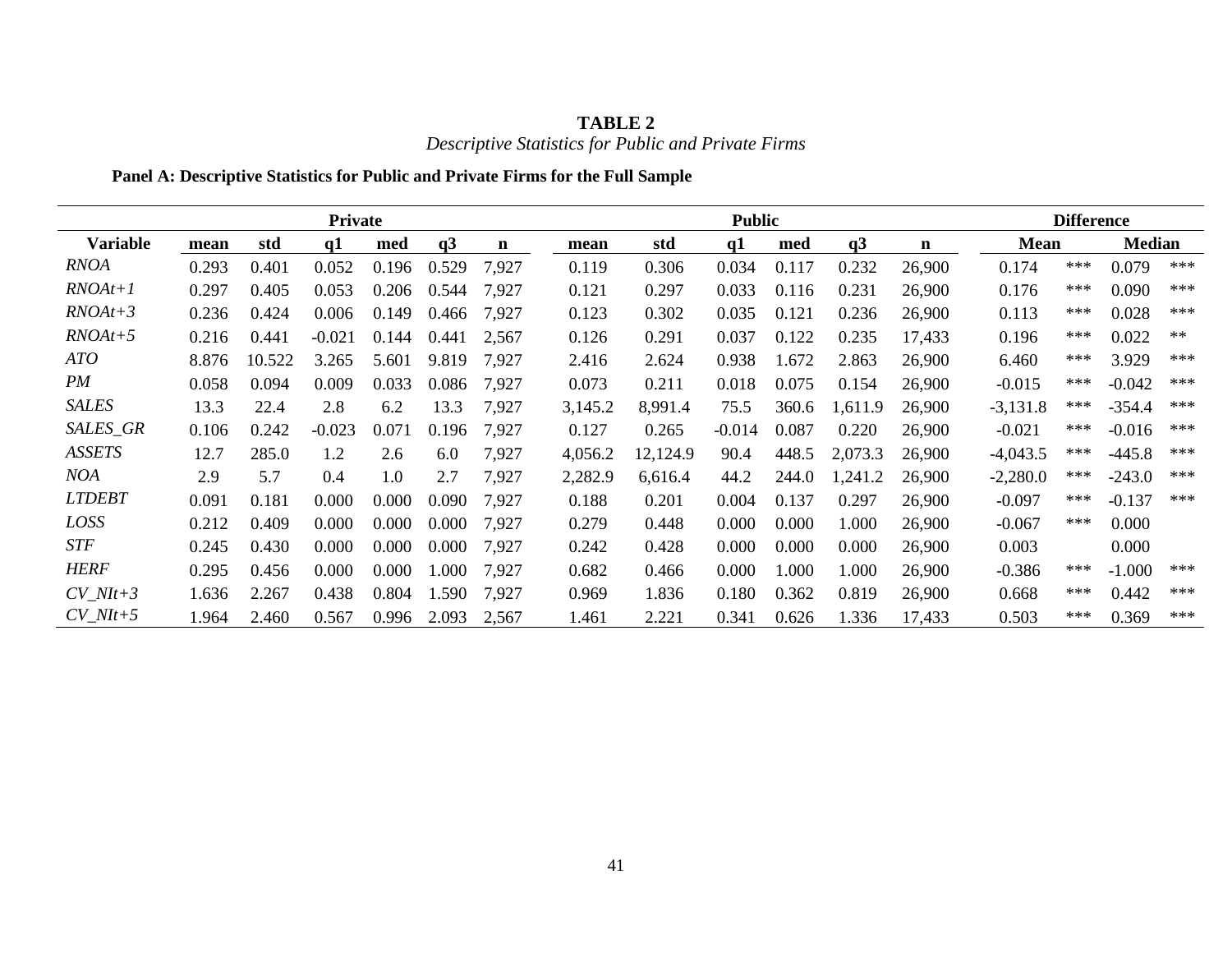**TABLE 2**
*Descriptive Statistics for Public and Private Firms*

**Panel A: Descriptive Statistics for Public and Private Firms for the Full Sample**

| | Private | | | | | | Public | | | | | | Difference | | | |
|---|---|---|---|---|---|---|---|---|---|---|---|---|---|---|---|---|
| **Variable** | **mean** | **std** | **q1** | **med** | **q3** | **n** | **mean** | **std** | **q1** | **med** | **q3** | **n** | **Mean** | | **Median** | |
| *RNOA* | 0.293 | 0.401 | 0.052 | 0.196 | 0.529 | 7,927 | 0.119 | 0.306 | 0.034 | 0.117 | 0.232 | 26,900 | 0.174 | *** | 0.079 | *** |
| *RNOAt+1* | 0.297 | 0.405 | 0.053 | 0.206 | 0.544 | 7,927 | 0.121 | 0.297 | 0.033 | 0.116 | 0.231 | 26,900 | 0.176 | *** | 0.090 | *** |
| *RNOAt+3* | 0.236 | 0.424 | 0.006 | 0.149 | 0.466 | 7,927 | 0.123 | 0.302 | 0.035 | 0.121 | 0.236 | 26,900 | 0.113 | *** | 0.028 | *** |
| *RNOAt+5* | 0.216 | 0.441 | -0.021 | 0.144 | 0.441 | 2,567 | 0.126 | 0.291 | 0.037 | 0.122 | 0.235 | 17,433 | 0.196 | *** | 0.022 | ** |
| *ATO* | 8.876 | 10.522 | 3.265 | 5.601 | 9.819 | 7,927 | 2.416 | 2.624 | 0.938 | 1.672 | 2.863 | 26,900 | 6.460 | *** | 3.929 | *** |
| *PM* | 0.058 | 0.094 | 0.009 | 0.033 | 0.086 | 7,927 | 0.073 | 0.211 | 0.018 | 0.075 | 0.154 | 26,900 | -0.015 | *** | -0.042 | *** |
| *SALES* | 13.3 | 22.4 | 2.8 | 6.2 | 13.3 | 7,927 | 3,145.2 | 8,991.4 | 75.5 | 360.6 | 1,611.9 | 26,900 | -3,131.8 | *** | -354.4 | *** |
| *SALES_GR* | 0.106 | 0.242 | -0.023 | 0.071 | 0.196 | 7,927 | 0.127 | 0.265 | -0.014 | 0.087 | 0.220 | 26,900 | -0.021 | *** | -0.016 | *** |
| *ASSETS* | 12.7 | 285.0 | 1.2 | 2.6 | 6.0 | 7,927 | 4,056.2 | 12,124.9 | 90.4 | 448.5 | 2,073.3 | 26,900 | -4,043.5 | *** | -445.8 | *** |
| *NOA* | 2.9 | 5.7 | 0.4 | 1.0 | 2.7 | 7,927 | 2,282.9 | 6,616.4 | 44.2 | 244.0 | 1,241.2 | 26,900 | -2,280.0 | *** | -243.0 | *** |
| *LTDEBT* | 0.091 | 0.181 | 0.000 | 0.000 | 0.090 | 7,927 | 0.188 | 0.201 | 0.004 | 0.137 | 0.297 | 26,900 | -0.097 | *** | -0.137 | *** |
| *LOSS* | 0.212 | 0.409 | 0.000 | 0.000 | 0.000 | 7,927 | 0.279 | 0.448 | 0.000 | 0.000 | 1.000 | 26,900 | -0.067 | *** | 0.000 | |
| *STF* | 0.245 | 0.430 | 0.000 | 0.000 | 0.000 | 7,927 | 0.242 | 0.428 | 0.000 | 0.000 | 0.000 | 26,900 | 0.003 | | 0.000 | |
| *HERF* | 0.295 | 0.456 | 0.000 | 0.000 | 1.000 | 7,927 | 0.682 | 0.466 | 0.000 | 1.000 | 1.000 | 26,900 | -0.386 | *** | -1.000 | *** |
| *CV_NIt+3* | 1.636 | 2.267 | 0.438 | 0.804 | 1.590 | 7,927 | 0.969 | 1.836 | 0.180 | 0.362 | 0.819 | 26,900 | 0.668 | *** | 0.442 | *** |
| *CV_NIt+5* | 1.964 | 2.460 | 0.567 | 0.996 | 2.093 | 2,567 | 1.461 | 2.221 | 0.341 | 0.626 | 1.336 | 17,433 | 0.503 | *** | 0.369 | *** |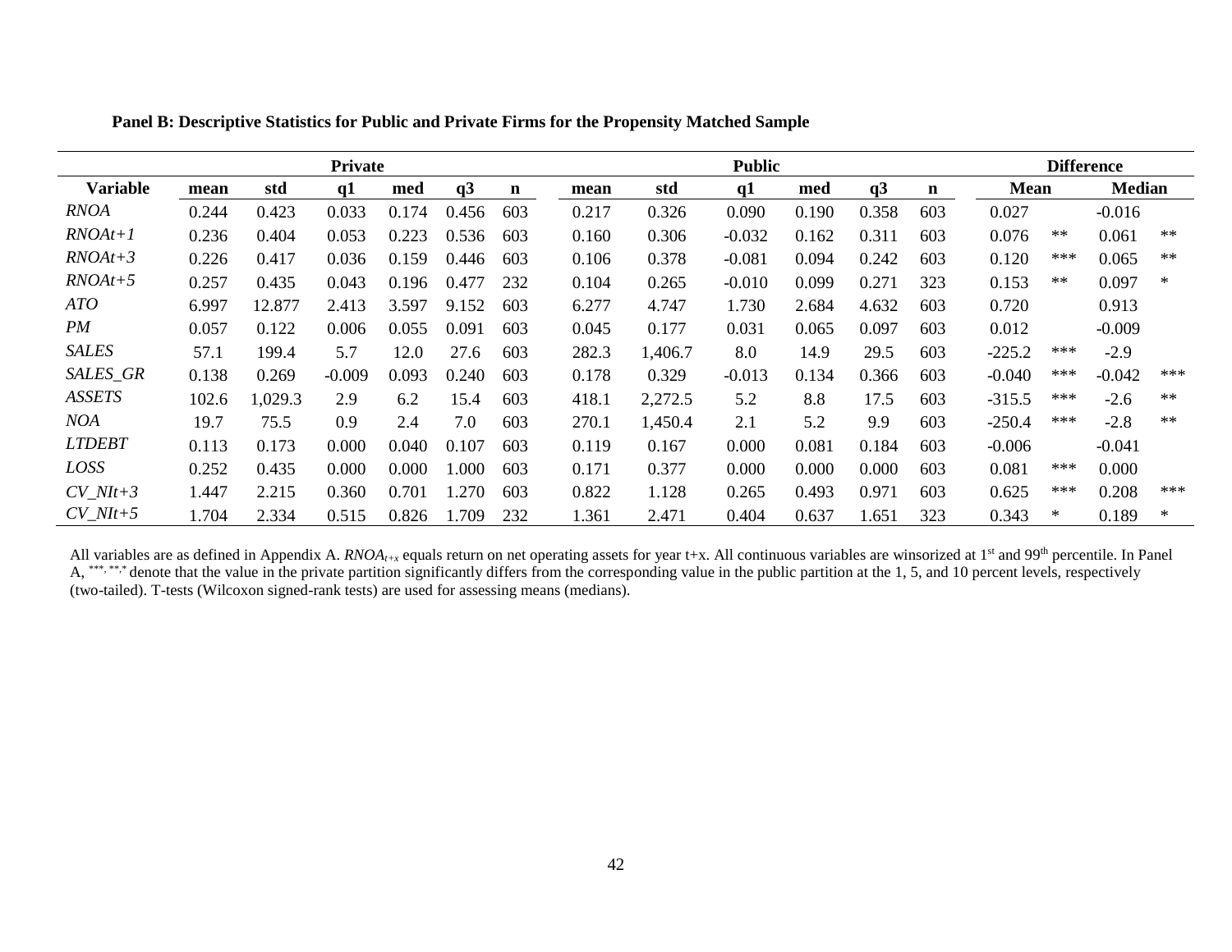**Panel B: Descriptive Statistics for Public and Private Firms for the Propensity Matched Sample**

| | Private | | | | | | Public | | | | | | Difference | | | |
|---|---|---|---|---|---|---|---|---|---|---|---|---|---|---|---|---|
| **Variable** | **mean** | **std** | **q1** | **med** | **q3** | **n** | **mean** | **std** | **q1** | **med** | **q3** | **n** | **Mean** | | **Median** | |
| *RNOA* | 0.244 | 0.423 | 0.033 | 0.174 | 0.456 | 603 | 0.217 | 0.326 | 0.090 | 0.190 | 0.358 | 603 | 0.027 | | -0.016 | |
| *RNOAt+1* | 0.236 | 0.404 | 0.053 | 0.223 | 0.536 | 603 | 0.160 | 0.306 | -0.032 | 0.162 | 0.311 | 603 | 0.076 | ** | 0.061 | ** |
| *RNOAt+3* | 0.226 | 0.417 | 0.036 | 0.159 | 0.446 | 603 | 0.106 | 0.378 | -0.081 | 0.094 | 0.242 | 603 | 0.120 | *** | 0.065 | ** |
| *RNOAt+5* | 0.257 | 0.435 | 0.043 | 0.196 | 0.477 | 232 | 0.104 | 0.265 | -0.010 | 0.099 | 0.271 | 323 | 0.153 | ** | 0.097 | * |
| *ATO* | 6.997 | 12.877 | 2.413 | 3.597 | 9.152 | 603 | 6.277 | 4.747 | 1.730 | 2.684 | 4.632 | 603 | 0.720 | | 0.913 | |
| *PM* | 0.057 | 0.122 | 0.006 | 0.055 | 0.091 | 603 | 0.045 | 0.177 | 0.031 | 0.065 | 0.097 | 603 | 0.012 | | -0.009 | |
| *SALES* | 57.1 | 199.4 | 5.7 | 12.0 | 27.6 | 603 | 282.3 | 1,406.7 | 8.0 | 14.9 | 29.5 | 603 | -225.2 | *** | -2.9 | |
| *SALES_GR* | 0.138 | 0.269 | -0.009 | 0.093 | 0.240 | 603 | 0.178 | 0.329 | -0.013 | 0.134 | 0.366 | 603 | -0.040 | *** | -0.042 | *** |
| *ASSETS* | 102.6 | 1,029.3 | 2.9 | 6.2 | 15.4 | 603 | 418.1 | 2,272.5 | 5.2 | 8.8 | 17.5 | 603 | -315.5 | *** | -2.6 | ** |
| *NOA* | 19.7 | 75.5 | 0.9 | 2.4 | 7.0 | 603 | 270.1 | 1,450.4 | 2.1 | 5.2 | 9.9 | 603 | -250.4 | *** | -2.8 | ** |
| *LTDEBT* | 0.113 | 0.173 | 0.000 | 0.040 | 0.107 | 603 | 0.119 | 0.167 | 0.000 | 0.081 | 0.184 | 603 | -0.006 | | -0.041 | |
| *LOSS* | 0.252 | 0.435 | 0.000 | 0.000 | 1.000 | 603 | 0.171 | 0.377 | 0.000 | 0.000 | 0.000 | 603 | 0.081 | *** | 0.000 | |
| *CV_NIt+3* | 1.447 | 2.215 | 0.360 | 0.701 | 1.270 | 603 | 0.822 | 1.128 | 0.265 | 0.493 | 0.971 | 603 | 0.625 | *** | 0.208 | *** |
| *CV_NIt+5* | 1.704 | 2.334 | 0.515 | 0.826 | 1.709 | 232 | 1.361 | 2.471 | 0.404 | 0.637 | 1.651 | 323 | 0.343 | * | 0.189 | * |

All variables are as defined in Appendix A. $RNOA_{t+x}$ equals return on net operating assets for year t+x. All continuous variables are winsorized at 1st and 99th percentile. In Panel A, ***, **,* denote that the value in the private partition significantly differs from the corresponding value in the public partition at the 1, 5, and 10 percent levels, respectively (two-tailed). T-tests (Wilcoxon signed-rank tests) are used for assessing means (medians).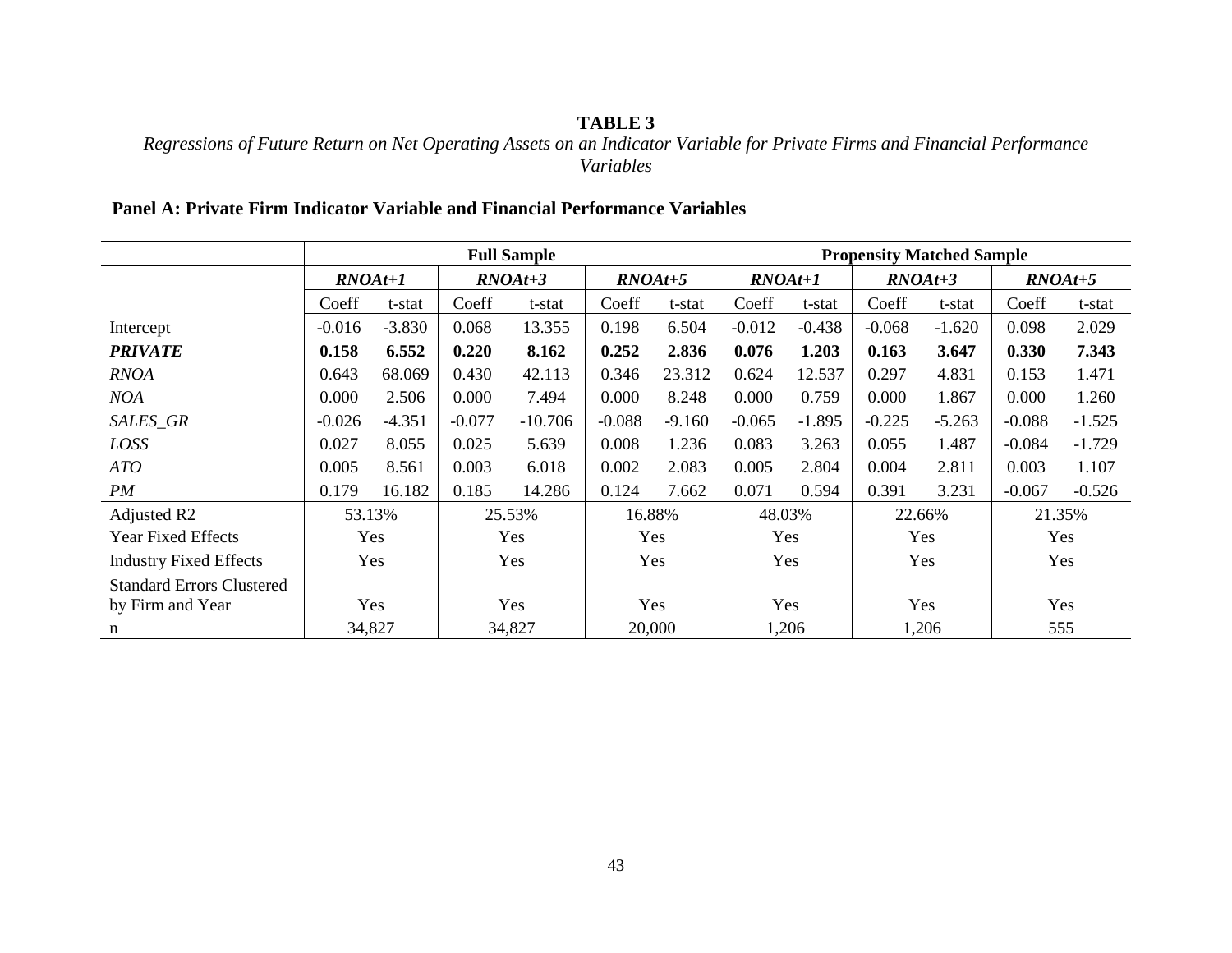**TABLE 3**

*Regressions of Future Return on Net Operating Assets on an Indicator Variable for Private Firms and Financial Performance Variables*

**Panel A: Private Firm Indicator Variable and Financial Performance Variables**

| | Full Sample | | | | | | Propensity Matched Sample | | | | | |
|---|---|---|---|---|---|---|---|---|---|---|---|---|
| | *RNOAt+1* | | *RNOAt+3* | | *RNOAt+5* | | *RNOAt+1* | | *RNOAt+3* | | *RNOAt+5* | |
| | Coeff | t-stat | Coeff | t-stat | Coeff | t-stat | Coeff | t-stat | Coeff | t-stat | Coeff | t-stat |
| Intercept | -0.016 | -3.830 | 0.068 | 13.355 | 0.198 | 6.504 | -0.012 | -0.438 | -0.068 | -1.620 | 0.098 | 2.029 |
| ***PRIVATE*** | **0.158** | **6.552** | **0.220** | **8.162** | **0.252** | **2.836** | **0.076** | **1.203** | **0.163** | **3.647** | **0.330** | **7.343** |
| *RNOA* | 0.643 | 68.069 | 0.430 | 42.113 | 0.346 | 23.312 | 0.624 | 12.537 | 0.297 | 4.831 | 0.153 | 1.471 |
| *NOA* | 0.000 | 2.506 | 0.000 | 7.494 | 0.000 | 8.248 | 0.000 | 0.759 | 0.000 | 1.867 | 0.000 | 1.260 |
| *SALES_GR* | -0.026 | -4.351 | -0.077 | -10.706 | -0.088 | -9.160 | -0.065 | -1.895 | -0.225 | -5.263 | -0.088 | -1.525 |
| *LOSS* | 0.027 | 8.055 | 0.025 | 5.639 | 0.008 | 1.236 | 0.083 | 3.263 | 0.055 | 1.487 | -0.084 | -1.729 |
| *ATO* | 0.005 | 8.561 | 0.003 | 6.018 | 0.002 | 2.083 | 0.005 | 2.804 | 0.004 | 2.811 | 0.003 | 1.107 |
| *PM* | 0.179 | 16.182 | 0.185 | 14.286 | 0.124 | 7.662 | 0.071 | 0.594 | 0.391 | 3.231 | -0.067 | -0.526 |
| Adjusted R2 | 53.13% | | 25.53% | | 16.88% | | 48.03% | | 22.66% | | 21.35% | |
| Year Fixed Effects | Yes | | Yes | | Yes | | Yes | | Yes | | Yes | |
| Industry Fixed Effects | Yes | | Yes | | Yes | | Yes | | Yes | | Yes | |
| Standard Errors Clustered by Firm and Year | Yes | | Yes | | Yes | | Yes | | Yes | | Yes | |
| n | 34,827 | | 34,827 | | 20,000 | | 1,206 | | 1,206 | | 555 | |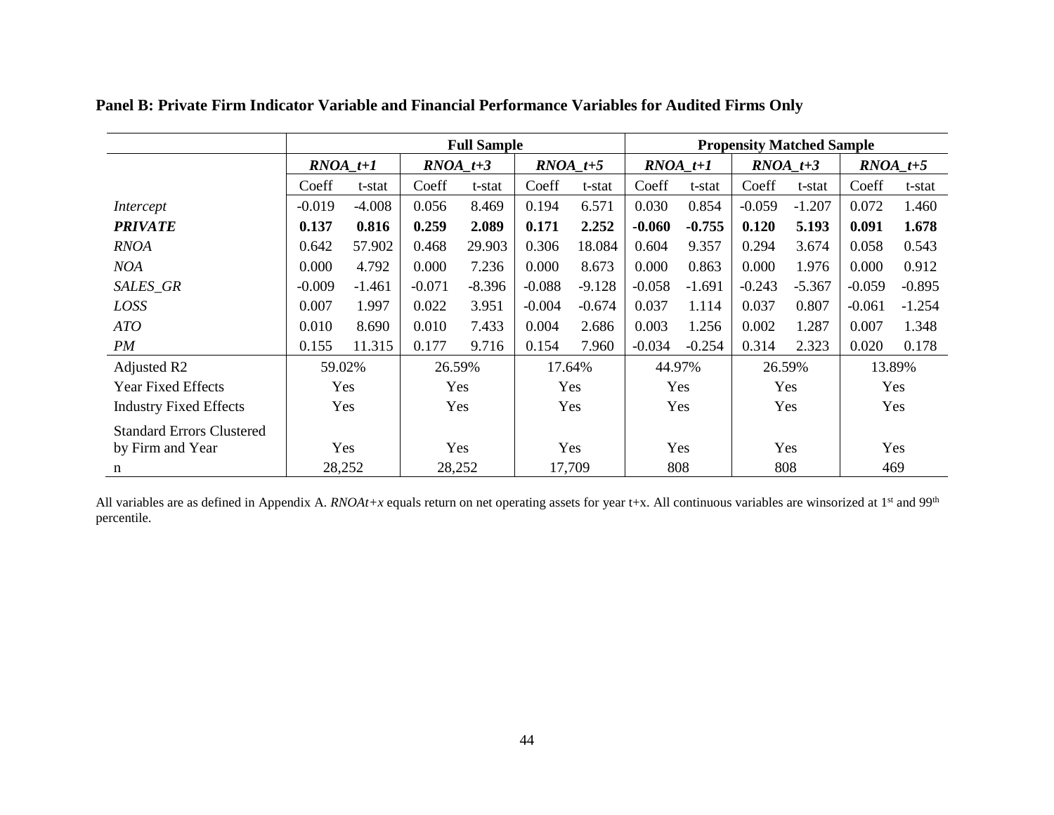**Panel B: Private Firm Indicator Variable and Financial Performance Variables for Audited Firms Only**

| | Full Sample | | | | | | Propensity Matched Sample | | | | | |
|---|---|---|---|---|---|---|---|---|---|---|---|---|
| | *RNOA_t+1* | | *RNOA_t+3* | | *RNOA_t+5* | | *RNOA_t+1* | | *RNOA_t+3* | | *RNOA_t+5* | |
| | Coeff | t-stat | Coeff | t-stat | Coeff | t-stat | Coeff | t-stat | Coeff | t-stat | Coeff | t-stat |
| *Intercept* | -0.019 | -4.008 | 0.056 | 8.469 | 0.194 | 6.571 | 0.030 | 0.854 | -0.059 | -1.207 | 0.072 | 1.460 |
| ***PRIVATE*** | **0.137** | **0.816** | **0.259** | **2.089** | **0.171** | **2.252** | **-0.060** | **-0.755** | **0.120** | **5.193** | **0.091** | **1.678** |
| *RNOA* | 0.642 | 57.902 | 0.468 | 29.903 | 0.306 | 18.084 | 0.604 | 9.357 | 0.294 | 3.674 | 0.058 | 0.543 |
| *NOA* | 0.000 | 4.792 | 0.000 | 7.236 | 0.000 | 8.673 | 0.000 | 0.863 | 0.000 | 1.976 | 0.000 | 0.912 |
| *SALES_GR* | -0.009 | -1.461 | -0.071 | -8.396 | -0.088 | -9.128 | -0.058 | -1.691 | -0.243 | -5.367 | -0.059 | -0.895 |
| *LOSS* | 0.007 | 1.997 | 0.022 | 3.951 | -0.004 | -0.674 | 0.037 | 1.114 | 0.037 | 0.807 | -0.061 | -1.254 |
| *ATO* | 0.010 | 8.690 | 0.010 | 7.433 | 0.004 | 2.686 | 0.003 | 1.256 | 0.002 | 1.287 | 0.007 | 1.348 |
| *PM* | 0.155 | 11.315 | 0.177 | 9.716 | 0.154 | 7.960 | -0.034 | -0.254 | 0.314 | 2.323 | 0.020 | 0.178 |
| Adjusted R2 | 59.02% | | 26.59% | | 17.64% | | 44.97% | | 26.59% | | 13.89% | |
| Year Fixed Effects | Yes | | Yes | | Yes | | Yes | | Yes | | Yes | |
| Industry Fixed Effects | Yes | | Yes | | Yes | | Yes | | Yes | | Yes | |
| Standard Errors Clustered by Firm and Year | Yes | | Yes | | Yes | | Yes | | Yes | | Yes | |
| n | 28,252 | | 28,252 | | 17,709 | | 808 | | 808 | | 469 | |

All variables are as defined in Appendix A. *RNOAt+x* equals return on net operating assets for year t+x. All continuous variables are winsorized at 1st and 99th percentile.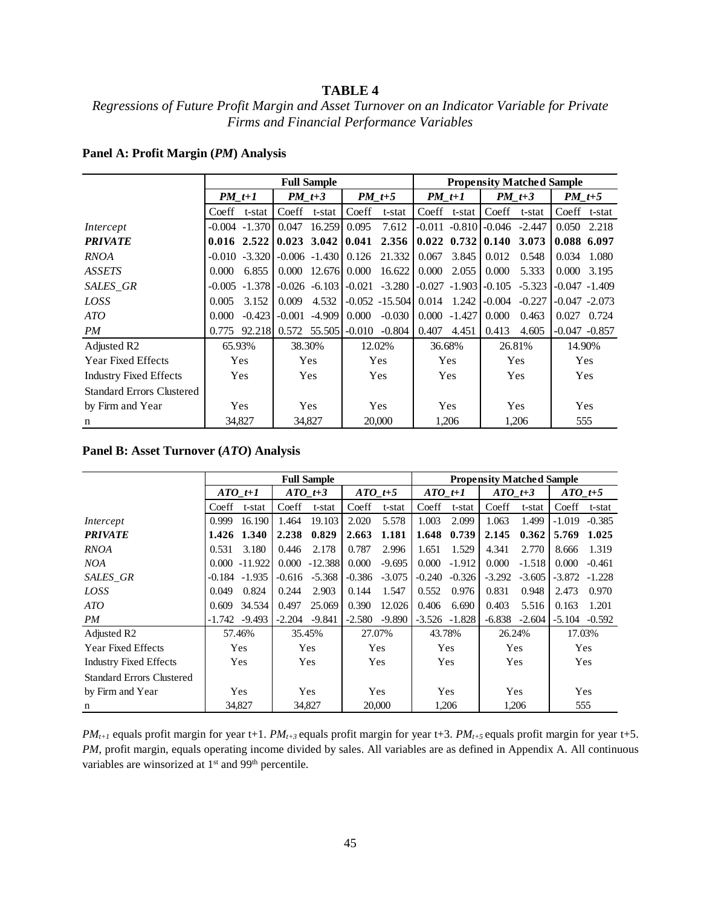**TABLE 4**

*Regressions of Future Profit Margin and Asset Turnover on an Indicator Variable for Private Firms and Financial Performance Variables*

**Panel A: Profit Margin (*PM*) Analysis**

| | Full Sample | | | | | | Propensity Matched Sample | | | | | |
|---|---|---|---|---|---|---|---|---|---|---|---|---|
| | ***PM_t+1*** | | ***PM_t+3*** | | ***PM_t+5*** | | ***PM_t+1*** | | ***PM_t+3*** | | ***PM_t+5*** | |
| | Coeff | t-stat | Coeff | t-stat | Coeff | t-stat | Coeff | t-stat | Coeff | t-stat | Coeff | t-stat |
| *Intercept* | -0.004 | -1.370 | 0.047 | 16.259 | 0.095 | 7.612 | -0.011 | -0.810 | -0.046 | -2.447 | 0.050 | 2.218 |
| ***PRIVATE*** | **0.016** | **2.522** | **0.023** | **3.042** | **0.041** | **2.356** | **0.022** | **0.732** | **0.140** | **3.073** | **0.088** | **6.097** |
| *RNOA* | -0.010 | -3.320 | -0.006 | -1.430 | 0.126 | 21.332 | 0.067 | 3.845 | 0.012 | 0.548 | 0.034 | 1.080 |
| *ASSETS* | 0.000 | 6.855 | 0.000 | 12.676 | 0.000 | 16.622 | 0.000 | 2.055 | 0.000 | 5.333 | 0.000 | 3.195 |
| *SALES_GR* | -0.005 | -1.378 | -0.026 | -6.103 | -0.021 | -3.280 | -0.027 | -1.903 | -0.105 | -5.323 | -0.047 | -1.409 |
| *LOSS* | 0.005 | 3.152 | 0.009 | 4.532 | -0.052 | -15.504 | 0.014 | 1.242 | -0.004 | -0.227 | -0.047 | -2.073 |
| *ATO* | 0.000 | -0.423 | -0.001 | -4.909 | 0.000 | -0.030 | 0.000 | -1.427 | 0.000 | 0.463 | 0.027 | 0.724 |
| *PM* | 0.775 | 92.218 | 0.572 | 55.505 | -0.010 | -0.804 | 0.407 | 4.451 | 0.413 | 4.605 | -0.047 | -0.857 |
| Adjusted R2 | 65.93% | | 38.30% | | 12.02% | | 36.68% | | 26.81% | | 14.90% | |
| Year Fixed Effects | Yes | | Yes | | Yes | | Yes | | Yes | | Yes | |
| Industry Fixed Effects | Yes | | Yes | | Yes | | Yes | | Yes | | Yes | |
| Standard Errors Clustered by Firm and Year | Yes | | Yes | | Yes | | Yes | | Yes | | Yes | |
| n | 34,827 | | 34,827 | | 20,000 | | 1,206 | | 1,206 | | 555 | |

**Panel B: Asset Turnover (*ATO*) Analysis**

| | Full Sample | | | | | | Propensity Matched Sample | | | | | |
|---|---|---|---|---|---|---|---|---|---|---|---|---|
| | ***ATO_t+1*** | | ***ATO_t+3*** | | ***ATO_t+5*** | | ***ATO_t+1*** | | ***ATO_t+3*** | | ***ATO_t+5*** | |
| | Coeff | t-stat | Coeff | t-stat | Coeff | t-stat | Coeff | t-stat | Coeff | t-stat | Coeff | t-stat |
| *Intercept* | 0.999 | 16.190 | 1.464 | 19.103 | 2.020 | 5.578 | 1.003 | 2.099 | 1.063 | 1.499 | -1.019 | -0.385 |
| ***PRIVATE*** | **1.426** | **1.340** | **2.238** | **0.829** | **2.663** | **1.181** | **1.648** | **0.739** | **2.145** | **0.362** | **5.769** | **1.025** |
| *RNOA* | 0.531 | 3.180 | 0.446 | 2.178 | 0.787 | 2.996 | 1.651 | 1.529 | 4.341 | 2.770 | 8.666 | 1.319 |
| *NOA* | 0.000 | -11.922 | 0.000 | -12.388 | 0.000 | -9.695 | 0.000 | -1.912 | 0.000 | -1.518 | 0.000 | -0.461 |
| *SALES_GR* | -0.184 | -1.935 | -0.616 | -5.368 | -0.386 | -3.075 | -0.240 | -0.326 | -3.292 | -3.605 | -3.872 | -1.228 |
| *LOSS* | 0.049 | 0.824 | 0.244 | 2.903 | 0.144 | 1.547 | 0.552 | 0.976 | 0.831 | 0.948 | 2.473 | 0.970 |
| *ATO* | 0.609 | 34.534 | 0.497 | 25.069 | 0.390 | 12.026 | 0.406 | 6.690 | 0.403 | 5.516 | 0.163 | 1.201 |
| *PM* | -1.742 | -9.493 | -2.204 | -9.841 | -2.580 | -9.890 | -3.526 | -1.828 | -6.838 | -2.604 | -5.104 | -0.592 |
| Adjusted R2 | 57.46% | | 35.45% | | 27.07% | | 43.78% | | 26.24% | | 17.03% | |
| Year Fixed Effects | Yes | | Yes | | Yes | | Yes | | Yes | | Yes | |
| Industry Fixed Effects | Yes | | Yes | | Yes | | Yes | | Yes | | Yes | |
| Standard Errors Clustered by Firm and Year | Yes | | Yes | | Yes | | Yes | | Yes | | Yes | |
| n | 34,827 | | 34,827 | | 20,000 | | 1,206 | | 1,206 | | 555 | |

$PM_{t+1}$ equals profit margin for year t+1. $PM_{t+3}$ equals profit margin for year t+3. $PM_{t+5}$ equals profit margin for year t+5. *PM*, profit margin, equals operating income divided by sales. All variables are as defined in Appendix A. All continuous variables are winsorized at 1st and 99th percentile.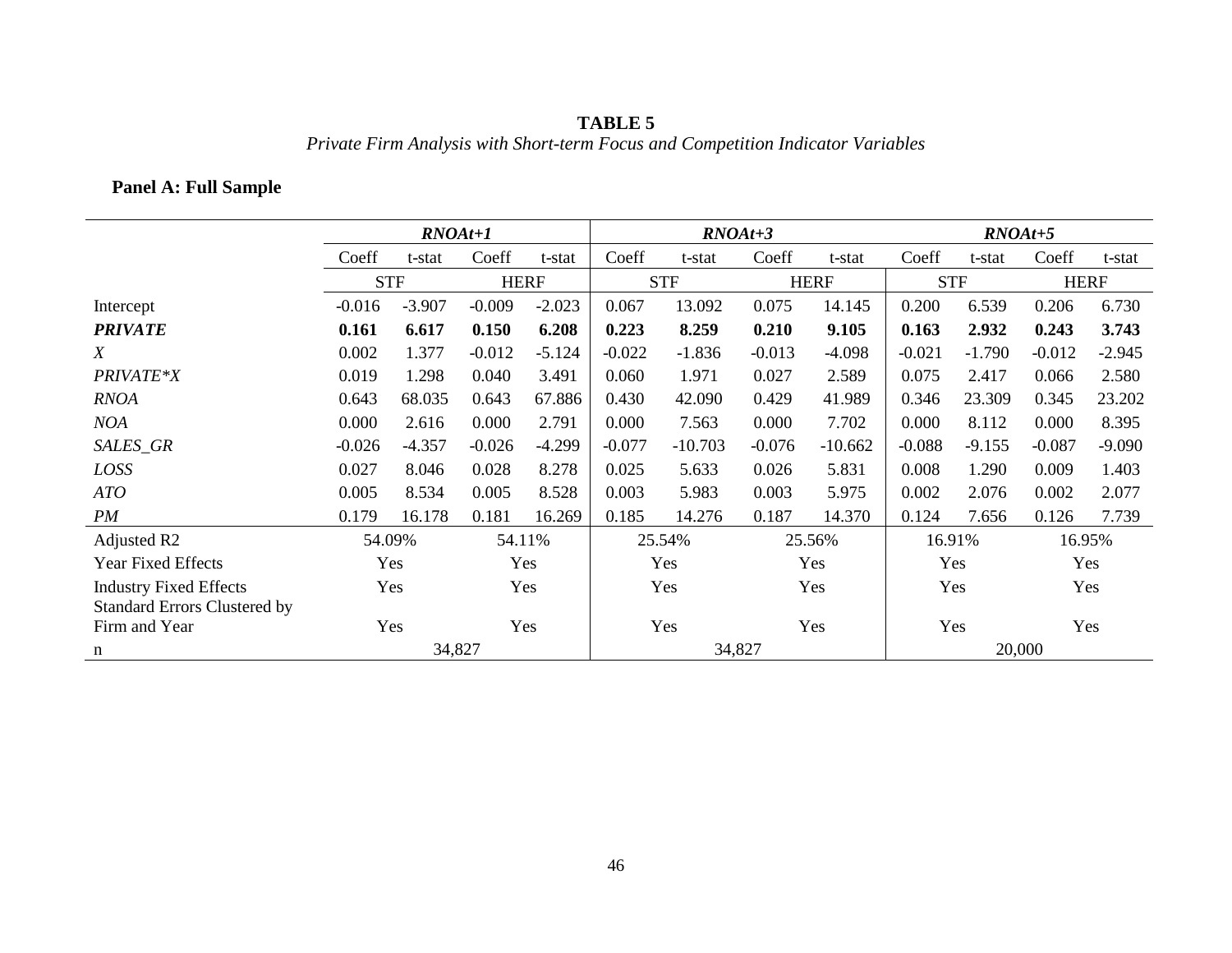**TABLE 5**

*Private Firm Analysis with Short-term Focus and Competition Indicator Variables*

**Panel A: Full Sample**

| | ***RNOAt+1*** | | | | ***RNOAt+3*** | | | | ***RNOAt+5*** | | | |
|---|---|---|---|---|---|---|---|---|---|---|---|---|
| | Coeff | t-stat | Coeff | t-stat | Coeff | t-stat | Coeff | t-stat | Coeff | t-stat | Coeff | t-stat |
| | STF | | HERF | | STF | | HERF | | STF | | HERF | |
| Intercept | -0.016 | -3.907 | -0.009 | -2.023 | 0.067 | 13.092 | 0.075 | 14.145 | 0.200 | 6.539 | 0.206 | 6.730 |
| ***PRIVATE*** | **0.161** | **6.617** | **0.150** | **6.208** | **0.223** | **8.259** | **0.210** | **9.105** | **0.163** | **2.932** | **0.243** | **3.743** |
| *X* | 0.002 | 1.377 | -0.012 | -5.124 | -0.022 | -1.836 | -0.013 | -4.098 | -0.021 | -1.790 | -0.012 | -2.945 |
| *PRIVATE*X* | 0.019 | 1.298 | 0.040 | 3.491 | 0.060 | 1.971 | 0.027 | 2.589 | 0.075 | 2.417 | 0.066 | 2.580 |
| *RNOA* | 0.643 | 68.035 | 0.643 | 67.886 | 0.430 | 42.090 | 0.429 | 41.989 | 0.346 | 23.309 | 0.345 | 23.202 |
| *NOA* | 0.000 | 2.616 | 0.000 | 2.791 | 0.000 | 7.563 | 0.000 | 7.702 | 0.000 | 8.112 | 0.000 | 8.395 |
| *SALES_GR* | -0.026 | -4.357 | -0.026 | -4.299 | -0.077 | -10.703 | -0.076 | -10.662 | -0.088 | -9.155 | -0.087 | -9.090 |
| *LOSS* | 0.027 | 8.046 | 0.028 | 8.278 | 0.025 | 5.633 | 0.026 | 5.831 | 0.008 | 1.290 | 0.009 | 1.403 |
| *ATO* | 0.005 | 8.534 | 0.005 | 8.528 | 0.003 | 5.983 | 0.003 | 5.975 | 0.002 | 2.076 | 0.002 | 2.077 |
| *PM* | 0.179 | 16.178 | 0.181 | 16.269 | 0.185 | 14.276 | 0.187 | 14.370 | 0.124 | 7.656 | 0.126 | 7.739 |
| Adjusted R2 | 54.09% | | 54.11% | | 25.54% | | 25.56% | | 16.91% | | 16.95% | |
| Year Fixed Effects | Yes | | Yes | | Yes | | Yes | | Yes | | Yes | |
| Industry Fixed Effects | Yes | | Yes | | Yes | | Yes | | Yes | | Yes | |
| Standard Errors Clustered by Firm and Year | Yes | | Yes | | Yes | | Yes | | Yes | | Yes | |
| n | 34,827 | | | | 34,827 | | | | 20,000 | | | |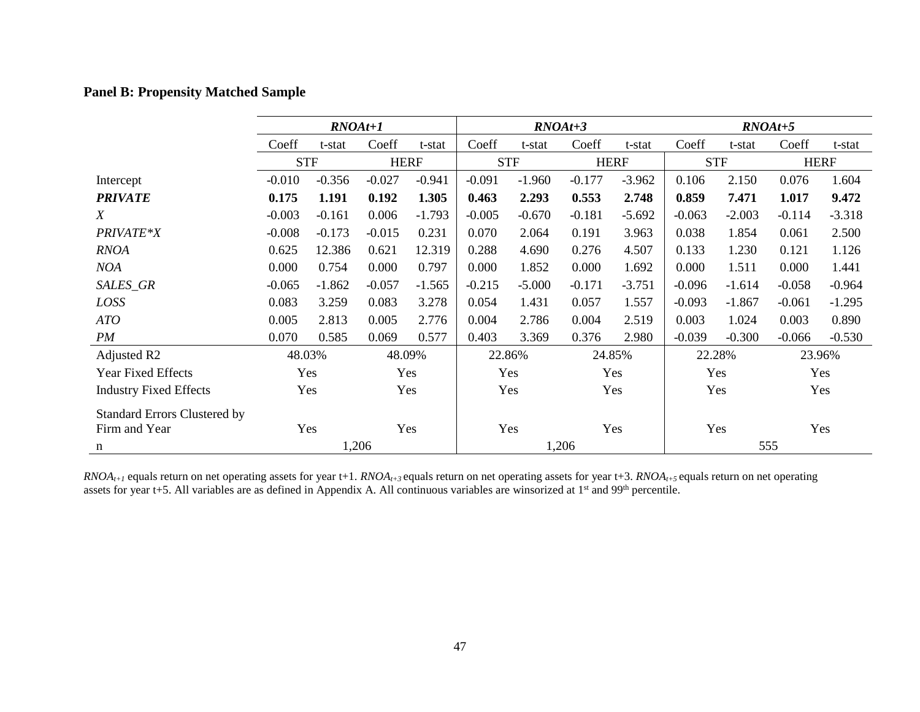**Panel B: Propensity Matched Sample**

| | ***RNOAt+1*** | | | | ***RNOAt+3*** | | | | ***RNOAt+5*** | | | |
|---|---|---|---|---|---|---|---|---|---|---|---|---|
| | Coeff | t-stat | Coeff | t-stat | Coeff | t-stat | Coeff | t-stat | Coeff | t-stat | Coeff | t-stat |
| | STF | | HERF | | STF | | HERF | | STF | | HERF | |
| Intercept | -0.010 | -0.356 | -0.027 | -0.941 | -0.091 | -1.960 | -0.177 | -3.962 | 0.106 | 2.150 | 0.076 | 1.604 |
| ***PRIVATE*** | **0.175** | **1.191** | **0.192** | **1.305** | **0.463** | **2.293** | **0.553** | **2.748** | **0.859** | **7.471** | **1.017** | **9.472** |
| *X* | -0.003 | -0.161 | 0.006 | -1.793 | -0.005 | -0.670 | -0.181 | -5.692 | -0.063 | -2.003 | -0.114 | -3.318 |
| *PRIVATE\*X* | -0.008 | -0.173 | -0.015 | 0.231 | 0.070 | 2.064 | 0.191 | 3.963 | 0.038 | 1.854 | 0.061 | 2.500 |
| *RNOA* | 0.625 | 12.386 | 0.621 | 12.319 | 0.288 | 4.690 | 0.276 | 4.507 | 0.133 | 1.230 | 0.121 | 1.126 |
| *NOA* | 0.000 | 0.754 | 0.000 | 0.797 | 0.000 | 1.852 | 0.000 | 1.692 | 0.000 | 1.511 | 0.000 | 1.441 |
| *SALES_GR* | -0.065 | -1.862 | -0.057 | -1.565 | -0.215 | -5.000 | -0.171 | -3.751 | -0.096 | -1.614 | -0.058 | -0.964 |
| *LOSS* | 0.083 | 3.259 | 0.083 | 3.278 | 0.054 | 1.431 | 0.057 | 1.557 | -0.093 | -1.867 | -0.061 | -1.295 |
| *ATO* | 0.005 | 2.813 | 0.005 | 2.776 | 0.004 | 2.786 | 0.004 | 2.519 | 0.003 | 1.024 | 0.003 | 0.890 |
| *PM* | 0.070 | 0.585 | 0.069 | 0.577 | 0.403 | 3.369 | 0.376 | 2.980 | -0.039 | -0.300 | -0.066 | -0.530 |
| Adjusted R2 | 48.03% | | 48.09% | | 22.86% | | 24.85% | | 22.28% | | 23.96% | |
| Year Fixed Effects | Yes | | Yes | | Yes | | Yes | | Yes | | Yes | |
| Industry Fixed Effects | Yes | | Yes | | Yes | | Yes | | Yes | | Yes | |
| Standard Errors Clustered by Firm and Year | Yes | | Yes | | Yes | | Yes | | Yes | | Yes | |
| n | 1,206 | | | | 1,206 | | | | 555 | | | |

$RNOA_{t+1}$ equals return on net operating assets for year t+1. $RNOA_{t+3}$ equals return on net operating assets for year t+3. $RNOA_{t+5}$ equals return on net operating assets for year t+5. All variables are as defined in Appendix A. All continuous variables are winsorized at 1st and 99th percentile.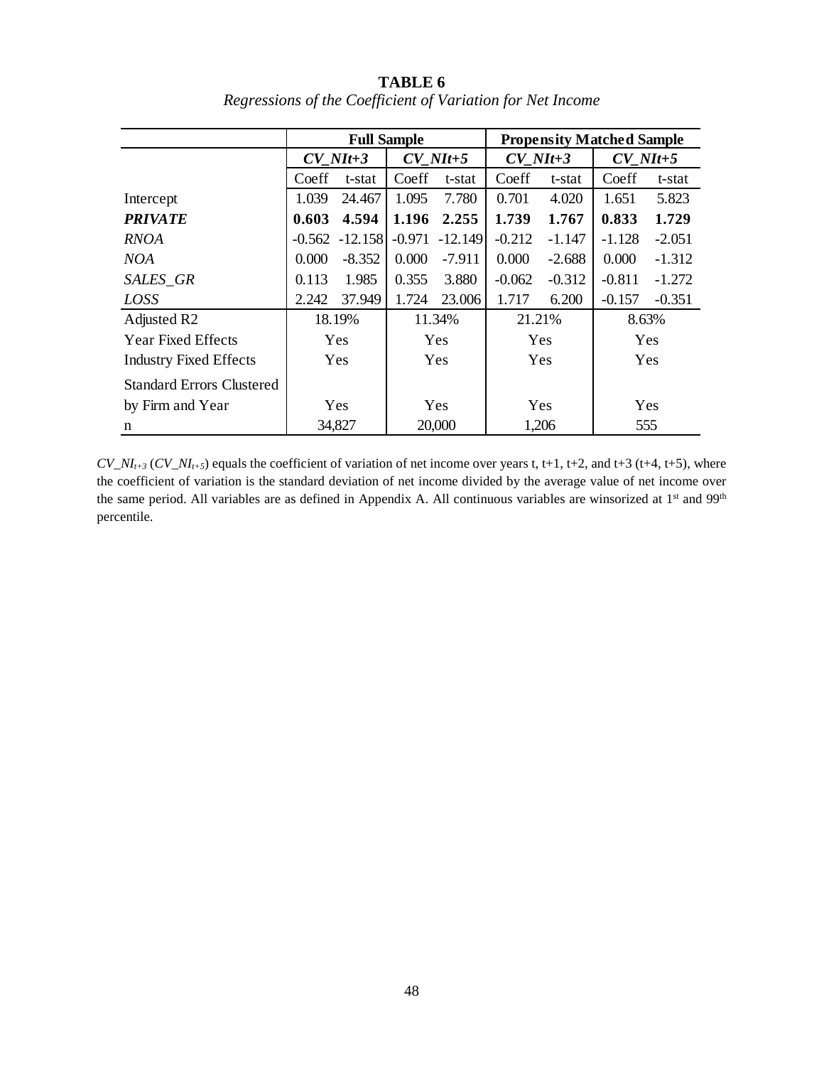**TABLE 6**

*Regressions of the Coefficient of Variation for Net Income*

| | Full Sample | | | | Propensity Matched Sample | | | |
|---|---|---|---|---|---|---|---|---|
| | ***CV_NIt+3*** | | ***CV_NIt+5*** | | ***CV_NIt+3*** | | ***CV_NIt+5*** | |
| | Coeff | t-stat | Coeff | t-stat | Coeff | t-stat | Coeff | t-stat |
| Intercept | 1.039 | 24.467 | 1.095 | 7.780 | 0.701 | 4.020 | 1.651 | 5.823 |
| ***PRIVATE*** | **0.603** | **4.594** | **1.196** | **2.255** | **1.739** | **1.767** | **0.833** | **1.729** |
| *RNOA* | -0.562 | -12.158 | -0.971 | -12.149 | -0.212 | -1.147 | -1.128 | -2.051 |
| *NOA* | 0.000 | -8.352 | 0.000 | -7.911 | 0.000 | -2.688 | 0.000 | -1.312 |
| *SALES_GR* | 0.113 | 1.985 | 0.355 | 3.880 | -0.062 | -0.312 | -0.811 | -1.272 |
| *LOSS* | 2.242 | 37.949 | 1.724 | 23.006 | 1.717 | 6.200 | -0.157 | -0.351 |
| Adjusted R2 | 18.19% | | 11.34% | | 21.21% | | 8.63% | |
| Year Fixed Effects | Yes | | Yes | | Yes | | Yes | |
| Industry Fixed Effects | Yes | | Yes | | Yes | | Yes | |
| Standard Errors Clustered by Firm and Year | Yes | | Yes | | Yes | | Yes | |
| n | 34,827 | | 20,000 | | 1,206 | | 555 | |

$CV\_NI_{t+3}$ ($CV\_NI_{t+5}$) equals the coefficient of variation of net income over years t, t+1, t+2, and t+3 (t+4, t+5), where the coefficient of variation is the standard deviation of net income divided by the average value of net income over the same period. All variables are as defined in Appendix A. All continuous variables are winsorized at 1st and 99th percentile.